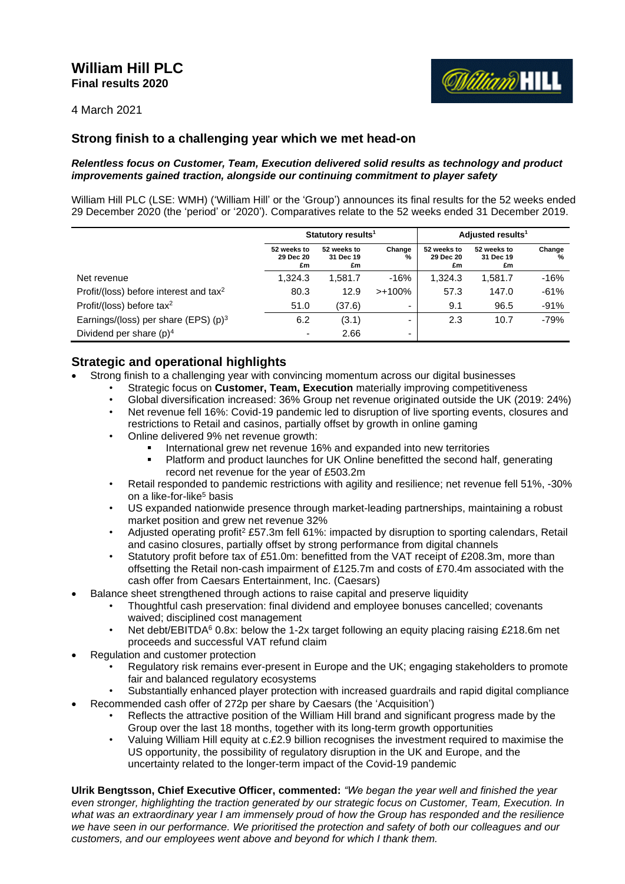# William Hill PLC

**Final results 2020**

4 March 2021

## Strong finish to a challenging year which we met head-on

***Relentless focus on Customer, Team, Execution delivered solid results as technology and product improvements gained traction, alongside our continuing commitment to player safety***

William Hill PLC (LSE: WMH) ('William Hill' or the 'Group') announces its final results for the 52 weeks ended 29 December 2020 (the 'period' or '2020'). Comparatives relate to the 52 weeks ended 31 December 2019.

| | Statutory results[1] | | | Adjusted results[1] | | |
|---|---|---|---|---|---|---|
| | 52 weeks to 29 Dec 20 £m | 52 weeks to 31 Dec 19 £m | Change % | 52 weeks to 29 Dec 20 £m | 52 weeks to 31 Dec 19 £m | Change % |
| Net revenue | 1,324.3 | 1,581.7 | -16% | 1,324.3 | 1,581.7 | -16% |
| Profit/(loss) before interest and tax[2] | 80.3 | 12.9 | >+100% | 57.3 | 147.0 | -61% |
| Profit/(loss) before tax[2] | 51.0 | (37.6) | - | 9.1 | 96.5 | -91% |
| Earnings/(loss) per share (EPS) (p)[3] | 6.2 | (3.1) | - | 2.3 | 10.7 | -79% |
| Dividend per share (p)[4] | - | 2.66 | - | | | |

## Strategic and operational highlights

- Strong finish to a challenging year with convincing momentum across our digital businesses
  - Strategic focus on **Customer, Team, Execution** materially improving competitiveness
  - Global diversification increased: 36% Group net revenue originated outside the UK (2019: 24%)
  - Net revenue fell 16%: Covid-19 pandemic led to disruption of live sporting events, closures and restrictions to Retail and casinos, partially offset by growth in online gaming
  - Online delivered 9% net revenue growth:
    - International grew net revenue 16% and expanded into new territories
    - Platform and product launches for UK Online benefitted the second half, generating record net revenue for the year of £503.2m
  - Retail responded to pandemic restrictions with agility and resilience; net revenue fell 51%, -30% on a like-for-like[5] basis
  - US expanded nationwide presence through market-leading partnerships, maintaining a robust market position and grew net revenue 32%
  - Adjusted operating profit[2] £57.3m fell 61%: impacted by disruption to sporting calendars, Retail and casino closures, partially offset by strong performance from digital channels
  - Statutory profit before tax of £51.0m: benefitted from the VAT receipt of £208.3m, more than offsetting the Retail non-cash impairment of £125.7m and costs of £70.4m associated with the cash offer from Caesars Entertainment, Inc. (Caesars)
- Balance sheet strengthened through actions to raise capital and preserve liquidity
  - Thoughtful cash preservation: final dividend and employee bonuses cancelled; covenants waived; disciplined cost management
  - Net debt/EBITDA[6] 0.8x: below the 1-2x target following an equity placing raising £218.6m net proceeds and successful VAT refund claim
- Regulation and customer protection
  - Regulatory risk remains ever-present in Europe and the UK; engaging stakeholders to promote fair and balanced regulatory ecosystems
  - Substantially enhanced player protection with increased guardrails and rapid digital compliance
- Recommended cash offer of 272p per share by Caesars (the 'Acquisition')
  - Reflects the attractive position of the William Hill brand and significant progress made by the Group over the last 18 months, together with its long-term growth opportunities
  - Valuing William Hill equity at c.£2.9 billion recognises the investment required to maximise the US opportunity, the possibility of regulatory disruption in the UK and Europe, and the uncertainty related to the longer-term impact of the Covid-19 pandemic

**Ulrik Bengtsson, Chief Executive Officer, commented:** *"We began the year well and finished the year even stronger, highlighting the traction generated by our strategic focus on Customer, Team, Execution. In what was an extraordinary year I am immensely proud of how the Group has responded and the resilience we have seen in our performance. We prioritised the protection and safety of both our colleagues and our customers, and our employees went above and beyond for which I thank them.*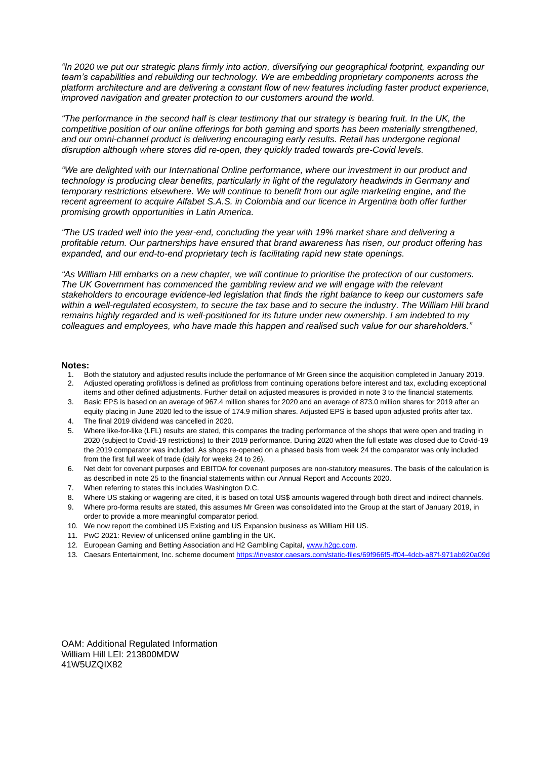*"In 2020 we put our strategic plans firmly into action, diversifying our geographical footprint, expanding our team's capabilities and rebuilding our technology. We are embedding proprietary components across the platform architecture and are delivering a constant flow of new features including faster product experience, improved navigation and greater protection to our customers around the world.*

*"The performance in the second half is clear testimony that our strategy is bearing fruit. In the UK, the competitive position of our online offerings for both gaming and sports has been materially strengthened, and our omni-channel product is delivering encouraging early results. Retail has undergone regional disruption although where stores did re-open, they quickly traded towards pre-Covid levels.*

*"We are delighted with our International Online performance, where our investment in our product and technology is producing clear benefits, particularly in light of the regulatory headwinds in Germany and temporary restrictions elsewhere. We will continue to benefit from our agile marketing engine, and the recent agreement to acquire Alfabet S.A.S. in Colombia and our licence in Argentina both offer further promising growth opportunities in Latin America.*

*"The US traded well into the year-end, concluding the year with 19% market share and delivering a profitable return. Our partnerships have ensured that brand awareness has risen, our product offering has expanded, and our end-to-end proprietary tech is facilitating rapid new state openings.*

*"As William Hill embarks on a new chapter, we will continue to prioritise the protection of our customers. The UK Government has commenced the gambling review and we will engage with the relevant stakeholders to encourage evidence-led legislation that finds the right balance to keep our customers safe within a well-regulated ecosystem, to secure the tax base and to secure the industry. The William Hill brand remains highly regarded and is well-positioned for its future under new ownership. I am indebted to my colleagues and employees, who have made this happen and realised such value for our shareholders."*

**Notes:**

1. Both the statutory and adjusted results include the performance of Mr Green since the acquisition completed in January 2019.
2. Adjusted operating profit/loss is defined as profit/loss from continuing operations before interest and tax, excluding exceptional items and other defined adjustments. Further detail on adjusted measures is provided in note 3 to the financial statements.
3. Basic EPS is based on an average of 967.4 million shares for 2020 and an average of 873.0 million shares for 2019 after an equity placing in June 2020 led to the issue of 174.9 million shares. Adjusted EPS is based upon adjusted profits after tax.
4. The final 2019 dividend was cancelled in 2020.
5. Where like-for-like (LFL) results are stated, this compares the trading performance of the shops that were open and trading in 2020 (subject to Covid-19 restrictions) to their 2019 performance. During 2020 when the full estate was closed due to Covid-19 the 2019 comparator was included. As shops re-opened on a phased basis from week 24 the comparator was only included from the first full week of trade (daily for weeks 24 to 26).
6. Net debt for covenant purposes and EBITDA for covenant purposes are non-statutory measures. The basis of the calculation is as described in note 25 to the financial statements within our Annual Report and Accounts 2020.
7. When referring to states this includes Washington D.C.
8. Where US staking or wagering are cited, it is based on total US$ amounts wagered through both direct and indirect channels.
9. Where pro-forma results are stated, this assumes Mr Green was consolidated into the Group at the start of January 2019, in order to provide a more meaningful comparator period.
10. We now report the combined US Existing and US Expansion business as William Hill US.
11. PwC 2021: Review of unlicensed online gambling in the UK.
12. European Gaming and Betting Association and H2 Gambling Capital, www.h2gc.com.
13. Caesars Entertainment, Inc. scheme document https://investor.caesars.com/static-files/69f966f5-ff04-4dcb-a87f-971ab920a09d

OAM: Additional Regulated Information
William Hill LEI: 213800MDW
41W5UZQIX82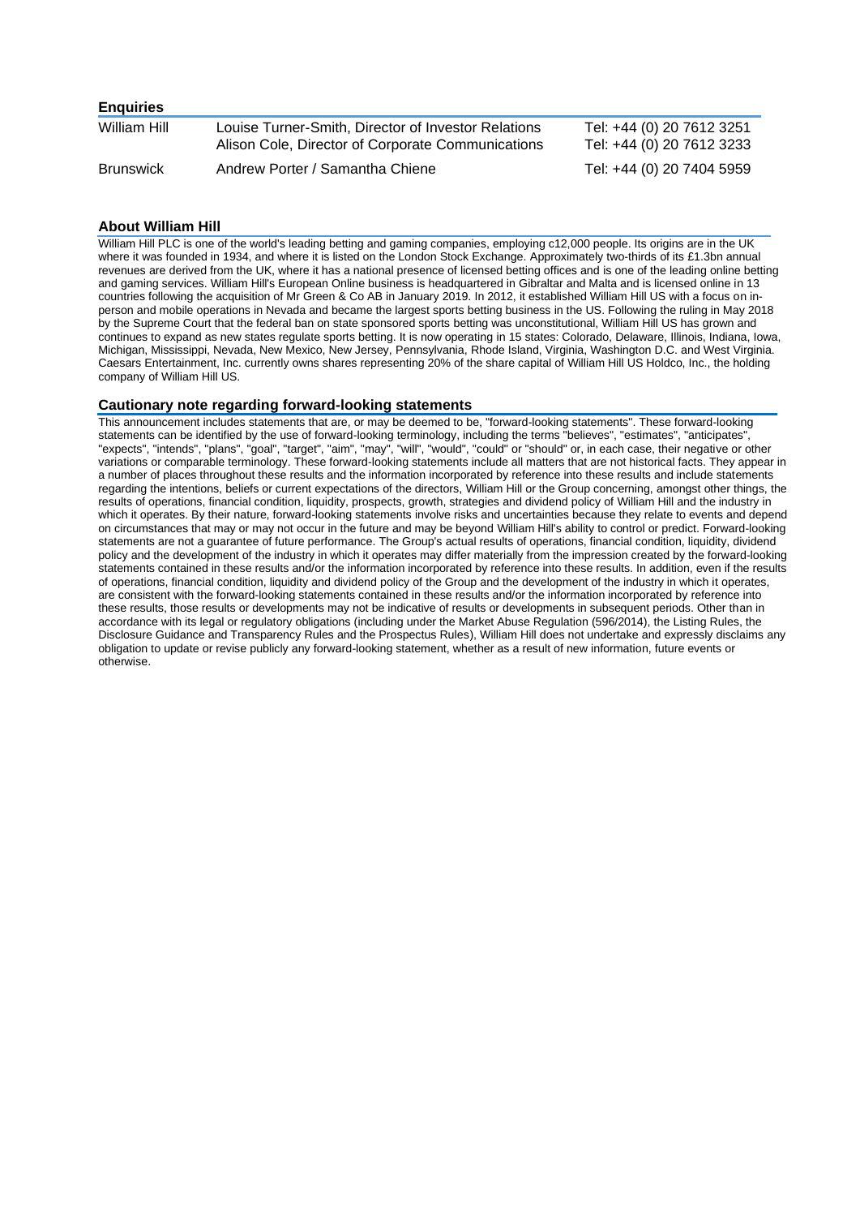## Enquiries

| | | |
|---|---|---|
| William Hill | Louise Turner-Smith, Director of Investor Relations<br>Alison Cole, Director of Corporate Communications | Tel: +44 (0) 20 7612 3251<br>Tel: +44 (0) 20 7612 3233 |
| Brunswick | Andrew Porter / Samantha Chiene | Tel: +44 (0) 20 7404 5959 |

## About William Hill

William Hill PLC is one of the world's leading betting and gaming companies, employing c12,000 people. Its origins are in the UK where it was founded in 1934, and where it is listed on the London Stock Exchange. Approximately two-thirds of its £1.3bn annual revenues are derived from the UK, where it has a national presence of licensed betting offices and is one of the leading online betting and gaming services. William Hill's European Online business is headquartered in Gibraltar and Malta and is licensed online in 13 countries following the acquisition of Mr Green & Co AB in January 2019. In 2012, it established William Hill US with a focus on in-person and mobile operations in Nevada and became the largest sports betting business in the US. Following the ruling in May 2018 by the Supreme Court that the federal ban on state sponsored sports betting was unconstitutional, William Hill US has grown and continues to expand as new states regulate sports betting. It is now operating in 15 states: Colorado, Delaware, Illinois, Indiana, Iowa, Michigan, Mississippi, Nevada, New Mexico, New Jersey, Pennsylvania, Rhode Island, Virginia, Washington D.C. and West Virginia. Caesars Entertainment, Inc. currently owns shares representing 20% of the share capital of William Hill US Holdco, Inc., the holding company of William Hill US.

## Cautionary note regarding forward-looking statements

This announcement includes statements that are, or may be deemed to be, "forward-looking statements". These forward-looking statements can be identified by the use of forward-looking terminology, including the terms "believes", "estimates", "anticipates", "expects", "intends", "plans", "goal", "target", "aim", "may", "will", "would", "could" or "should" or, in each case, their negative or other variations or comparable terminology. These forward-looking statements include all matters that are not historical facts. They appear in a number of places throughout these results and the information incorporated by reference into these results and include statements regarding the intentions, beliefs or current expectations of the directors, William Hill or the Group concerning, amongst other things, the results of operations, financial condition, liquidity, prospects, growth, strategies and dividend policy of William Hill and the industry in which it operates. By their nature, forward-looking statements involve risks and uncertainties because they relate to events and depend on circumstances that may or may not occur in the future and may be beyond William Hill's ability to control or predict. Forward-looking statements are not a guarantee of future performance. The Group's actual results of operations, financial condition, liquidity, dividend policy and the development of the industry in which it operates may differ materially from the impression created by the forward-looking statements contained in these results and/or the information incorporated by reference into these results. In addition, even if the results of operations, financial condition, liquidity and dividend policy of the Group and the development of the industry in which it operates, are consistent with the forward-looking statements contained in these results and/or the information incorporated by reference into these results, those results or developments may not be indicative of results or developments in subsequent periods. Other than in accordance with its legal or regulatory obligations (including under the Market Abuse Regulation (596/2014), the Listing Rules, the Disclosure Guidance and Transparency Rules and the Prospectus Rules), William Hill does not undertake and expressly disclaims any obligation to update or revise publicly any forward-looking statement, whether as a result of new information, future events or otherwise.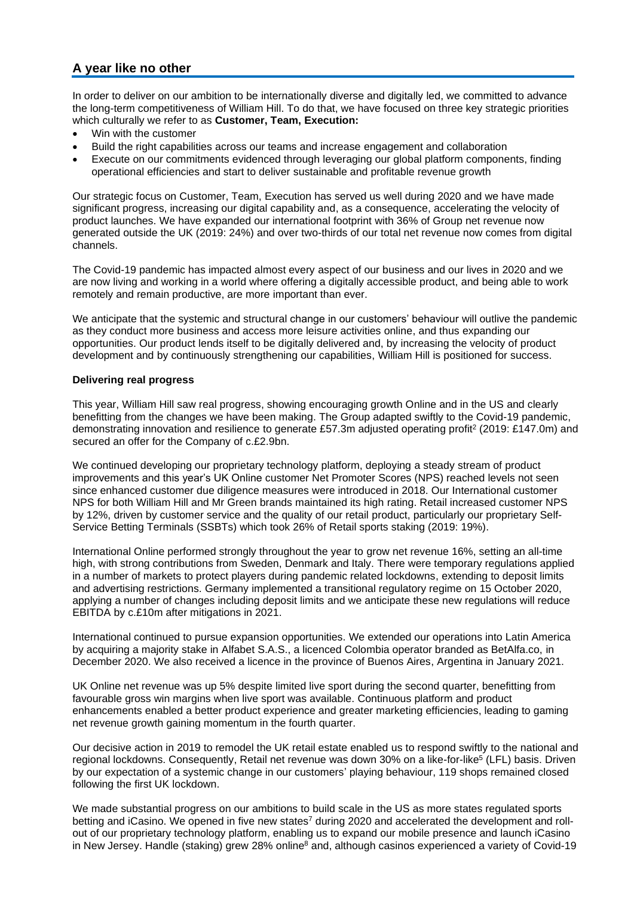## A year like no other

In order to deliver on our ambition to be internationally diverse and digitally led, we committed to advance the long-term competitiveness of William Hill. To do that, we have focused on three key strategic priorities which culturally we refer to as **Customer, Team, Execution:**

- Win with the customer
- Build the right capabilities across our teams and increase engagement and collaboration
- Execute on our commitments evidenced through leveraging our global platform components, finding operational efficiencies and start to deliver sustainable and profitable revenue growth

Our strategic focus on Customer, Team, Execution has served us well during 2020 and we have made significant progress, increasing our digital capability and, as a consequence, accelerating the velocity of product launches. We have expanded our international footprint with 36% of Group net revenue now generated outside the UK (2019: 24%) and over two-thirds of our total net revenue now comes from digital channels.

The Covid-19 pandemic has impacted almost every aspect of our business and our lives in 2020 and we are now living and working in a world where offering a digitally accessible product, and being able to work remotely and remain productive, are more important than ever.

We anticipate that the systemic and structural change in our customers' behaviour will outlive the pandemic as they conduct more business and access more leisure activities online, and thus expanding our opportunities. Our product lends itself to be digitally delivered and, by increasing the velocity of product development and by continuously strengthening our capabilities, William Hill is positioned for success.

### Delivering real progress

This year, William Hill saw real progress, showing encouraging growth Online and in the US and clearly benefitting from the changes we have been making. The Group adapted swiftly to the Covid-19 pandemic, demonstrating innovation and resilience to generate £57.3m adjusted operating profit[2] (2019: £147.0m) and secured an offer for the Company of c.£2.9bn.

We continued developing our proprietary technology platform, deploying a steady stream of product improvements and this year's UK Online customer Net Promoter Scores (NPS) reached levels not seen since enhanced customer due diligence measures were introduced in 2018. Our International customer NPS for both William Hill and Mr Green brands maintained its high rating. Retail increased customer NPS by 12%, driven by customer service and the quality of our retail product, particularly our proprietary Self-Service Betting Terminals (SSBTs) which took 26% of Retail sports staking (2019: 19%).

International Online performed strongly throughout the year to grow net revenue 16%, setting an all-time high, with strong contributions from Sweden, Denmark and Italy. There were temporary regulations applied in a number of markets to protect players during pandemic related lockdowns, extending to deposit limits and advertising restrictions. Germany implemented a transitional regulatory regime on 15 October 2020, applying a number of changes including deposit limits and we anticipate these new regulations will reduce EBITDA by c.£10m after mitigations in 2021.

International continued to pursue expansion opportunities. We extended our operations into Latin America by acquiring a majority stake in Alfabet S.A.S., a licenced Colombia operator branded as BetAlfa.co, in December 2020. We also received a licence in the province of Buenos Aires, Argentina in January 2021.

UK Online net revenue was up 5% despite limited live sport during the second quarter, benefitting from favourable gross win margins when live sport was available. Continuous platform and product enhancements enabled a better product experience and greater marketing efficiencies, leading to gaming net revenue growth gaining momentum in the fourth quarter.

Our decisive action in 2019 to remodel the UK retail estate enabled us to respond swiftly to the national and regional lockdowns. Consequently, Retail net revenue was down 30% on a like-for-like[5] (LFL) basis. Driven by our expectation of a systemic change in our customers' playing behaviour, 119 shops remained closed following the first UK lockdown.

We made substantial progress on our ambitions to build scale in the US as more states regulated sports betting and iCasino. We opened in five new states[7] during 2020 and accelerated the development and roll-out of our proprietary technology platform, enabling us to expand our mobile presence and launch iCasino in New Jersey. Handle (staking) grew 28% online[8] and, although casinos experienced a variety of Covid-19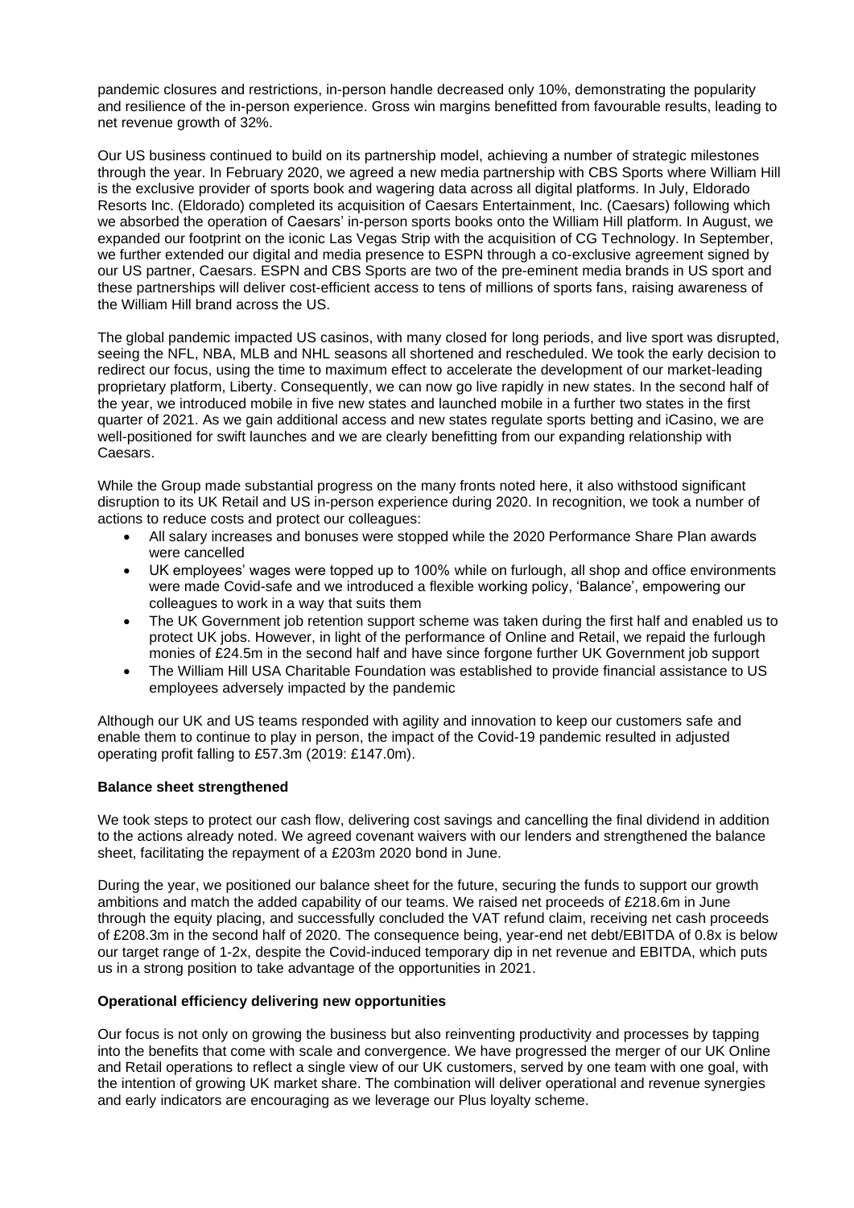pandemic closures and restrictions, in-person handle decreased only 10%, demonstrating the popularity and resilience of the in-person experience. Gross win margins benefitted from favourable results, leading to net revenue growth of 32%.

Our US business continued to build on its partnership model, achieving a number of strategic milestones through the year. In February 2020, we agreed a new media partnership with CBS Sports where William Hill is the exclusive provider of sports book and wagering data across all digital platforms. In July, Eldorado Resorts Inc. (Eldorado) completed its acquisition of Caesars Entertainment, Inc. (Caesars) following which we absorbed the operation of Caesars' in-person sports books onto the William Hill platform. In August, we expanded our footprint on the iconic Las Vegas Strip with the acquisition of CG Technology. In September, we further extended our digital and media presence to ESPN through a co-exclusive agreement signed by our US partner, Caesars. ESPN and CBS Sports are two of the pre-eminent media brands in US sport and these partnerships will deliver cost-efficient access to tens of millions of sports fans, raising awareness of the William Hill brand across the US.

The global pandemic impacted US casinos, with many closed for long periods, and live sport was disrupted, seeing the NFL, NBA, MLB and NHL seasons all shortened and rescheduled. We took the early decision to redirect our focus, using the time to maximum effect to accelerate the development of our market-leading proprietary platform, Liberty. Consequently, we can now go live rapidly in new states. In the second half of the year, we introduced mobile in five new states and launched mobile in a further two states in the first quarter of 2021. As we gain additional access and new states regulate sports betting and iCasino, we are well-positioned for swift launches and we are clearly benefitting from our expanding relationship with Caesars.

While the Group made substantial progress on the many fronts noted here, it also withstood significant disruption to its UK Retail and US in-person experience during 2020. In recognition, we took a number of actions to reduce costs and protect our colleagues:

- All salary increases and bonuses were stopped while the 2020 Performance Share Plan awards were cancelled
- UK employees' wages were topped up to 100% while on furlough, all shop and office environments were made Covid-safe and we introduced a flexible working policy, 'Balance', empowering our colleagues to work in a way that suits them
- The UK Government job retention support scheme was taken during the first half and enabled us to protect UK jobs. However, in light of the performance of Online and Retail, we repaid the furlough monies of £24.5m in the second half and have since forgone further UK Government job support
- The William Hill USA Charitable Foundation was established to provide financial assistance to US employees adversely impacted by the pandemic

Although our UK and US teams responded with agility and innovation to keep our customers safe and enable them to continue to play in person, the impact of the Covid-19 pandemic resulted in adjusted operating profit falling to £57.3m (2019: £147.0m).

**Balance sheet strengthened**

We took steps to protect our cash flow, delivering cost savings and cancelling the final dividend in addition to the actions already noted. We agreed covenant waivers with our lenders and strengthened the balance sheet, facilitating the repayment of a £203m 2020 bond in June.

During the year, we positioned our balance sheet for the future, securing the funds to support our growth ambitions and match the added capability of our teams. We raised net proceeds of £218.6m in June through the equity placing, and successfully concluded the VAT refund claim, receiving net cash proceeds of £208.3m in the second half of 2020. The consequence being, year-end net debt/EBITDA of 0.8x is below our target range of 1-2x, despite the Covid-induced temporary dip in net revenue and EBITDA, which puts us in a strong position to take advantage of the opportunities in 2021.

**Operational efficiency delivering new opportunities**

Our focus is not only on growing the business but also reinventing productivity and processes by tapping into the benefits that come with scale and convergence. We have progressed the merger of our UK Online and Retail operations to reflect a single view of our UK customers, served by one team with one goal, with the intention of growing UK market share. The combination will deliver operational and revenue synergies and early indicators are encouraging as we leverage our Plus loyalty scheme.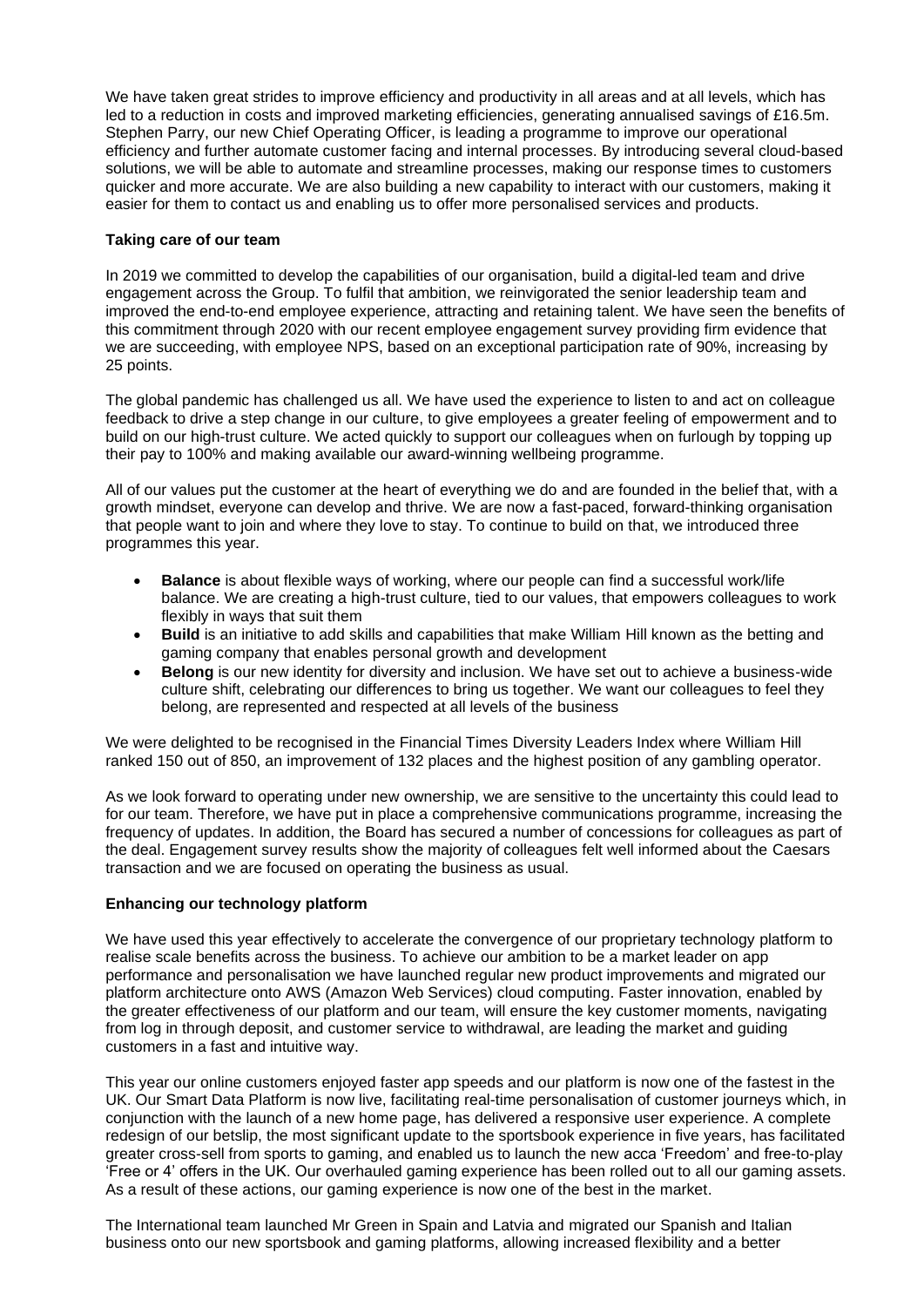We have taken great strides to improve efficiency and productivity in all areas and at all levels, which has led to a reduction in costs and improved marketing efficiencies, generating annualised savings of £16.5m. Stephen Parry, our new Chief Operating Officer, is leading a programme to improve our operational efficiency and further automate customer facing and internal processes. By introducing several cloud-based solutions, we will be able to automate and streamline processes, making our response times to customers quicker and more accurate. We are also building a new capability to interact with our customers, making it easier for them to contact us and enabling us to offer more personalised services and products.

**Taking care of our team**

In 2019 we committed to develop the capabilities of our organisation, build a digital-led team and drive engagement across the Group. To fulfil that ambition, we reinvigorated the senior leadership team and improved the end-to-end employee experience, attracting and retaining talent. We have seen the benefits of this commitment through 2020 with our recent employee engagement survey providing firm evidence that we are succeeding, with employee NPS, based on an exceptional participation rate of 90%, increasing by 25 points.

The global pandemic has challenged us all. We have used the experience to listen to and act on colleague feedback to drive a step change in our culture, to give employees a greater feeling of empowerment and to build on our high-trust culture. We acted quickly to support our colleagues when on furlough by topping up their pay to 100% and making available our award-winning wellbeing programme.

All of our values put the customer at the heart of everything we do and are founded in the belief that, with a growth mindset, everyone can develop and thrive. We are now a fast-paced, forward-thinking organisation that people want to join and where they love to stay. To continue to build on that, we introduced three programmes this year.

- **Balance** is about flexible ways of working, where our people can find a successful work/life balance. We are creating a high-trust culture, tied to our values, that empowers colleagues to work flexibly in ways that suit them
- **Build** is an initiative to add skills and capabilities that make William Hill known as the betting and gaming company that enables personal growth and development
- **Belong** is our new identity for diversity and inclusion. We have set out to achieve a business-wide culture shift, celebrating our differences to bring us together. We want our colleagues to feel they belong, are represented and respected at all levels of the business

We were delighted to be recognised in the Financial Times Diversity Leaders Index where William Hill ranked 150 out of 850, an improvement of 132 places and the highest position of any gambling operator.

As we look forward to operating under new ownership, we are sensitive to the uncertainty this could lead to for our team. Therefore, we have put in place a comprehensive communications programme, increasing the frequency of updates. In addition, the Board has secured a number of concessions for colleagues as part of the deal. Engagement survey results show the majority of colleagues felt well informed about the Caesars transaction and we are focused on operating the business as usual.

**Enhancing our technology platform**

We have used this year effectively to accelerate the convergence of our proprietary technology platform to realise scale benefits across the business. To achieve our ambition to be a market leader on app performance and personalisation we have launched regular new product improvements and migrated our platform architecture onto AWS (Amazon Web Services) cloud computing. Faster innovation, enabled by the greater effectiveness of our platform and our team, will ensure the key customer moments, navigating from log in through deposit, and customer service to withdrawal, are leading the market and guiding customers in a fast and intuitive way.

This year our online customers enjoyed faster app speeds and our platform is now one of the fastest in the UK. Our Smart Data Platform is now live, facilitating real-time personalisation of customer journeys which, in conjunction with the launch of a new home page, has delivered a responsive user experience. A complete redesign of our betslip, the most significant update to the sportsbook experience in five years, has facilitated greater cross-sell from sports to gaming, and enabled us to launch the new acca 'Freedom' and free-to-play 'Free or 4' offers in the UK. Our overhauled gaming experience has been rolled out to all our gaming assets. As a result of these actions, our gaming experience is now one of the best in the market.

The International team launched Mr Green in Spain and Latvia and migrated our Spanish and Italian business onto our new sportsbook and gaming platforms, allowing increased flexibility and a better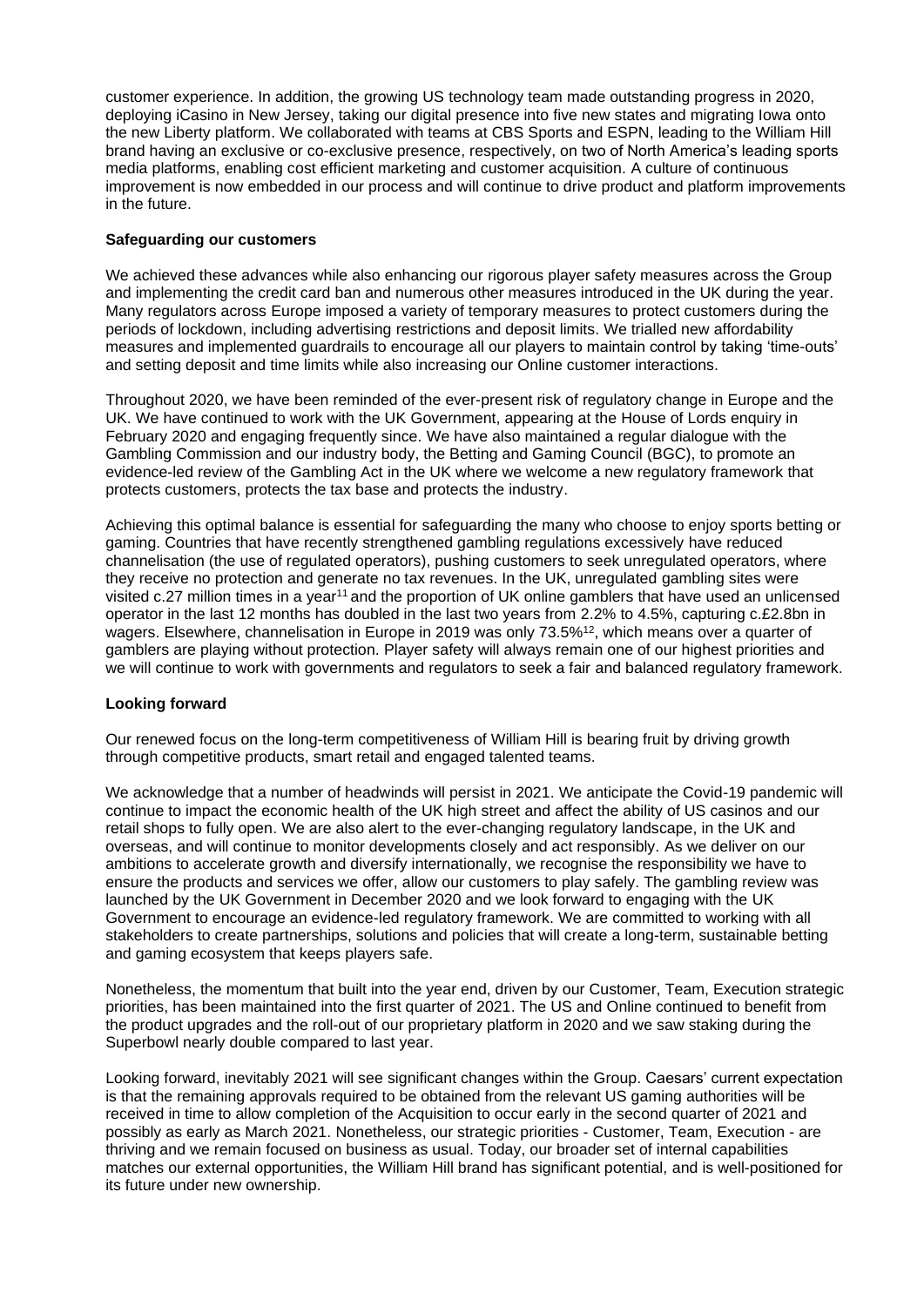customer experience. In addition, the growing US technology team made outstanding progress in 2020, deploying iCasino in New Jersey, taking our digital presence into five new states and migrating Iowa onto the new Liberty platform. We collaborated with teams at CBS Sports and ESPN, leading to the William Hill brand having an exclusive or co-exclusive presence, respectively, on two of North America's leading sports media platforms, enabling cost efficient marketing and customer acquisition. A culture of continuous improvement is now embedded in our process and will continue to drive product and platform improvements in the future.

**Safeguarding our customers**

We achieved these advances while also enhancing our rigorous player safety measures across the Group and implementing the credit card ban and numerous other measures introduced in the UK during the year. Many regulators across Europe imposed a variety of temporary measures to protect customers during the periods of lockdown, including advertising restrictions and deposit limits. We trialled new affordability measures and implemented guardrails to encourage all our players to maintain control by taking 'time-outs' and setting deposit and time limits while also increasing our Online customer interactions.

Throughout 2020, we have been reminded of the ever-present risk of regulatory change in Europe and the UK. We have continued to work with the UK Government, appearing at the House of Lords enquiry in February 2020 and engaging frequently since. We have also maintained a regular dialogue with the Gambling Commission and our industry body, the Betting and Gaming Council (BGC), to promote an evidence-led review of the Gambling Act in the UK where we welcome a new regulatory framework that protects customers, protects the tax base and protects the industry.

Achieving this optimal balance is essential for safeguarding the many who choose to enjoy sports betting or gaming. Countries that have recently strengthened gambling regulations excessively have reduced channelisation (the use of regulated operators), pushing customers to seek unregulated operators, where they receive no protection and generate no tax revenues. In the UK, unregulated gambling sites were visited c.27 million times in a year[11] and the proportion of UK online gamblers that have used an unlicensed operator in the last 12 months has doubled in the last two years from 2.2% to 4.5%, capturing c.£2.8bn in wagers. Elsewhere, channelisation in Europe in 2019 was only 73.5%[12], which means over a quarter of gamblers are playing without protection. Player safety will always remain one of our highest priorities and we will continue to work with governments and regulators to seek a fair and balanced regulatory framework.

**Looking forward**

Our renewed focus on the long-term competitiveness of William Hill is bearing fruit by driving growth through competitive products, smart retail and engaged talented teams.

We acknowledge that a number of headwinds will persist in 2021. We anticipate the Covid-19 pandemic will continue to impact the economic health of the UK high street and affect the ability of US casinos and our retail shops to fully open. We are also alert to the ever-changing regulatory landscape, in the UK and overseas, and will continue to monitor developments closely and act responsibly. As we deliver on our ambitions to accelerate growth and diversify internationally, we recognise the responsibility we have to ensure the products and services we offer, allow our customers to play safely. The gambling review was launched by the UK Government in December 2020 and we look forward to engaging with the UK Government to encourage an evidence-led regulatory framework. We are committed to working with all stakeholders to create partnerships, solutions and policies that will create a long-term, sustainable betting and gaming ecosystem that keeps players safe.

Nonetheless, the momentum that built into the year end, driven by our Customer, Team, Execution strategic priorities, has been maintained into the first quarter of 2021. The US and Online continued to benefit from the product upgrades and the roll-out of our proprietary platform in 2020 and we saw staking during the Superbowl nearly double compared to last year.

Looking forward, inevitably 2021 will see significant changes within the Group. Caesars' current expectation is that the remaining approvals required to be obtained from the relevant US gaming authorities will be received in time to allow completion of the Acquisition to occur early in the second quarter of 2021 and possibly as early as March 2021. Nonetheless, our strategic priorities - Customer, Team, Execution - are thriving and we remain focused on business as usual. Today, our broader set of internal capabilities matches our external opportunities, the William Hill brand has significant potential, and is well-positioned for its future under new ownership.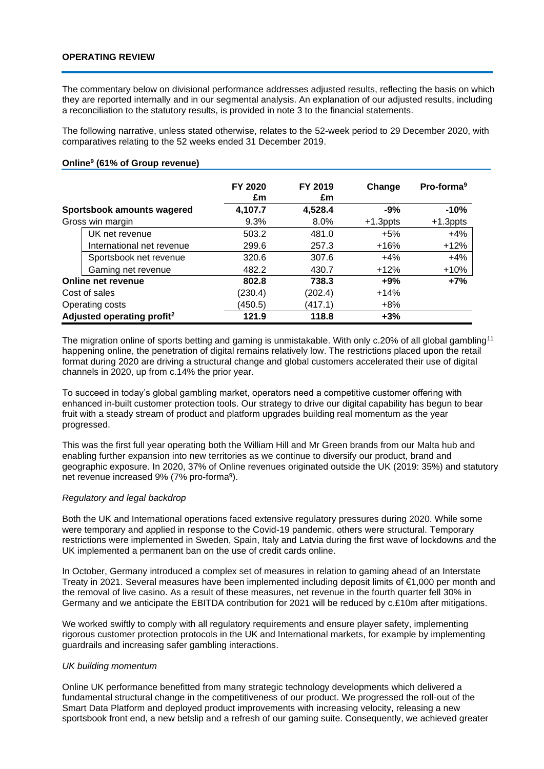**OPERATING REVIEW**

The commentary below on divisional performance addresses adjusted results, reflecting the basis on which they are reported internally and in our segmental analysis. An explanation of our adjusted results, including a reconciliation to the statutory results, is provided in note 3 to the financial statements.

The following narrative, unless stated otherwise, relates to the 52-week period to 29 December 2020, with comparatives relating to the 52 weeks ended 31 December 2019.

**Online[9] (61% of Group revenue)**

| | FY 2020 £m | FY 2019 £m | Change | Pro-forma[9] |
|---|---|---|---|---|
| **Sportsbook amounts wagered** | **4,107.7** | **4,528.4** | **-9%** | **-10%** |
| Gross win margin | 9.3% | 8.0% | +1.3ppts | +1.3ppts |
| UK net revenue | 503.2 | 481.0 | +5% | +4% |
| International net revenue | 299.6 | 257.3 | +16% | +12% |
| Sportsbook net revenue | 320.6 | 307.6 | +4% | +4% |
| Gaming net revenue | 482.2 | 430.7 | +12% | +10% |
| **Online net revenue** | **802.8** | **738.3** | **+9%** | **+7%** |
| Cost of sales | (230.4) | (202.4) | +14% | |
| Operating costs | (450.5) | (417.1) | +8% | |
| **Adjusted operating profit[2]** | **121.9** | **118.8** | **+3%** | |

The migration online of sports betting and gaming is unmistakable. With only c.20% of all global gambling[11] happening online, the penetration of digital remains relatively low. The restrictions placed upon the retail format during 2020 are driving a structural change and global customers accelerated their use of digital channels in 2020, up from c.14% the prior year.

To succeed in today's global gambling market, operators need a competitive customer offering with enhanced in-built customer protection tools. Our strategy to drive our digital capability has begun to bear fruit with a steady stream of product and platform upgrades building real momentum as the year progressed.

This was the first full year operating both the William Hill and Mr Green brands from our Malta hub and enabling further expansion into new territories as we continue to diversify our product, brand and geographic exposure. In 2020, 37% of Online revenues originated outside the UK (2019: 35%) and statutory net revenue increased 9% (7% pro-forma[9]).

*Regulatory and legal backdrop*

Both the UK and International operations faced extensive regulatory pressures during 2020. While some were temporary and applied in response to the Covid-19 pandemic, others were structural. Temporary restrictions were implemented in Sweden, Spain, Italy and Latvia during the first wave of lockdowns and the UK implemented a permanent ban on the use of credit cards online.

In October, Germany introduced a complex set of measures in relation to gaming ahead of an Interstate Treaty in 2021. Several measures have been implemented including deposit limits of €1,000 per month and the removal of live casino. As a result of these measures, net revenue in the fourth quarter fell 30% in Germany and we anticipate the EBITDA contribution for 2021 will be reduced by c.£10m after mitigations.

We worked swiftly to comply with all regulatory requirements and ensure player safety, implementing rigorous customer protection protocols in the UK and International markets, for example by implementing guardrails and increasing safer gambling interactions.

*UK building momentum*

Online UK performance benefitted from many strategic technology developments which delivered a fundamental structural change in the competitiveness of our product. We progressed the roll-out of the Smart Data Platform and deployed product improvements with increasing velocity, releasing a new sportsbook front end, a new betslip and a refresh of our gaming suite. Consequently, we achieved greater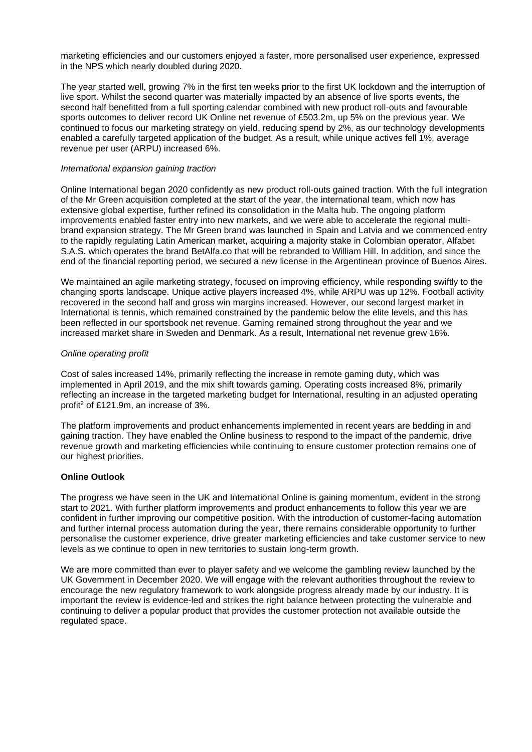marketing efficiencies and our customers enjoyed a faster, more personalised user experience, expressed in the NPS which nearly doubled during 2020.

The year started well, growing 7% in the first ten weeks prior to the first UK lockdown and the interruption of live sport. Whilst the second quarter was materially impacted by an absence of live sports events, the second half benefitted from a full sporting calendar combined with new product roll-outs and favourable sports outcomes to deliver record UK Online net revenue of £503.2m, up 5% on the previous year. We continued to focus our marketing strategy on yield, reducing spend by 2%, as our technology developments enabled a carefully targeted application of the budget. As a result, while unique actives fell 1%, average revenue per user (ARPU) increased 6%.

*International expansion gaining traction*

Online International began 2020 confidently as new product roll-outs gained traction. With the full integration of the Mr Green acquisition completed at the start of the year, the international team, which now has extensive global expertise, further refined its consolidation in the Malta hub. The ongoing platform improvements enabled faster entry into new markets, and we were able to accelerate the regional multi-brand expansion strategy. The Mr Green brand was launched in Spain and Latvia and we commenced entry to the rapidly regulating Latin American market, acquiring a majority stake in Colombian operator, Alfabet S.A.S. which operates the brand BetAlfa.co that will be rebranded to William Hill. In addition, and since the end of the financial reporting period, we secured a new license in the Argentinean province of Buenos Aires.

We maintained an agile marketing strategy, focused on improving efficiency, while responding swiftly to the changing sports landscape. Unique active players increased 4%, while ARPU was up 12%. Football activity recovered in the second half and gross win margins increased. However, our second largest market in International is tennis, which remained constrained by the pandemic below the elite levels, and this has been reflected in our sportsbook net revenue. Gaming remained strong throughout the year and we increased market share in Sweden and Denmark. As a result, International net revenue grew 16%.

*Online operating profit*

Cost of sales increased 14%, primarily reflecting the increase in remote gaming duty, which was implemented in April 2019, and the mix shift towards gaming. Operating costs increased 8%, primarily reflecting an increase in the targeted marketing budget for International, resulting in an adjusted operating profit[2] of £121.9m, an increase of 3%.

The platform improvements and product enhancements implemented in recent years are bedding in and gaining traction. They have enabled the Online business to respond to the impact of the pandemic, drive revenue growth and marketing efficiencies while continuing to ensure customer protection remains one of our highest priorities.

**Online Outlook**

The progress we have seen in the UK and International Online is gaining momentum, evident in the strong start to 2021. With further platform improvements and product enhancements to follow this year we are confident in further improving our competitive position. With the introduction of customer-facing automation and further internal process automation during the year, there remains considerable opportunity to further personalise the customer experience, drive greater marketing efficiencies and take customer service to new levels as we continue to open in new territories to sustain long-term growth.

We are more committed than ever to player safety and we welcome the gambling review launched by the UK Government in December 2020. We will engage with the relevant authorities throughout the review to encourage the new regulatory framework to work alongside progress already made by our industry. It is important the review is evidence-led and strikes the right balance between protecting the vulnerable and continuing to deliver a popular product that provides the customer protection not available outside the regulated space.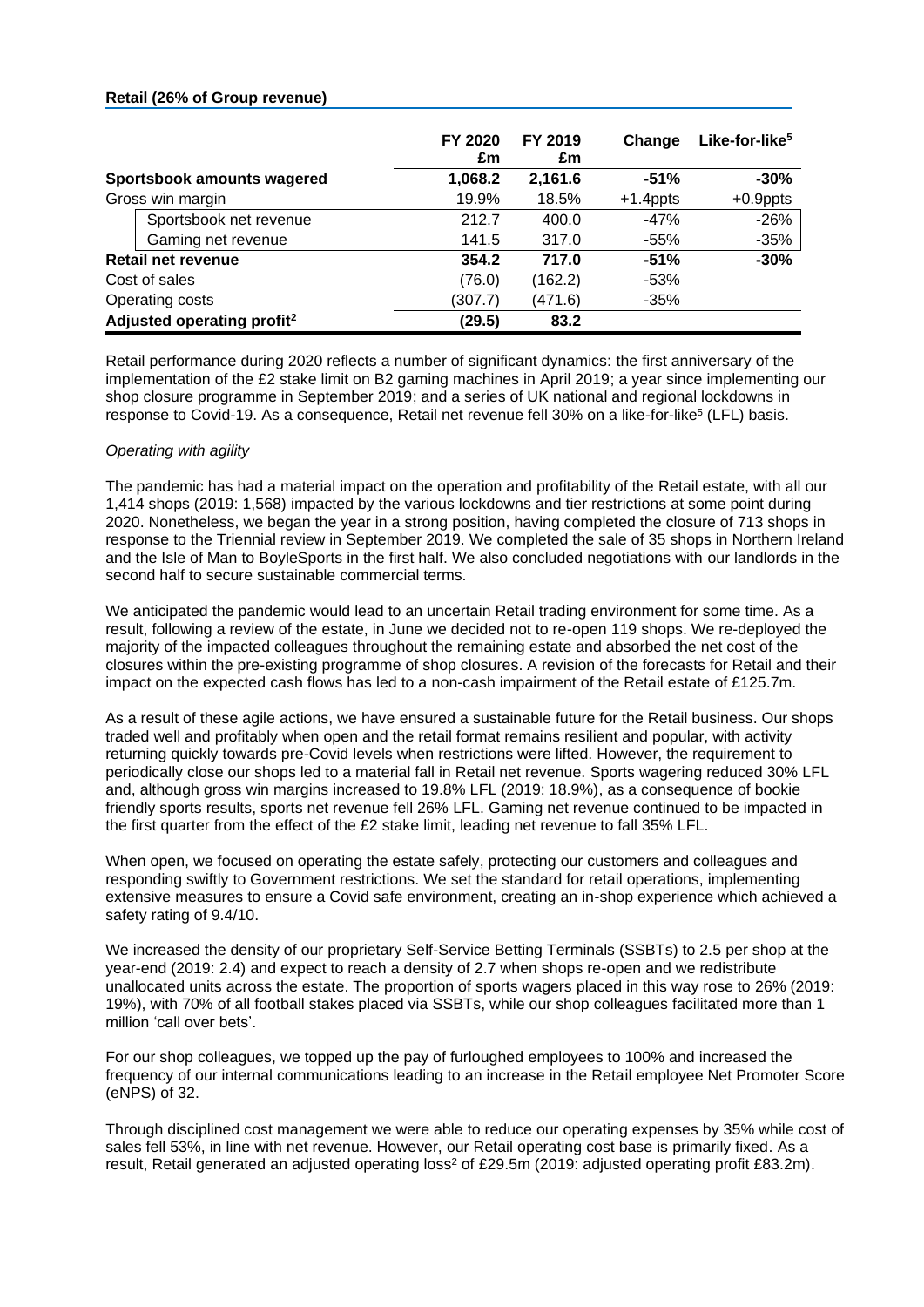**Retail (26% of Group revenue)**

| | FY 2020 £m | FY 2019 £m | Change | Like-for-like[5] |
|---|---|---|---|---|
| **Sportsbook amounts wagered** | **1,068.2** | **2,161.6** | **-51%** | **-30%** |
| Gross win margin | 19.9% | 18.5% | +1.4ppts | +0.9ppts |
| Sportsbook net revenue | 212.7 | 400.0 | -47% | -26% |
| Gaming net revenue | 141.5 | 317.0 | -55% | -35% |
| **Retail net revenue** | **354.2** | **717.0** | **-51%** | **-30%** |
| Cost of sales | (76.0) | (162.2) | -53% | |
| Operating costs | (307.7) | (471.6) | -35% | |
| **Adjusted operating profit[2]** | **(29.5)** | **83.2** | | |

Retail performance during 2020 reflects a number of significant dynamics: the first anniversary of the implementation of the £2 stake limit on B2 gaming machines in April 2019; a year since implementing our shop closure programme in September 2019; and a series of UK national and regional lockdowns in response to Covid-19. As a consequence, Retail net revenue fell 30% on a like-for-like[5] (LFL) basis.

*Operating with agility*

The pandemic has had a material impact on the operation and profitability of the Retail estate, with all our 1,414 shops (2019: 1,568) impacted by the various lockdowns and tier restrictions at some point during 2020. Nonetheless, we began the year in a strong position, having completed the closure of 713 shops in response to the Triennial review in September 2019. We completed the sale of 35 shops in Northern Ireland and the Isle of Man to BoyleSports in the first half. We also concluded negotiations with our landlords in the second half to secure sustainable commercial terms.

We anticipated the pandemic would lead to an uncertain Retail trading environment for some time. As a result, following a review of the estate, in June we decided not to re-open 119 shops. We re-deployed the majority of the impacted colleagues throughout the remaining estate and absorbed the net cost of the closures within the pre-existing programme of shop closures. A revision of the forecasts for Retail and their impact on the expected cash flows has led to a non-cash impairment of the Retail estate of £125.7m.

As a result of these agile actions, we have ensured a sustainable future for the Retail business. Our shops traded well and profitably when open and the retail format remains resilient and popular, with activity returning quickly towards pre-Covid levels when restrictions were lifted. However, the requirement to periodically close our shops led to a material fall in Retail net revenue. Sports wagering reduced 30% LFL and, although gross win margins increased to 19.8% LFL (2019: 18.9%), as a consequence of bookie friendly sports results, sports net revenue fell 26% LFL. Gaming net revenue continued to be impacted in the first quarter from the effect of the £2 stake limit, leading net revenue to fall 35% LFL.

When open, we focused on operating the estate safely, protecting our customers and colleagues and responding swiftly to Government restrictions. We set the standard for retail operations, implementing extensive measures to ensure a Covid safe environment, creating an in-shop experience which achieved a safety rating of 9.4/10.

We increased the density of our proprietary Self-Service Betting Terminals (SSBTs) to 2.5 per shop at the year-end (2019: 2.4) and expect to reach a density of 2.7 when shops re-open and we redistribute unallocated units across the estate. The proportion of sports wagers placed in this way rose to 26% (2019: 19%), with 70% of all football stakes placed via SSBTs, while our shop colleagues facilitated more than 1 million 'call over bets'.

For our shop colleagues, we topped up the pay of furloughed employees to 100% and increased the frequency of our internal communications leading to an increase in the Retail employee Net Promoter Score (eNPS) of 32.

Through disciplined cost management we were able to reduce our operating expenses by 35% while cost of sales fell 53%, in line with net revenue. However, our Retail operating cost base is primarily fixed. As a result, Retail generated an adjusted operating loss[2] of £29.5m (2019: adjusted operating profit £83.2m).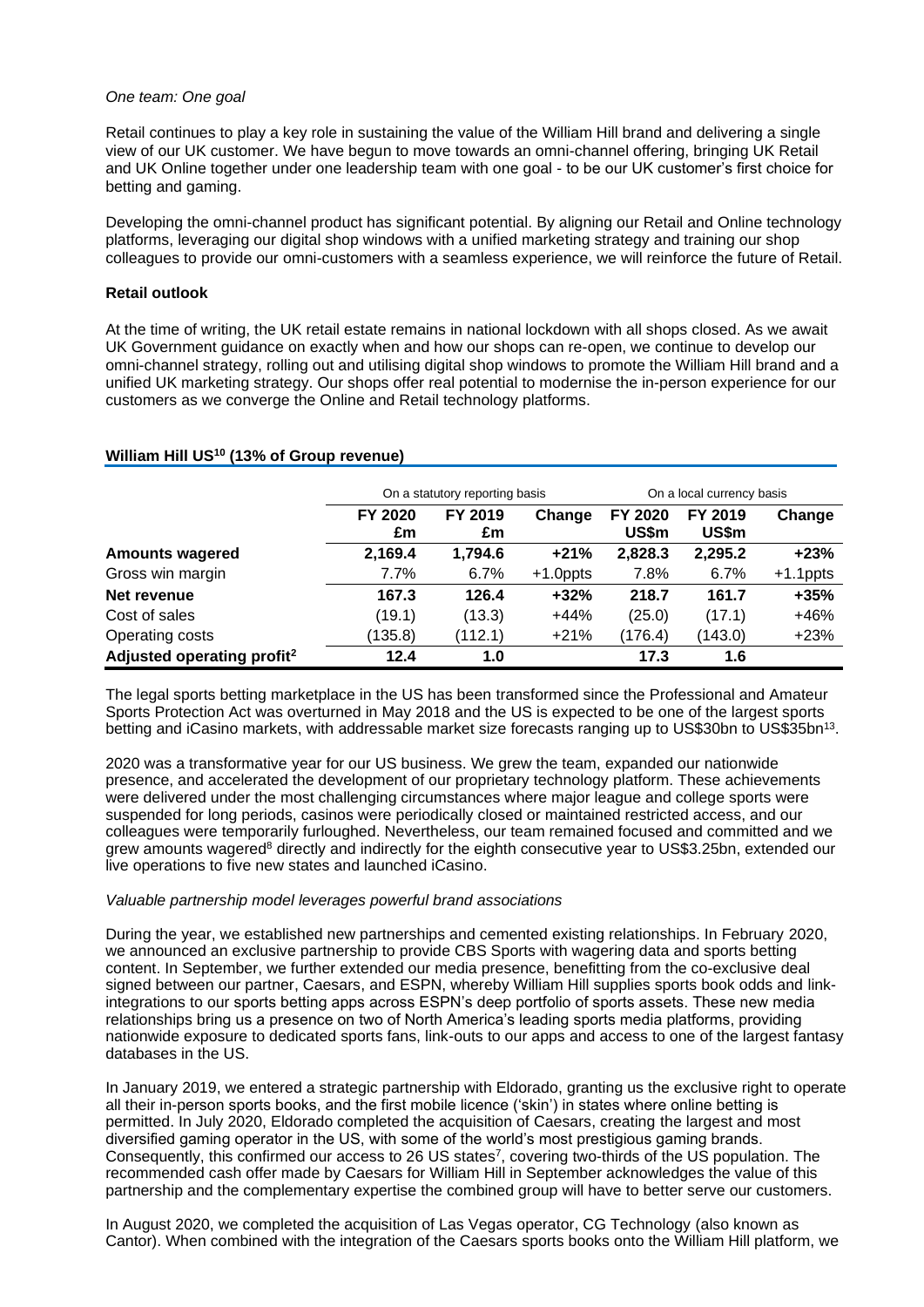*One team: One goal*

Retail continues to play a key role in sustaining the value of the William Hill brand and delivering a single view of our UK customer. We have begun to move towards an omni-channel offering, bringing UK Retail and UK Online together under one leadership team with one goal - to be our UK customer's first choice for betting and gaming.

Developing the omni-channel product has significant potential. By aligning our Retail and Online technology platforms, leveraging our digital shop windows with a unified marketing strategy and training our shop colleagues to provide our omni-customers with a seamless experience, we will reinforce the future of Retail.

**Retail outlook**

At the time of writing, the UK retail estate remains in national lockdown with all shops closed. As we await UK Government guidance on exactly when and how our shops can re-open, we continue to develop our omni-channel strategy, rolling out and utilising digital shop windows to promote the William Hill brand and a unified UK marketing strategy. Our shops offer real potential to modernise the in-person experience for our customers as we converge the Online and Retail technology platforms.

## William Hill US[10] (13% of Group revenue)

| | On a statutory reporting basis | | | On a local currency basis | | |
|---|---|---|---|---|---|---|
| | **FY 2020 £m** | **FY 2019 £m** | **Change** | **FY 2020 US$m** | **FY 2019 US$m** | **Change** |
| **Amounts wagered** | **2,169.4** | **1,794.6** | **+21%** | **2,828.3** | **2,295.2** | **+23%** |
| Gross win margin | 7.7% | 6.7% | +1.0ppts | 7.8% | 6.7% | +1.1ppts |
| **Net revenue** | **167.3** | **126.4** | **+32%** | **218.7** | **161.7** | **+35%** |
| Cost of sales | (19.1) | (13.3) | +44% | (25.0) | (17.1) | +46% |
| Operating costs | (135.8) | (112.1) | +21% | (176.4) | (143.0) | +23% |
| **Adjusted operating profit[2]** | **12.4** | **1.0** | | **17.3** | **1.6** | |

The legal sports betting marketplace in the US has been transformed since the Professional and Amateur Sports Protection Act was overturned in May 2018 and the US is expected to be one of the largest sports betting and iCasino markets, with addressable market size forecasts ranging up to US$30bn to US$35bn[13].

2020 was a transformative year for our US business. We grew the team, expanded our nationwide presence, and accelerated the development of our proprietary technology platform. These achievements were delivered under the most challenging circumstances where major league and college sports were suspended for long periods, casinos were periodically closed or maintained restricted access, and our colleagues were temporarily furloughed. Nevertheless, our team remained focused and committed and we grew amounts wagered[8] directly and indirectly for the eighth consecutive year to US$3.25bn, extended our live operations to five new states and launched iCasino.

*Valuable partnership model leverages powerful brand associations*

During the year, we established new partnerships and cemented existing relationships. In February 2020, we announced an exclusive partnership to provide CBS Sports with wagering data and sports betting content. In September, we further extended our media presence, benefitting from the co-exclusive deal signed between our partner, Caesars, and ESPN, whereby William Hill supplies sports book odds and link-integrations to our sports betting apps across ESPN's deep portfolio of sports assets. These new media relationships bring us a presence on two of North America's leading sports media platforms, providing nationwide exposure to dedicated sports fans, link-outs to our apps and access to one of the largest fantasy databases in the US.

In January 2019, we entered a strategic partnership with Eldorado, granting us the exclusive right to operate all their in-person sports books, and the first mobile licence ('skin') in states where online betting is permitted. In July 2020, Eldorado completed the acquisition of Caesars, creating the largest and most diversified gaming operator in the US, with some of the world's most prestigious gaming brands. Consequently, this confirmed our access to 26 US states[7], covering two-thirds of the US population. The recommended cash offer made by Caesars for William Hill in September acknowledges the value of this partnership and the complementary expertise the combined group will have to better serve our customers.

In August 2020, we completed the acquisition of Las Vegas operator, CG Technology (also known as Cantor). When combined with the integration of the Caesars sports books onto the William Hill platform, we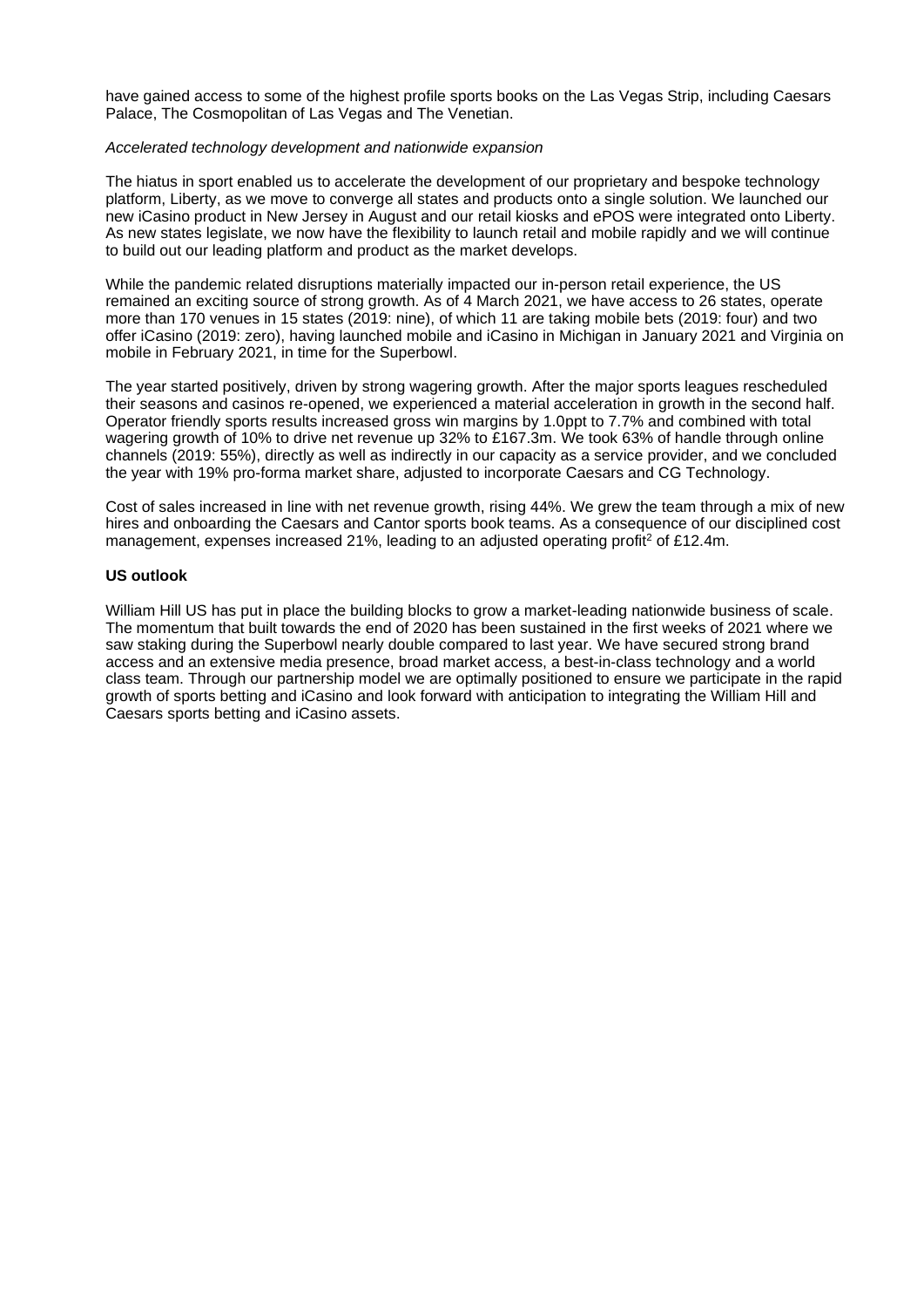have gained access to some of the highest profile sports books on the Las Vegas Strip, including Caesars Palace, The Cosmopolitan of Las Vegas and The Venetian.

*Accelerated technology development and nationwide expansion*

The hiatus in sport enabled us to accelerate the development of our proprietary and bespoke technology platform, Liberty, as we move to converge all states and products onto a single solution. We launched our new iCasino product in New Jersey in August and our retail kiosks and ePOS were integrated onto Liberty. As new states legislate, we now have the flexibility to launch retail and mobile rapidly and we will continue to build out our leading platform and product as the market develops.

While the pandemic related disruptions materially impacted our in-person retail experience, the US remained an exciting source of strong growth. As of 4 March 2021, we have access to 26 states, operate more than 170 venues in 15 states (2019: nine), of which 11 are taking mobile bets (2019: four) and two offer iCasino (2019: zero), having launched mobile and iCasino in Michigan in January 2021 and Virginia on mobile in February 2021, in time for the Superbowl.

The year started positively, driven by strong wagering growth. After the major sports leagues rescheduled their seasons and casinos re-opened, we experienced a material acceleration in growth in the second half. Operator friendly sports results increased gross win margins by 1.0ppt to 7.7% and combined with total wagering growth of 10% to drive net revenue up 32% to £167.3m. We took 63% of handle through online channels (2019: 55%), directly as well as indirectly in our capacity as a service provider, and we concluded the year with 19% pro-forma market share, adjusted to incorporate Caesars and CG Technology.

Cost of sales increased in line with net revenue growth, rising 44%. We grew the team through a mix of new hires and onboarding the Caesars and Cantor sports book teams. As a consequence of our disciplined cost management, expenses increased 21%, leading to an adjusted operating profit[2] of £12.4m.

**US outlook**

William Hill US has put in place the building blocks to grow a market-leading nationwide business of scale. The momentum that built towards the end of 2020 has been sustained in the first weeks of 2021 where we saw staking during the Superbowl nearly double compared to last year. We have secured strong brand access and an extensive media presence, broad market access, a best-in-class technology and a world class team. Through our partnership model we are optimally positioned to ensure we participate in the rapid growth of sports betting and iCasino and look forward with anticipation to integrating the William Hill and Caesars sports betting and iCasino assets.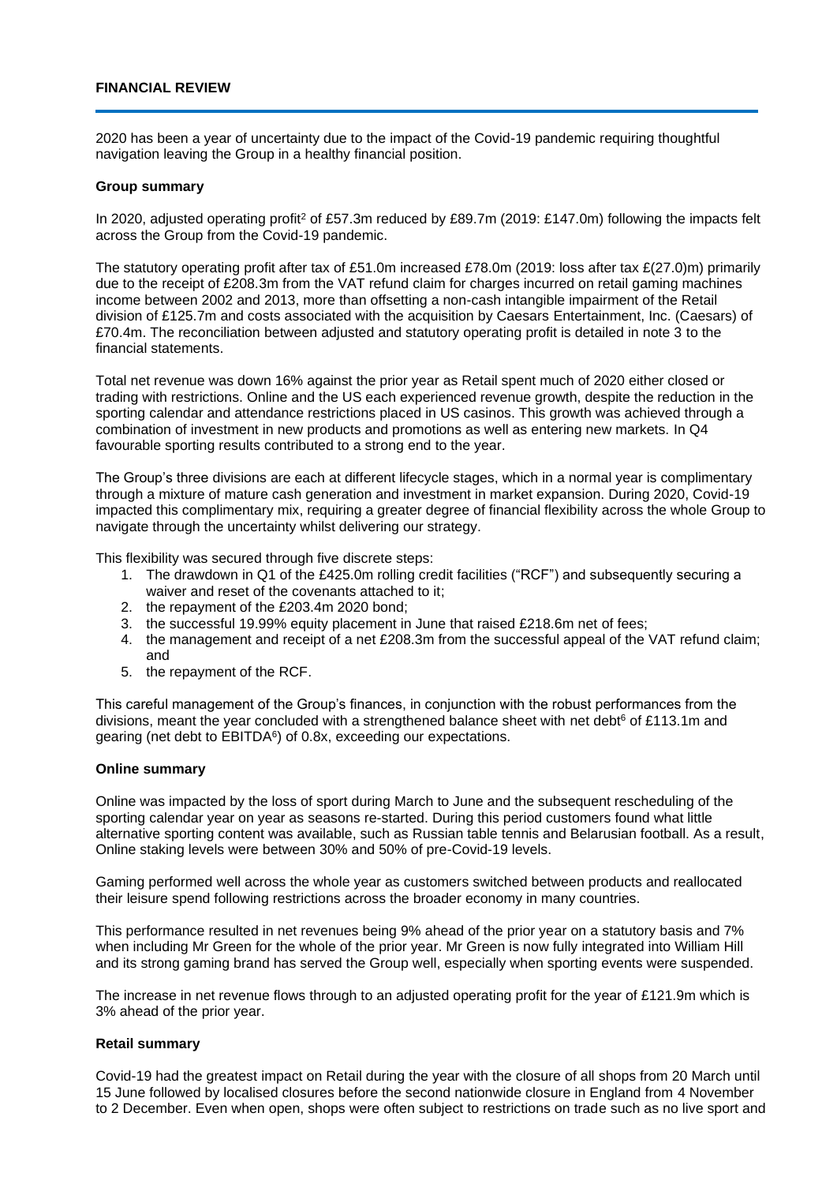## FINANCIAL REVIEW

2020 has been a year of uncertainty due to the impact of the Covid-19 pandemic requiring thoughtful navigation leaving the Group in a healthy financial position.

### Group summary

In 2020, adjusted operating profit[2] of £57.3m reduced by £89.7m (2019: £147.0m) following the impacts felt across the Group from the Covid-19 pandemic.

The statutory operating profit after tax of £51.0m increased £78.0m (2019: loss after tax £(27.0)m) primarily due to the receipt of £208.3m from the VAT refund claim for charges incurred on retail gaming machines income between 2002 and 2013, more than offsetting a non-cash intangible impairment of the Retail division of £125.7m and costs associated with the acquisition by Caesars Entertainment, Inc. (Caesars) of £70.4m. The reconciliation between adjusted and statutory operating profit is detailed in note 3 to the financial statements.

Total net revenue was down 16% against the prior year as Retail spent much of 2020 either closed or trading with restrictions. Online and the US each experienced revenue growth, despite the reduction in the sporting calendar and attendance restrictions placed in US casinos. This growth was achieved through a combination of investment in new products and promotions as well as entering new markets. In Q4 favourable sporting results contributed to a strong end to the year.

The Group's three divisions are each at different lifecycle stages, which in a normal year is complimentary through a mixture of mature cash generation and investment in market expansion. During 2020, Covid-19 impacted this complimentary mix, requiring a greater degree of financial flexibility across the whole Group to navigate through the uncertainty whilst delivering our strategy.

This flexibility was secured through five discrete steps:

1. The drawdown in Q1 of the £425.0m rolling credit facilities ("RCF") and subsequently securing a waiver and reset of the covenants attached to it;
2. the repayment of the £203.4m 2020 bond;
3. the successful 19.99% equity placement in June that raised £218.6m net of fees;
4. the management and receipt of a net £208.3m from the successful appeal of the VAT refund claim; and
5. the repayment of the RCF.

This careful management of the Group's finances, in conjunction with the robust performances from the divisions, meant the year concluded with a strengthened balance sheet with net debt[6] of £113.1m and gearing (net debt to EBITDA[6]) of 0.8x, exceeding our expectations.

### Online summary

Online was impacted by the loss of sport during March to June and the subsequent rescheduling of the sporting calendar year on year as seasons re-started. During this period customers found what little alternative sporting content was available, such as Russian table tennis and Belarusian football. As a result, Online staking levels were between 30% and 50% of pre-Covid-19 levels.

Gaming performed well across the whole year as customers switched between products and reallocated their leisure spend following restrictions across the broader economy in many countries.

This performance resulted in net revenues being 9% ahead of the prior year on a statutory basis and 7% when including Mr Green for the whole of the prior year. Mr Green is now fully integrated into William Hill and its strong gaming brand has served the Group well, especially when sporting events were suspended.

The increase in net revenue flows through to an adjusted operating profit for the year of £121.9m which is 3% ahead of the prior year.

### Retail summary

Covid-19 had the greatest impact on Retail during the year with the closure of all shops from 20 March until 15 June followed by localised closures before the second nationwide closure in England from 4 November to 2 December. Even when open, shops were often subject to restrictions on trade such as no live sport and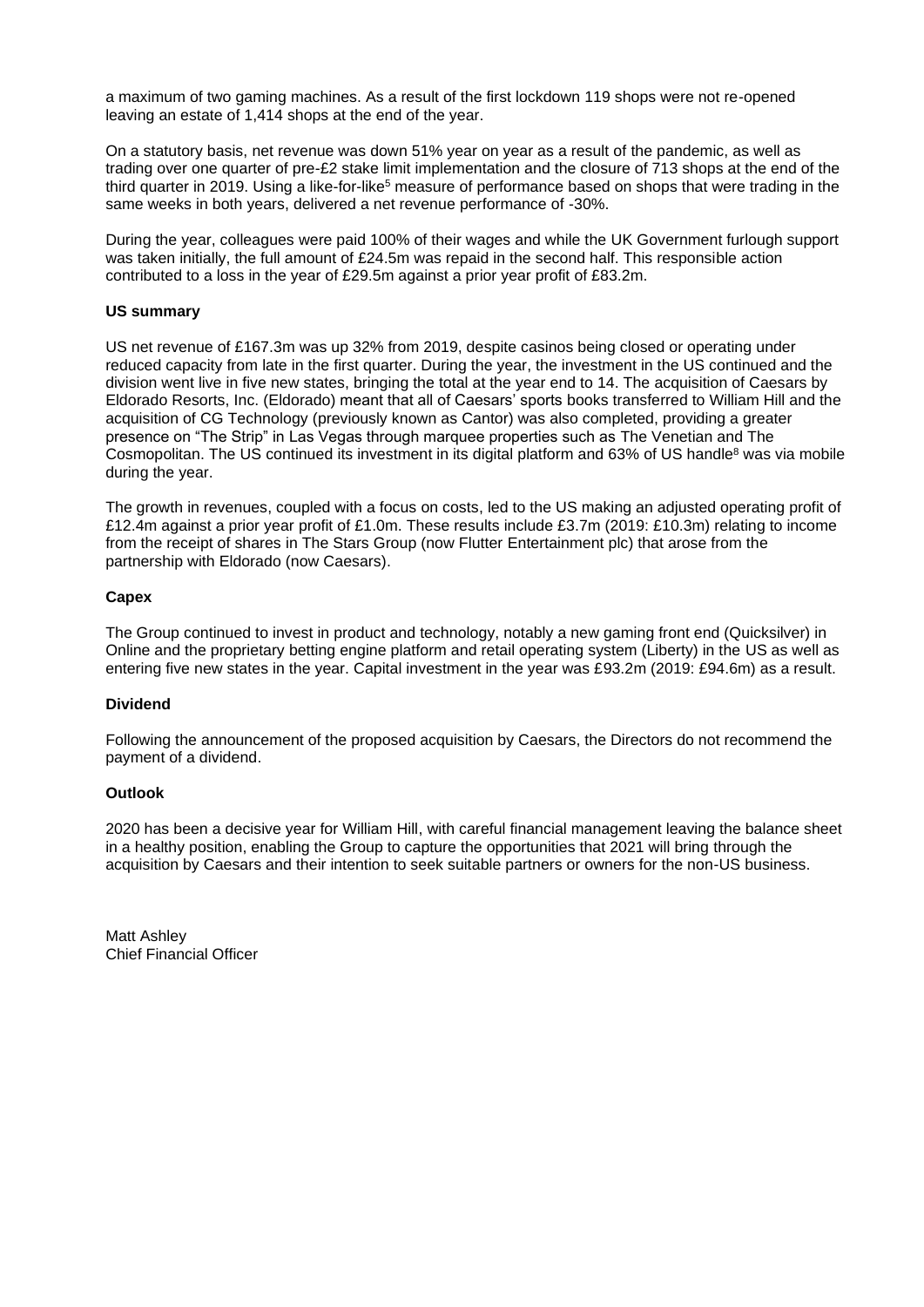a maximum of two gaming machines. As a result of the first lockdown 119 shops were not re-opened leaving an estate of 1,414 shops at the end of the year.

On a statutory basis, net revenue was down 51% year on year as a result of the pandemic, as well as trading over one quarter of pre-£2 stake limit implementation and the closure of 713 shops at the end of the third quarter in 2019. Using a like-for-like[5] measure of performance based on shops that were trading in the same weeks in both years, delivered a net revenue performance of -30%.

During the year, colleagues were paid 100% of their wages and while the UK Government furlough support was taken initially, the full amount of £24.5m was repaid in the second half. This responsible action contributed to a loss in the year of £29.5m against a prior year profit of £83.2m.

**US summary**

US net revenue of £167.3m was up 32% from 2019, despite casinos being closed or operating under reduced capacity from late in the first quarter. During the year, the investment in the US continued and the division went live in five new states, bringing the total at the year end to 14. The acquisition of Caesars by Eldorado Resorts, Inc. (Eldorado) meant that all of Caesars' sports books transferred to William Hill and the acquisition of CG Technology (previously known as Cantor) was also completed, providing a greater presence on "The Strip" in Las Vegas through marquee properties such as The Venetian and The Cosmopolitan. The US continued its investment in its digital platform and 63% of US handle[8] was via mobile during the year.

The growth in revenues, coupled with a focus on costs, led to the US making an adjusted operating profit of £12.4m against a prior year profit of £1.0m. These results include £3.7m (2019: £10.3m) relating to income from the receipt of shares in The Stars Group (now Flutter Entertainment plc) that arose from the partnership with Eldorado (now Caesars).

**Capex**

The Group continued to invest in product and technology, notably a new gaming front end (Quicksilver) in Online and the proprietary betting engine platform and retail operating system (Liberty) in the US as well as entering five new states in the year. Capital investment in the year was £93.2m (2019: £94.6m) as a result.

**Dividend**

Following the announcement of the proposed acquisition by Caesars, the Directors do not recommend the payment of a dividend.

**Outlook**

2020 has been a decisive year for William Hill, with careful financial management leaving the balance sheet in a healthy position, enabling the Group to capture the opportunities that 2021 will bring through the acquisition by Caesars and their intention to seek suitable partners or owners for the non-US business.

Matt Ashley
Chief Financial Officer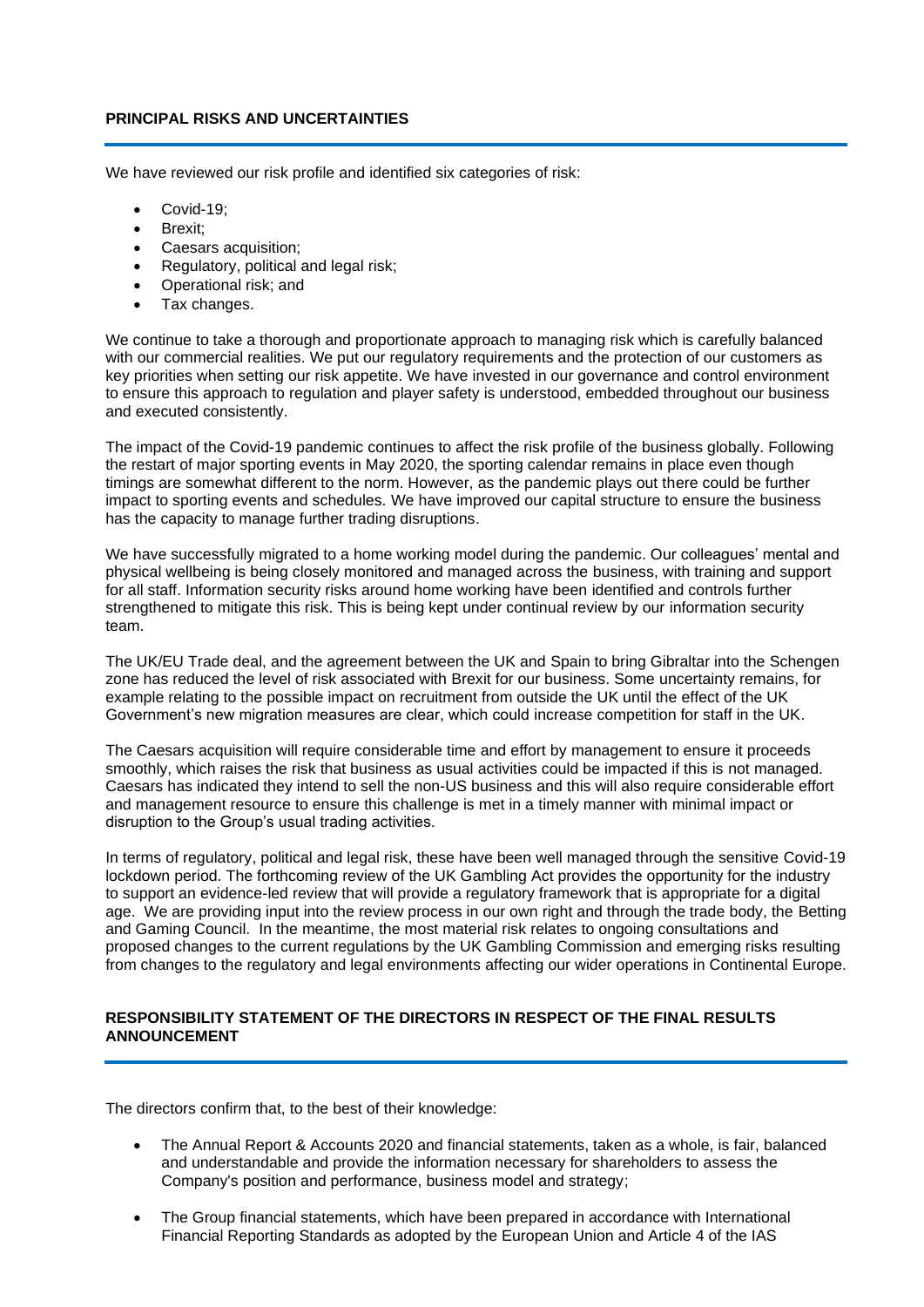## PRINCIPAL RISKS AND UNCERTAINTIES

We have reviewed our risk profile and identified six categories of risk:

- Covid-19;
- Brexit;
- Caesars acquisition;
- Regulatory, political and legal risk;
- Operational risk; and
- Tax changes.

We continue to take a thorough and proportionate approach to managing risk which is carefully balanced with our commercial realities. We put our regulatory requirements and the protection of our customers as key priorities when setting our risk appetite. We have invested in our governance and control environment to ensure this approach to regulation and player safety is understood, embedded throughout our business and executed consistently.

The impact of the Covid-19 pandemic continues to affect the risk profile of the business globally. Following the restart of major sporting events in May 2020, the sporting calendar remains in place even though timings are somewhat different to the norm. However, as the pandemic plays out there could be further impact to sporting events and schedules. We have improved our capital structure to ensure the business has the capacity to manage further trading disruptions.

We have successfully migrated to a home working model during the pandemic. Our colleagues' mental and physical wellbeing is being closely monitored and managed across the business, with training and support for all staff. Information security risks around home working have been identified and controls further strengthened to mitigate this risk. This is being kept under continual review by our information security team.

The UK/EU Trade deal, and the agreement between the UK and Spain to bring Gibraltar into the Schengen zone has reduced the level of risk associated with Brexit for our business. Some uncertainty remains, for example relating to the possible impact on recruitment from outside the UK until the effect of the UK Government's new migration measures are clear, which could increase competition for staff in the UK.

The Caesars acquisition will require considerable time and effort by management to ensure it proceeds smoothly, which raises the risk that business as usual activities could be impacted if this is not managed. Caesars has indicated they intend to sell the non-US business and this will also require considerable effort and management resource to ensure this challenge is met in a timely manner with minimal impact or disruption to the Group's usual trading activities.

In terms of regulatory, political and legal risk, these have been well managed through the sensitive Covid-19 lockdown period. The forthcoming review of the UK Gambling Act provides the opportunity for the industry to support an evidence-led review that will provide a regulatory framework that is appropriate for a digital age. We are providing input into the review process in our own right and through the trade body, the Betting and Gaming Council. In the meantime, the most material risk relates to ongoing consultations and proposed changes to the current regulations by the UK Gambling Commission and emerging risks resulting from changes to the regulatory and legal environments affecting our wider operations in Continental Europe.

## RESPONSIBILITY STATEMENT OF THE DIRECTORS IN RESPECT OF THE FINAL RESULTS ANNOUNCEMENT

The directors confirm that, to the best of their knowledge:

- The Annual Report & Accounts 2020 and financial statements, taken as a whole, is fair, balanced and understandable and provide the information necessary for shareholders to assess the Company's position and performance, business model and strategy;

- The Group financial statements, which have been prepared in accordance with International Financial Reporting Standards as adopted by the European Union and Article 4 of the IAS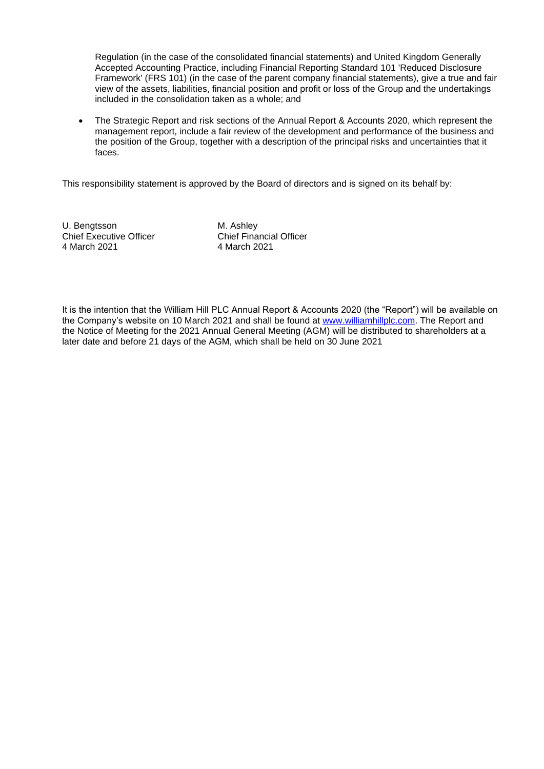Regulation (in the case of the consolidated financial statements) and United Kingdom Generally Accepted Accounting Practice, including Financial Reporting Standard 101 'Reduced Disclosure Framework' (FRS 101) (in the case of the parent company financial statements), give a true and fair view of the assets, liabilities, financial position and profit or loss of the Group and the undertakings included in the consolidation taken as a whole; and

- The Strategic Report and risk sections of the Annual Report & Accounts 2020, which represent the management report, include a fair review of the development and performance of the business and the position of the Group, together with a description of the principal risks and uncertainties that it faces.

This responsibility statement is approved by the Board of directors and is signed on its behalf by:

| | |
|---|---|
| U. Bengtsson | M. Ashley |
| Chief Executive Officer | Chief Financial Officer |
| 4 March 2021 | 4 March 2021 |

It is the intention that the William Hill PLC Annual Report & Accounts 2020 (the "Report") will be available on the Company's website on 10 March 2021 and shall be found at www.williamhillplc.com. The Report and the Notice of Meeting for the 2021 Annual General Meeting (AGM) will be distributed to shareholders at a later date and before 21 days of the AGM, which shall be held on 30 June 2021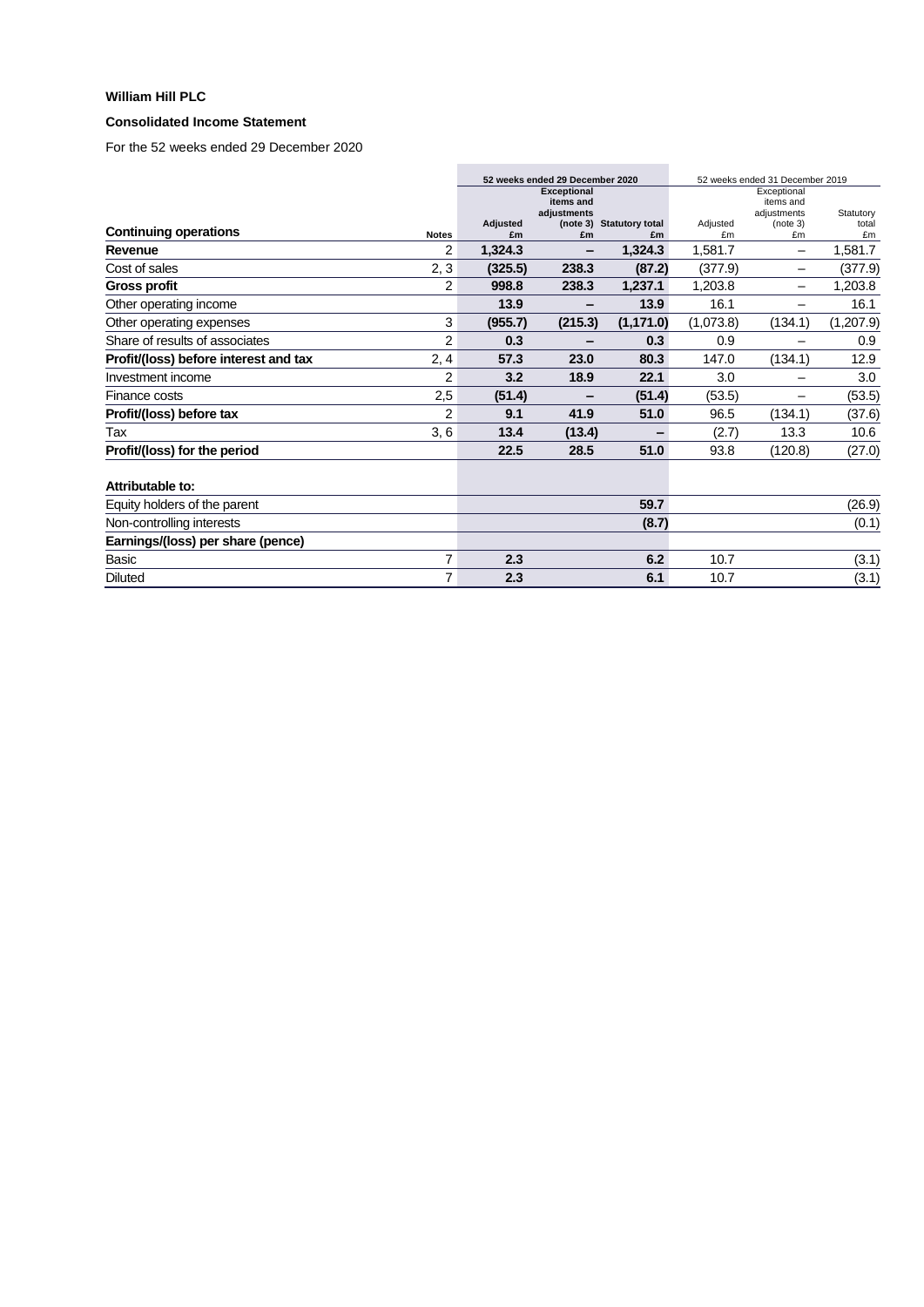**William Hill PLC**

**Consolidated Income Statement**

For the 52 weeks ended 29 December 2020

| Continuing operations | Notes | 52 weeks ended 29 December 2020 Adjusted £m | Exceptional items and adjustments (note 3) £m | Statutory total £m | 52 weeks ended 31 December 2019 Adjusted £m | Exceptional items and adjustments (note 3) £m | Statutory total £m |
|---|---|---|---|---|---|---|---|
| **Revenue** | 2 | **1,324.3** | **–** | **1,324.3** | 1,581.7 | – | 1,581.7 |
| Cost of sales | 2, 3 | **(325.5)** | **238.3** | **(87.2)** | (377.9) | – | (377.9) |
| **Gross profit** | 2 | **998.8** | **238.3** | **1,237.1** | 1,203.8 | – | 1,203.8 |
| Other operating income | | **13.9** | **–** | **13.9** | 16.1 | – | 16.1 |
| Other operating expenses | 3 | **(955.7)** | **(215.3)** | **(1,171.0)** | (1,073.8) | (134.1) | (1,207.9) |
| Share of results of associates | 2 | **0.3** | **–** | **0.3** | 0.9 | – | 0.9 |
| **Profit/(loss) before interest and tax** | 2, 4 | **57.3** | **23.0** | **80.3** | 147.0 | (134.1) | 12.9 |
| Investment income | 2 | **3.2** | **18.9** | **22.1** | 3.0 | – | 3.0 |
| Finance costs | 2,5 | **(51.4)** | **–** | **(51.4)** | (53.5) | – | (53.5) |
| **Profit/(loss) before tax** | 2 | **9.1** | **41.9** | **51.0** | 96.5 | (134.1) | (37.6) |
| Tax | 3, 6 | **13.4** | **(13.4)** | **–** | (2.7) | 13.3 | 10.6 |
| **Profit/(loss) for the period** | | **22.5** | **28.5** | **51.0** | 93.8 | (120.8) | (27.0) |
| | | | | | | | |
| **Attributable to:** | | | | | | | |
| Equity holders of the parent | | | | **59.7** | | | (26.9) |
| Non-controlling interests | | | | **(8.7)** | | | (0.1) |
| **Earnings/(loss) per share (pence)** | | | | | | | |
| Basic | 7 | **2.3** | | **6.2** | 10.7 | | (3.1) |
| Diluted | 7 | **2.3** | | **6.1** | 10.7 | | (3.1) |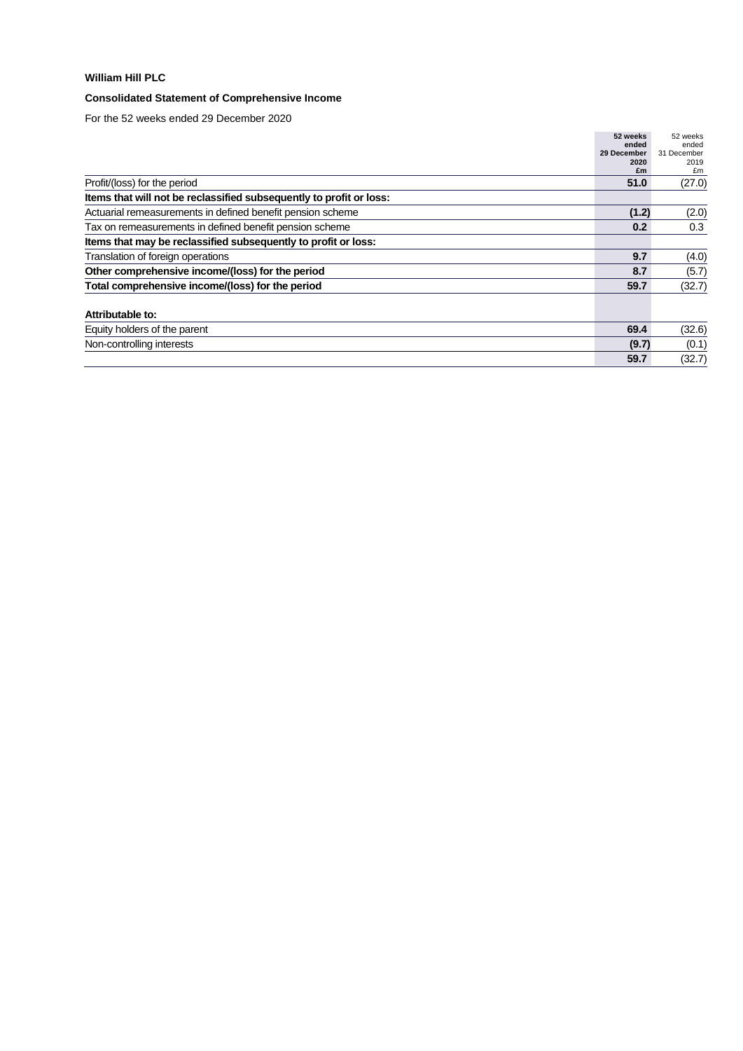**William Hill PLC**

**Consolidated Statement of Comprehensive Income**

For the 52 weeks ended 29 December 2020

| | **52 weeks ended 29 December 2020 £m** | 52 weeks ended 31 December 2019 £m |
|---|---|---|
| Profit/(loss) for the period | **51.0** | (27.0) |
| **Items that will not be reclassified subsequently to profit or loss:** | | |
| Actuarial remeasurements in defined benefit pension scheme | **(1.2)** | (2.0) |
| Tax on remeasurements in defined benefit pension scheme | **0.2** | 0.3 |
| **Items that may be reclassified subsequently to profit or loss:** | | |
| Translation of foreign operations | **9.7** | (4.0) |
| **Other comprehensive income/(loss) for the period** | **8.7** | (5.7) |
| **Total comprehensive income/(loss) for the period** | **59.7** | (32.7) |
| | | |
| **Attributable to:** | | |
| Equity holders of the parent | **69.4** | (32.6) |
| Non-controlling interests | **(9.7)** | (0.1) |
| | **59.7** | (32.7) |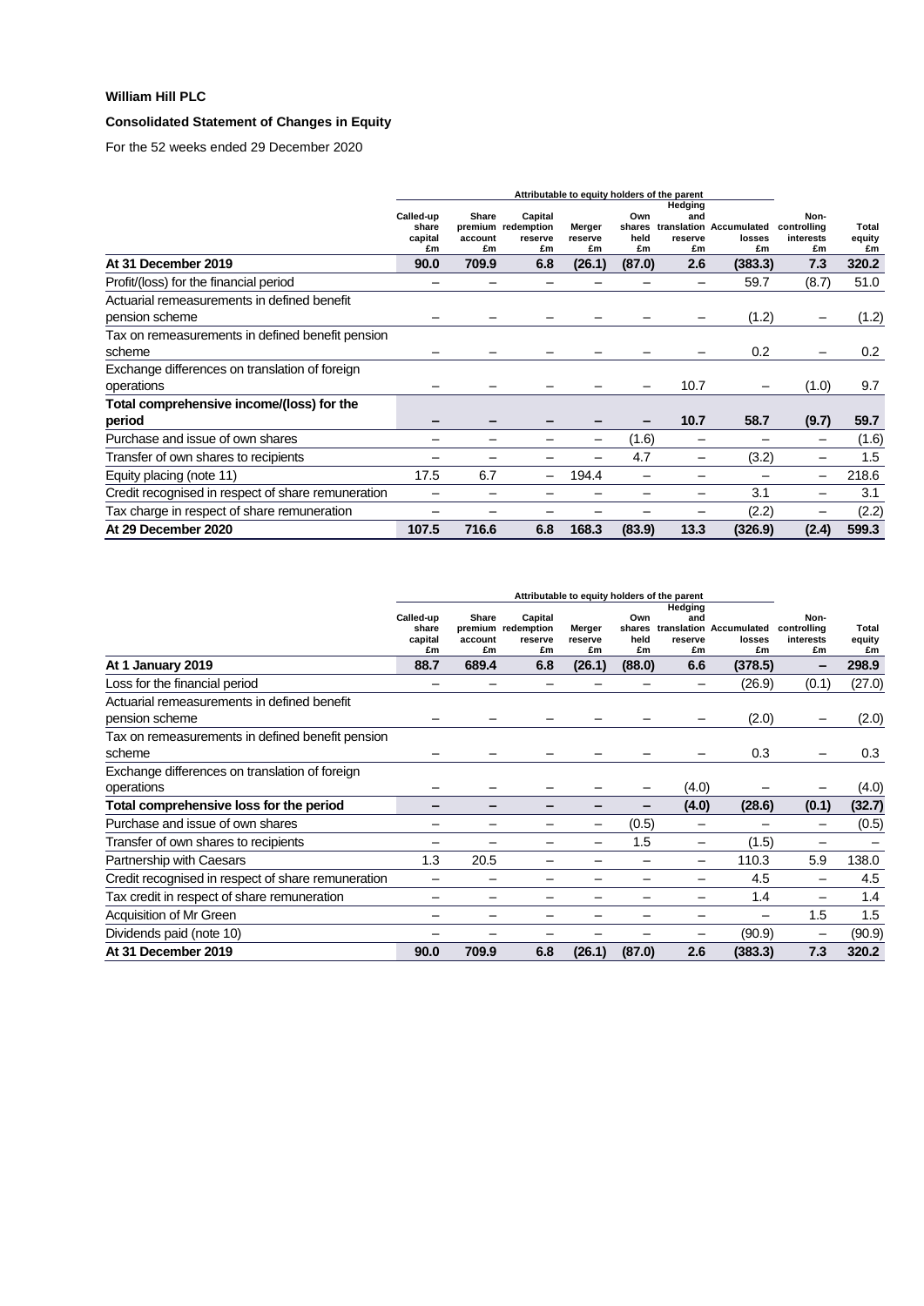**William Hill PLC**

**Consolidated Statement of Changes in Equity**

For the 52 weeks ended 29 December 2020

| | Attributable to equity holders of the parent | | | | | | | | |
|---|---|---|---|---|---|---|---|---|---|
| | Called-up share capital £m | Share premium account £m | Capital redemption reserve £m | Merger reserve £m | Own shares held £m | Hedging and translation reserve £m | Accumulated losses £m | Non-controlling interests £m | Total equity £m |
| **At 31 December 2019** | **90.0** | **709.9** | **6.8** | **(26.1)** | **(87.0)** | **2.6** | **(383.3)** | **7.3** | **320.2** |
| Profit/(loss) for the financial period | – | – | – | – | – | – | 59.7 | (8.7) | 51.0 |
| Actuarial remeasurements in defined benefit pension scheme | – | – | – | – | – | – | (1.2) | – | (1.2) |
| Tax on remeasurements in defined benefit pension scheme | – | – | – | – | – | – | 0.2 | – | 0.2 |
| Exchange differences on translation of foreign operations | – | – | – | – | – | 10.7 | – | (1.0) | 9.7 |
| **Total comprehensive income/(loss) for the period** | **–** | **–** | **–** | **–** | **–** | **10.7** | **58.7** | **(9.7)** | **59.7** |
| Purchase and issue of own shares | – | – | – | – | (1.6) | – | – | – | (1.6) |
| Transfer of own shares to recipients | – | – | – | – | 4.7 | – | (3.2) | – | 1.5 |
| Equity placing (note 11) | 17.5 | 6.7 | – | 194.4 | – | – | – | – | 218.6 |
| Credit recognised in respect of share remuneration | – | – | – | – | – | – | 3.1 | – | 3.1 |
| Tax charge in respect of share remuneration | – | – | – | – | – | – | (2.2) | – | (2.2) |
| **At 29 December 2020** | **107.5** | **716.6** | **6.8** | **168.3** | **(83.9)** | **13.3** | **(326.9)** | **(2.4)** | **599.3** |

| | Attributable to equity holders of the parent | | | | | | | | |
|---|---|---|---|---|---|---|---|---|---|
| | Called-up share capital £m | Share premium account £m | Capital redemption reserve £m | Merger reserve £m | Own shares held £m | Hedging and translation reserve £m | Accumulated losses £m | Non-controlling interests £m | Total equity £m |
| **At 1 January 2019** | **88.7** | **689.4** | **6.8** | **(26.1)** | **(88.0)** | **6.6** | **(378.5)** | **–** | **298.9** |
| Loss for the financial period | – | – | – | – | – | – | (26.9) | (0.1) | (27.0) |
| Actuarial remeasurements in defined benefit pension scheme | – | – | – | – | – | – | (2.0) | – | (2.0) |
| Tax on remeasurements in defined benefit pension scheme | – | – | – | – | – | – | 0.3 | – | 0.3 |
| Exchange differences on translation of foreign operations | – | – | – | – | – | (4.0) | – | – | (4.0) |
| **Total comprehensive loss for the period** | **–** | **–** | **–** | **–** | **–** | **(4.0)** | **(28.6)** | **(0.1)** | **(32.7)** |
| Purchase and issue of own shares | – | – | – | – | (0.5) | – | – | – | (0.5) |
| Transfer of own shares to recipients | – | – | – | – | 1.5 | – | (1.5) | – | – |
| Partnership with Caesars | 1.3 | 20.5 | – | – | – | – | 110.3 | 5.9 | 138.0 |
| Credit recognised in respect of share remuneration | – | – | – | – | – | – | 4.5 | – | 4.5 |
| Tax credit in respect of share remuneration | – | – | – | – | – | – | 1.4 | – | 1.4 |
| Acquisition of Mr Green | – | – | – | – | – | – | – | 1.5 | 1.5 |
| Dividends paid (note 10) | – | – | – | – | – | – | (90.9) | – | (90.9) |
| **At 31 December 2019** | **90.0** | **709.9** | **6.8** | **(26.1)** | **(87.0)** | **2.6** | **(383.3)** | **7.3** | **320.2** |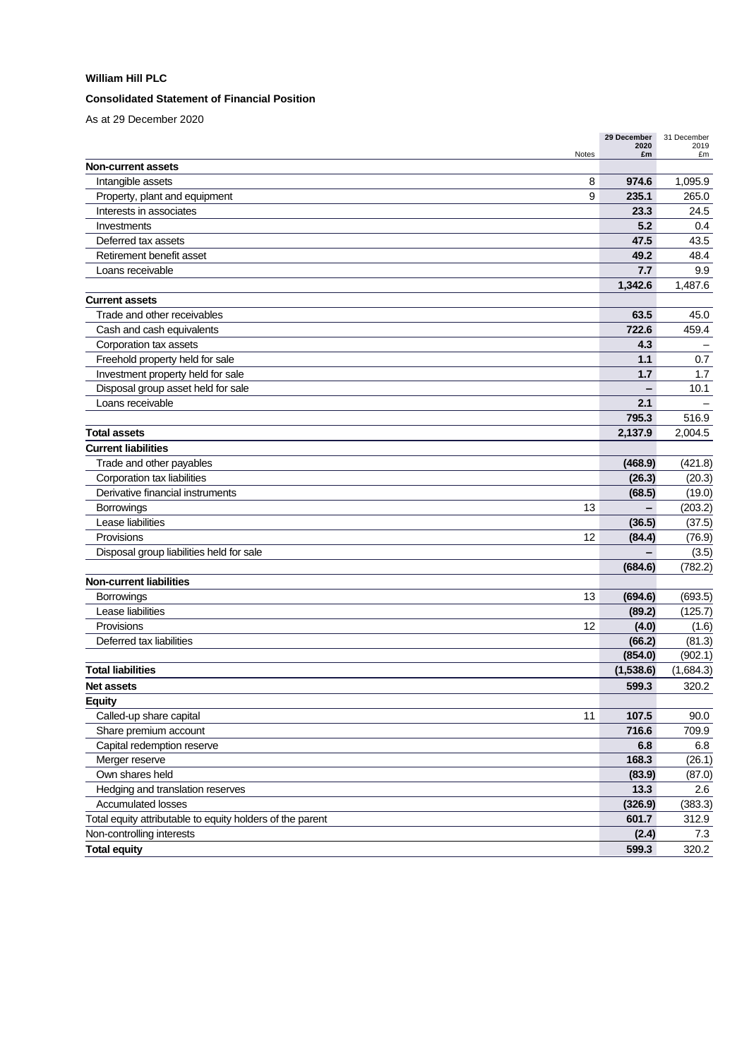**William Hill PLC**

**Consolidated Statement of Financial Position**

As at 29 December 2020

| | Notes | 29 December 2020 £m | 31 December 2019 £m |
|---|---|---|---|
| **Non-current assets** | | | |
| Intangible assets | 8 | **974.6** | 1,095.9 |
| Property, plant and equipment | 9 | **235.1** | 265.0 |
| Interests in associates | | **23.3** | 24.5 |
| Investments | | **5.2** | 0.4 |
| Deferred tax assets | | **47.5** | 43.5 |
| Retirement benefit asset | | **49.2** | 48.4 |
| Loans receivable | | **7.7** | 9.9 |
| | | **1,342.6** | 1,487.6 |
| **Current assets** | | | |
| Trade and other receivables | | **63.5** | 45.0 |
| Cash and cash equivalents | | **722.6** | 459.4 |
| Corporation tax assets | | **4.3** | – |
| Freehold property held for sale | | **1.1** | 0.7 |
| Investment property held for sale | | **1.7** | 1.7 |
| Disposal group asset held for sale | | **–** | 10.1 |
| Loans receivable | | **2.1** | – |
| | | **795.3** | 516.9 |
| **Total assets** | | **2,137.9** | 2,004.5 |
| **Current liabilities** | | | |
| Trade and other payables | | **(468.9)** | (421.8) |
| Corporation tax liabilities | | **(26.3)** | (20.3) |
| Derivative financial instruments | | **(68.5)** | (19.0) |
| Borrowings | 13 | **–** | (203.2) |
| Lease liabilities | | **(36.5)** | (37.5) |
| Provisions | 12 | **(84.4)** | (76.9) |
| Disposal group liabilities held for sale | | **–** | (3.5) |
| | | **(684.6)** | (782.2) |
| **Non-current liabilities** | | | |
| Borrowings | 13 | **(694.6)** | (693.5) |
| Lease liabilities | | **(89.2)** | (125.7) |
| Provisions | 12 | **(4.0)** | (1.6) |
| Deferred tax liabilities | | **(66.2)** | (81.3) |
| | | **(854.0)** | (902.1) |
| **Total liabilities** | | **(1,538.6)** | (1,684.3) |
| **Net assets** | | **599.3** | 320.2 |
| **Equity** | | | |
| Called-up share capital | 11 | **107.5** | 90.0 |
| Share premium account | | **716.6** | 709.9 |
| Capital redemption reserve | | **6.8** | 6.8 |
| Merger reserve | | **168.3** | (26.1) |
| Own shares held | | **(83.9)** | (87.0) |
| Hedging and translation reserves | | **13.3** | 2.6 |
| Accumulated losses | | **(326.9)** | (383.3) |
| Total equity attributable to equity holders of the parent | | **601.7** | 312.9 |
| Non-controlling interests | | **(2.4)** | 7.3 |
| **Total equity** | | **599.3** | 320.2 |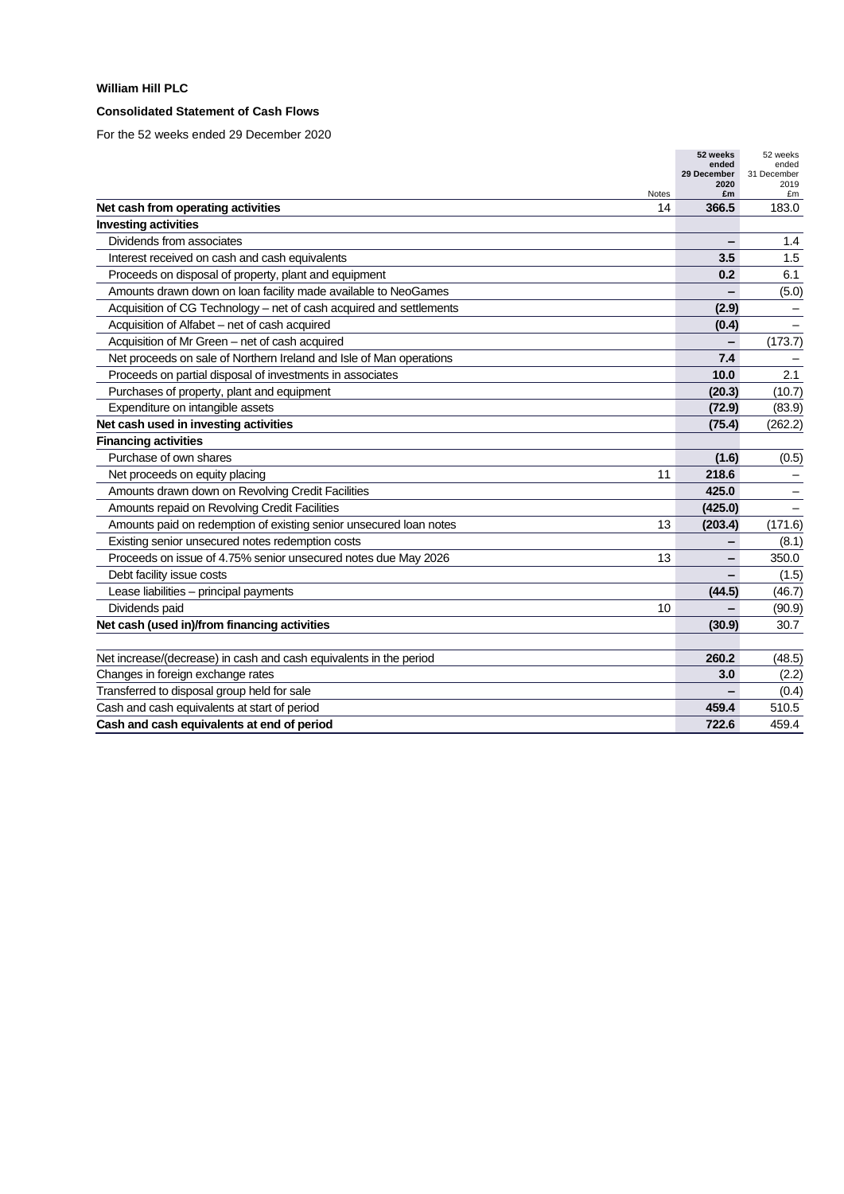**William Hill PLC**

**Consolidated Statement of Cash Flows**

For the 52 weeks ended 29 December 2020

| | Notes | 52 weeks ended 29 December 2020 £m | 52 weeks ended 31 December 2019 £m |
|---|---|---|---|
| **Net cash from operating activities** | 14 | **366.5** | 183.0 |
| **Investing activities** | | | |
| Dividends from associates | | **–** | 1.4 |
| Interest received on cash and cash equivalents | | **3.5** | 1.5 |
| Proceeds on disposal of property, plant and equipment | | **0.2** | 6.1 |
| Amounts drawn down on loan facility made available to NeoGames | | **–** | (5.0) |
| Acquisition of CG Technology – net of cash acquired and settlements | | **(2.9)** | – |
| Acquisition of Alfabet – net of cash acquired | | **(0.4)** | – |
| Acquisition of Mr Green – net of cash acquired | | **–** | (173.7) |
| Net proceeds on sale of Northern Ireland and Isle of Man operations | | **7.4** | – |
| Proceeds on partial disposal of investments in associates | | **10.0** | 2.1 |
| Purchases of property, plant and equipment | | **(20.3)** | (10.7) |
| Expenditure on intangible assets | | **(72.9)** | (83.9) |
| **Net cash used in investing activities** | | **(75.4)** | (262.2) |
| **Financing activities** | | | |
| Purchase of own shares | | **(1.6)** | (0.5) |
| Net proceeds on equity placing | 11 | **218.6** | – |
| Amounts drawn down on Revolving Credit Facilities | | **425.0** | – |
| Amounts repaid on Revolving Credit Facilities | | **(425.0)** | – |
| Amounts paid on redemption of existing senior unsecured loan notes | 13 | **(203.4)** | (171.6) |
| Existing senior unsecured notes redemption costs | | **–** | (8.1) |
| Proceeds on issue of 4.75% senior unsecured notes due May 2026 | 13 | **–** | 350.0 |
| Debt facility issue costs | | **–** | (1.5) |
| Lease liabilities – principal payments | | **(44.5)** | (46.7) |
| Dividends paid | 10 | **–** | (90.9) |
| **Net cash (used in)/from financing activities** | | **(30.9)** | 30.7 |
| | | | |
| Net increase/(decrease) in cash and cash equivalents in the period | | **260.2** | (48.5) |
| Changes in foreign exchange rates | | **3.0** | (2.2) |
| Transferred to disposal group held for sale | | **–** | (0.4) |
| Cash and cash equivalents at start of period | | **459.4** | 510.5 |
| **Cash and cash equivalents at end of period** | | **722.6** | 459.4 |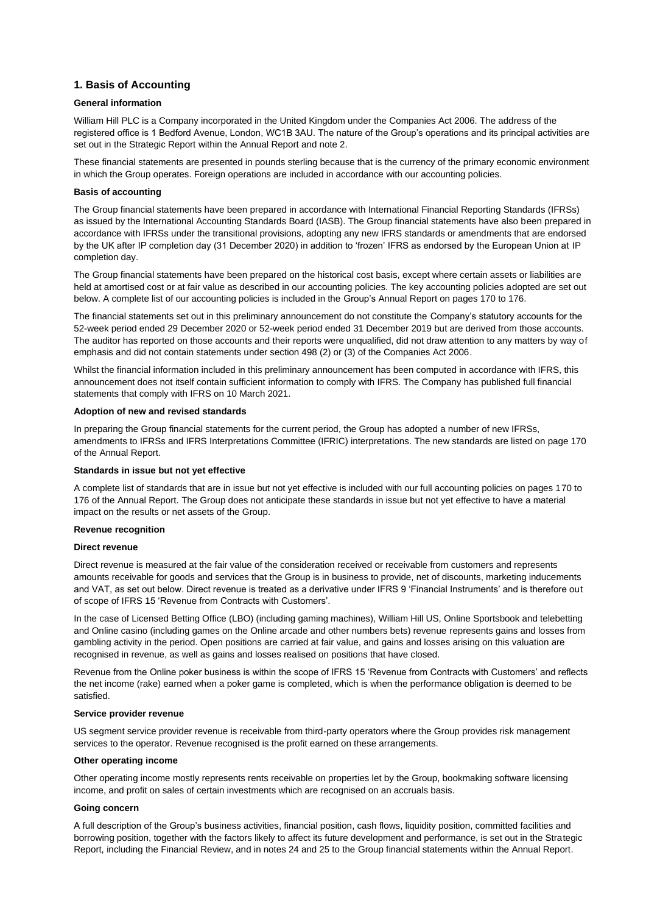## 1. Basis of Accounting

### General information

William Hill PLC is a Company incorporated in the United Kingdom under the Companies Act 2006. The address of the registered office is 1 Bedford Avenue, London, WC1B 3AU. The nature of the Group's operations and its principal activities are set out in the Strategic Report within the Annual Report and note 2.

These financial statements are presented in pounds sterling because that is the currency of the primary economic environment in which the Group operates. Foreign operations are included in accordance with our accounting policies.

### Basis of accounting

The Group financial statements have been prepared in accordance with International Financial Reporting Standards (IFRSs) as issued by the International Accounting Standards Board (IASB). The Group financial statements have also been prepared in accordance with IFRSs under the transitional provisions, adopting any new IFRS standards or amendments that are endorsed by the UK after IP completion day (31 December 2020) in addition to 'frozen' IFRS as endorsed by the European Union at IP completion day.

The Group financial statements have been prepared on the historical cost basis, except where certain assets or liabilities are held at amortised cost or at fair value as described in our accounting policies. The key accounting policies adopted are set out below. A complete list of our accounting policies is included in the Group's Annual Report on pages 170 to 176.

The financial statements set out in this preliminary announcement do not constitute the Company's statutory accounts for the 52-week period ended 29 December 2020 or 52-week period ended 31 December 2019 but are derived from those accounts. The auditor has reported on those accounts and their reports were unqualified, did not draw attention to any matters by way of emphasis and did not contain statements under section 498 (2) or (3) of the Companies Act 2006.

Whilst the financial information included in this preliminary announcement has been computed in accordance with IFRS, this announcement does not itself contain sufficient information to comply with IFRS. The Company has published full financial statements that comply with IFRS on 10 March 2021.

### Adoption of new and revised standards

In preparing the Group financial statements for the current period, the Group has adopted a number of new IFRSs, amendments to IFRSs and IFRS Interpretations Committee (IFRIC) interpretations. The new standards are listed on page 170 of the Annual Report.

### Standards in issue but not yet effective

A complete list of standards that are in issue but not yet effective is included with our full accounting policies on pages 170 to 176 of the Annual Report. The Group does not anticipate these standards in issue but not yet effective to have a material impact on the results or net assets of the Group.

### Revenue recognition

#### Direct revenue

Direct revenue is measured at the fair value of the consideration received or receivable from customers and represents amounts receivable for goods and services that the Group is in business to provide, net of discounts, marketing inducements and VAT, as set out below. Direct revenue is treated as a derivative under IFRS 9 'Financial Instruments' and is therefore out of scope of IFRS 15 'Revenue from Contracts with Customers'.

In the case of Licensed Betting Office (LBO) (including gaming machines), William Hill US, Online Sportsbook and telebetting and Online casino (including games on the Online arcade and other numbers bets) revenue represents gains and losses from gambling activity in the period. Open positions are carried at fair value, and gains and losses arising on this valuation are recognised in revenue, as well as gains and losses realised on positions that have closed.

Revenue from the Online poker business is within the scope of IFRS 15 'Revenue from Contracts with Customers' and reflects the net income (rake) earned when a poker game is completed, which is when the performance obligation is deemed to be satisfied.

#### Service provider revenue

US segment service provider revenue is receivable from third-party operators where the Group provides risk management services to the operator. Revenue recognised is the profit earned on these arrangements.

#### Other operating income

Other operating income mostly represents rents receivable on properties let by the Group, bookmaking software licensing income, and profit on sales of certain investments which are recognised on an accruals basis.

### Going concern

A full description of the Group's business activities, financial position, cash flows, liquidity position, committed facilities and borrowing position, together with the factors likely to affect its future development and performance, is set out in the Strategic Report, including the Financial Review, and in notes 24 and 25 to the Group financial statements within the Annual Report.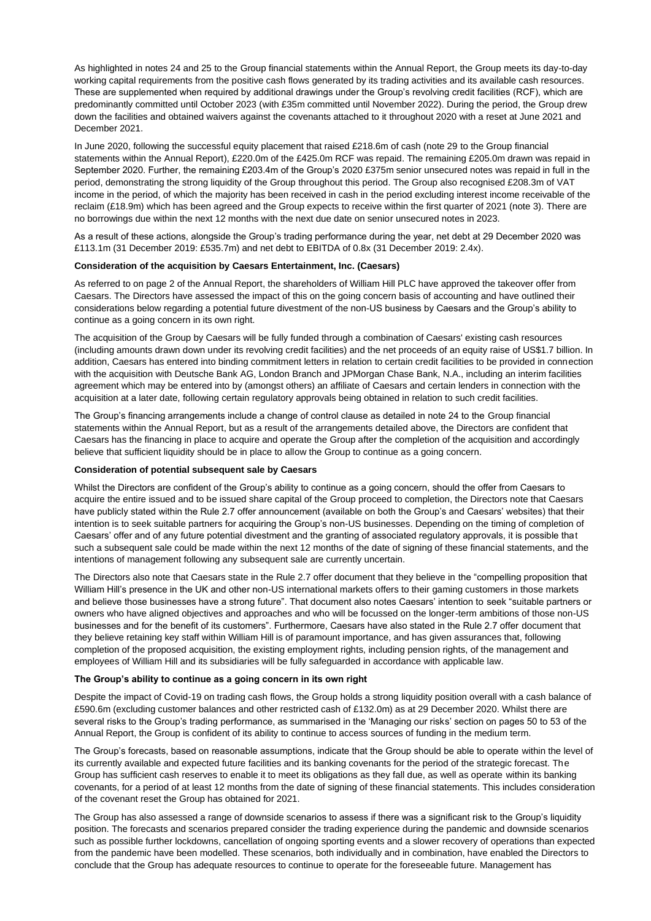As highlighted in notes 24 and 25 to the Group financial statements within the Annual Report, the Group meets its day-to-day working capital requirements from the positive cash flows generated by its trading activities and its available cash resources. These are supplemented when required by additional drawings under the Group's revolving credit facilities (RCF), which are predominantly committed until October 2023 (with £35m committed until November 2022). During the period, the Group drew down the facilities and obtained waivers against the covenants attached to it throughout 2020 with a reset at June 2021 and December 2021.

In June 2020, following the successful equity placement that raised £218.6m of cash (note 29 to the Group financial statements within the Annual Report), £220.0m of the £425.0m RCF was repaid. The remaining £205.0m drawn was repaid in September 2020. Further, the remaining £203.4m of the Group's 2020 £375m senior unsecured notes was repaid in full in the period, demonstrating the strong liquidity of the Group throughout this period. The Group also recognised £208.3m of VAT income in the period, of which the majority has been received in cash in the period excluding interest income receivable of the reclaim (£18.9m) which has been agreed and the Group expects to receive within the first quarter of 2021 (note 3). There are no borrowings due within the next 12 months with the next due date on senior unsecured notes in 2023.

As a result of these actions, alongside the Group's trading performance during the year, net debt at 29 December 2020 was £113.1m (31 December 2019: £535.7m) and net debt to EBITDA of 0.8x (31 December 2019: 2.4x).

**Consideration of the acquisition by Caesars Entertainment, Inc. (Caesars)**

As referred to on page 2 of the Annual Report, the shareholders of William Hill PLC have approved the takeover offer from Caesars. The Directors have assessed the impact of this on the going concern basis of accounting and have outlined their considerations below regarding a potential future divestment of the non-US business by Caesars and the Group's ability to continue as a going concern in its own right.

The acquisition of the Group by Caesars will be fully funded through a combination of Caesars' existing cash resources (including amounts drawn down under its revolving credit facilities) and the net proceeds of an equity raise of US$1.7 billion. In addition, Caesars has entered into binding commitment letters in relation to certain credit facilities to be provided in connection with the acquisition with Deutsche Bank AG, London Branch and JPMorgan Chase Bank, N.A., including an interim facilities agreement which may be entered into by (amongst others) an affiliate of Caesars and certain lenders in connection with the acquisition at a later date, following certain regulatory approvals being obtained in relation to such credit facilities.

The Group's financing arrangements include a change of control clause as detailed in note 24 to the Group financial statements within the Annual Report, but as a result of the arrangements detailed above, the Directors are confident that Caesars has the financing in place to acquire and operate the Group after the completion of the acquisition and accordingly believe that sufficient liquidity should be in place to allow the Group to continue as a going concern.

**Consideration of potential subsequent sale by Caesars**

Whilst the Directors are confident of the Group's ability to continue as a going concern, should the offer from Caesars to acquire the entire issued and to be issued share capital of the Group proceed to completion, the Directors note that Caesars have publicly stated within the Rule 2.7 offer announcement (available on both the Group's and Caesars' websites) that their intention is to seek suitable partners for acquiring the Group's non-US businesses. Depending on the timing of completion of Caesars' offer and of any future potential divestment and the granting of associated regulatory approvals, it is possible that such a subsequent sale could be made within the next 12 months of the date of signing of these financial statements, and the intentions of management following any subsequent sale are currently uncertain.

The Directors also note that Caesars state in the Rule 2.7 offer document that they believe in the "compelling proposition that William Hill's presence in the UK and other non-US international markets offers to their gaming customers in those markets and believe those businesses have a strong future". That document also notes Caesars' intention to seek "suitable partners or owners who have aligned objectives and approaches and who will be focussed on the longer-term ambitions of those non-US businesses and for the benefit of its customers". Furthermore, Caesars have also stated in the Rule 2.7 offer document that they believe retaining key staff within William Hill is of paramount importance, and has given assurances that, following completion of the proposed acquisition, the existing employment rights, including pension rights, of the management and employees of William Hill and its subsidiaries will be fully safeguarded in accordance with applicable law.

**The Group's ability to continue as a going concern in its own right**

Despite the impact of Covid-19 on trading cash flows, the Group holds a strong liquidity position overall with a cash balance of £590.6m (excluding customer balances and other restricted cash of £132.0m) as at 29 December 2020. Whilst there are several risks to the Group's trading performance, as summarised in the 'Managing our risks' section on pages 50 to 53 of the Annual Report, the Group is confident of its ability to continue to access sources of funding in the medium term.

The Group's forecasts, based on reasonable assumptions, indicate that the Group should be able to operate within the level of its currently available and expected future facilities and its banking covenants for the period of the strategic forecast. The Group has sufficient cash reserves to enable it to meet its obligations as they fall due, as well as operate within its banking covenants, for a period of at least 12 months from the date of signing of these financial statements. This includes consideration of the covenant reset the Group has obtained for 2021.

The Group has also assessed a range of downside scenarios to assess if there was a significant risk to the Group's liquidity position. The forecasts and scenarios prepared consider the trading experience during the pandemic and downside scenarios such as possible further lockdowns, cancellation of ongoing sporting events and a slower recovery of operations than expected from the pandemic have been modelled. These scenarios, both individually and in combination, have enabled the Directors to conclude that the Group has adequate resources to continue to operate for the foreseeable future. Management has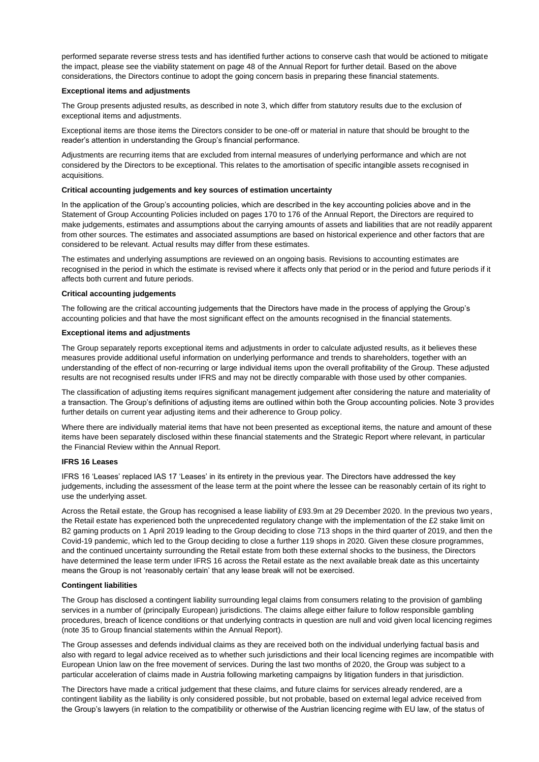performed separate reverse stress tests and has identified further actions to conserve cash that would be actioned to mitigate the impact, please see the viability statement on page 48 of the Annual Report for further detail. Based on the above considerations, the Directors continue to adopt the going concern basis in preparing these financial statements.

**Exceptional items and adjustments**

The Group presents adjusted results, as described in note 3, which differ from statutory results due to the exclusion of exceptional items and adjustments.

Exceptional items are those items the Directors consider to be one-off or material in nature that should be brought to the reader's attention in understanding the Group's financial performance.

Adjustments are recurring items that are excluded from internal measures of underlying performance and which are not considered by the Directors to be exceptional. This relates to the amortisation of specific intangible assets recognised in acquisitions.

**Critical accounting judgements and key sources of estimation uncertainty**

In the application of the Group's accounting policies, which are described in the key accounting policies above and in the Statement of Group Accounting Policies included on pages 170 to 176 of the Annual Report, the Directors are required to make judgements, estimates and assumptions about the carrying amounts of assets and liabilities that are not readily apparent from other sources. The estimates and associated assumptions are based on historical experience and other factors that are considered to be relevant. Actual results may differ from these estimates.

The estimates and underlying assumptions are reviewed on an ongoing basis. Revisions to accounting estimates are recognised in the period in which the estimate is revised where it affects only that period or in the period and future periods if it affects both current and future periods.

**Critical accounting judgements**

The following are the critical accounting judgements that the Directors have made in the process of applying the Group's accounting policies and that have the most significant effect on the amounts recognised in the financial statements.

**Exceptional items and adjustments**

The Group separately reports exceptional items and adjustments in order to calculate adjusted results, as it believes these measures provide additional useful information on underlying performance and trends to shareholders, together with an understanding of the effect of non-recurring or large individual items upon the overall profitability of the Group. These adjusted results are not recognised results under IFRS and may not be directly comparable with those used by other companies.

The classification of adjusting items requires significant management judgement after considering the nature and materiality of a transaction. The Group's definitions of adjusting items are outlined within both the Group accounting policies. Note 3 provides further details on current year adjusting items and their adherence to Group policy.

Where there are individually material items that have not been presented as exceptional items, the nature and amount of these items have been separately disclosed within these financial statements and the Strategic Report where relevant, in particular the Financial Review within the Annual Report.

**IFRS 16 Leases**

IFRS 16 'Leases' replaced IAS 17 'Leases' in its entirety in the previous year. The Directors have addressed the key judgements, including the assessment of the lease term at the point where the lessee can be reasonably certain of its right to use the underlying asset.

Across the Retail estate, the Group has recognised a lease liability of £93.9m at 29 December 2020. In the previous two years, the Retail estate has experienced both the unprecedented regulatory change with the implementation of the £2 stake limit on B2 gaming products on 1 April 2019 leading to the Group deciding to close 713 shops in the third quarter of 2019, and then the Covid-19 pandemic, which led to the Group deciding to close a further 119 shops in 2020. Given these closure programmes, and the continued uncertainty surrounding the Retail estate from both these external shocks to the business, the Directors have determined the lease term under IFRS 16 across the Retail estate as the next available break date as this uncertainty means the Group is not 'reasonably certain' that any lease break will not be exercised.

**Contingent liabilities**

The Group has disclosed a contingent liability surrounding legal claims from consumers relating to the provision of gambling services in a number of (principally European) jurisdictions. The claims allege either failure to follow responsible gambling procedures, breach of licence conditions or that underlying contracts in question are null and void given local licencing regimes (note 35 to Group financial statements within the Annual Report).

The Group assesses and defends individual claims as they are received both on the individual underlying factual basis and also with regard to legal advice received as to whether such jurisdictions and their local licencing regimes are incompatible with European Union law on the free movement of services. During the last two months of 2020, the Group was subject to a particular acceleration of claims made in Austria following marketing campaigns by litigation funders in that jurisdiction.

The Directors have made a critical judgement that these claims, and future claims for services already rendered, are a contingent liability as the liability is only considered possible, but not probable, based on external legal advice received from the Group's lawyers (in relation to the compatibility or otherwise of the Austrian licencing regime with EU law, of the status of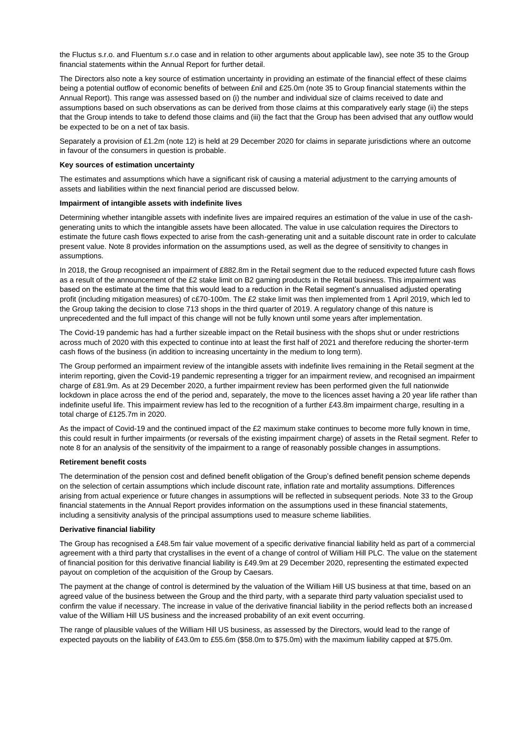the Fluctus s.r.o. and Fluentum s.r.o case and in relation to other arguments about applicable law), see note 35 to the Group financial statements within the Annual Report for further detail.

The Directors also note a key source of estimation uncertainty in providing an estimate of the financial effect of these claims being a potential outflow of economic benefits of between £nil and £25.0m (note 35 to Group financial statements within the Annual Report). This range was assessed based on (i) the number and individual size of claims received to date and assumptions based on such observations as can be derived from those claims at this comparatively early stage (ii) the steps that the Group intends to take to defend those claims and (iii) the fact that the Group has been advised that any outflow would be expected to be on a net of tax basis.

Separately a provision of £1.2m (note 12) is held at 29 December 2020 for claims in separate jurisdictions where an outcome in favour of the consumers in question is probable.

**Key sources of estimation uncertainty**

The estimates and assumptions which have a significant risk of causing a material adjustment to the carrying amounts of assets and liabilities within the next financial period are discussed below.

**Impairment of intangible assets with indefinite lives**

Determining whether intangible assets with indefinite lives are impaired requires an estimation of the value in use of the cash-generating units to which the intangible assets have been allocated. The value in use calculation requires the Directors to estimate the future cash flows expected to arise from the cash-generating unit and a suitable discount rate in order to calculate present value. Note 8 provides information on the assumptions used, as well as the degree of sensitivity to changes in assumptions.

In 2018, the Group recognised an impairment of £882.8m in the Retail segment due to the reduced expected future cash flows as a result of the announcement of the £2 stake limit on B2 gaming products in the Retail business. This impairment was based on the estimate at the time that this would lead to a reduction in the Retail segment's annualised adjusted operating profit (including mitigation measures) of c£70-100m. The £2 stake limit was then implemented from 1 April 2019, which led to the Group taking the decision to close 713 shops in the third quarter of 2019. A regulatory change of this nature is unprecedented and the full impact of this change will not be fully known until some years after implementation.

The Covid-19 pandemic has had a further sizeable impact on the Retail business with the shops shut or under restrictions across much of 2020 with this expected to continue into at least the first half of 2021 and therefore reducing the shorter-term cash flows of the business (in addition to increasing uncertainty in the medium to long term).

The Group performed an impairment review of the intangible assets with indefinite lives remaining in the Retail segment at the interim reporting, given the Covid-19 pandemic representing a trigger for an impairment review, and recognised an impairment charge of £81.9m. As at 29 December 2020, a further impairment review has been performed given the full nationwide lockdown in place across the end of the period and, separately, the move to the licences asset having a 20 year life rather than indefinite useful life. This impairment review has led to the recognition of a further £43.8m impairment charge, resulting in a total charge of £125.7m in 2020.

As the impact of Covid-19 and the continued impact of the £2 maximum stake continues to become more fully known in time, this could result in further impairments (or reversals of the existing impairment charge) of assets in the Retail segment. Refer to note 8 for an analysis of the sensitivity of the impairment to a range of reasonably possible changes in assumptions.

**Retirement benefit costs**

The determination of the pension cost and defined benefit obligation of the Group's defined benefit pension scheme depends on the selection of certain assumptions which include discount rate, inflation rate and mortality assumptions. Differences arising from actual experience or future changes in assumptions will be reflected in subsequent periods. Note 33 to the Group financial statements in the Annual Report provides information on the assumptions used in these financial statements, including a sensitivity analysis of the principal assumptions used to measure scheme liabilities.

**Derivative financial liability**

The Group has recognised a £48.5m fair value movement of a specific derivative financial liability held as part of a commercial agreement with a third party that crystallises in the event of a change of control of William Hill PLC. The value on the statement of financial position for this derivative financial liability is £49.9m at 29 December 2020, representing the estimated expected payout on completion of the acquisition of the Group by Caesars.

The payment at the change of control is determined by the valuation of the William Hill US business at that time, based on an agreed value of the business between the Group and the third party, with a separate third party valuation specialist used to confirm the value if necessary. The increase in value of the derivative financial liability in the period reflects both an increased value of the William Hill US business and the increased probability of an exit event occurring.

The range of plausible values of the William Hill US business, as assessed by the Directors, would lead to the range of expected payouts on the liability of £43.0m to £55.6m (\$58.0m to \$75.0m) with the maximum liability capped at \$75.0m.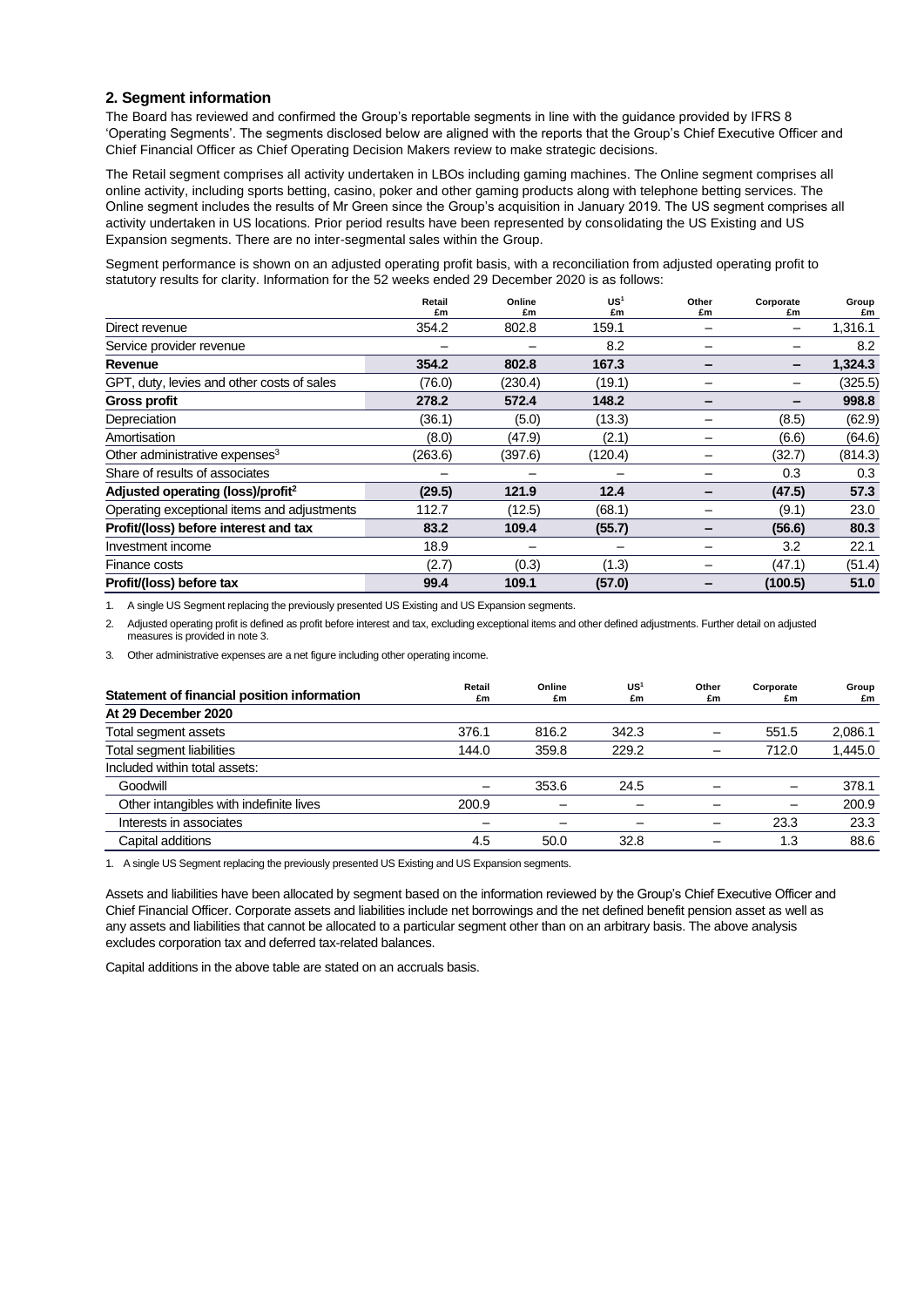## 2. Segment information

The Board has reviewed and confirmed the Group's reportable segments in line with the guidance provided by IFRS 8 'Operating Segments'. The segments disclosed below are aligned with the reports that the Group's Chief Executive Officer and Chief Financial Officer as Chief Operating Decision Makers review to make strategic decisions.

The Retail segment comprises all activity undertaken in LBOs including gaming machines. The Online segment comprises all online activity, including sports betting, casino, poker and other gaming products along with telephone betting services. The Online segment includes the results of Mr Green since the Group's acquisition in January 2019. The US segment comprises all activity undertaken in US locations. Prior period results have been represented by consolidating the US Existing and US Expansion segments. There are no inter-segmental sales within the Group.

Segment performance is shown on an adjusted operating profit basis, with a reconciliation from adjusted operating profit to statutory results for clarity. Information for the 52 weeks ended 29 December 2020 is as follows:

| | Retail £m | Online £m | US[1] £m | Other £m | Corporate £m | Group £m |
|---|---|---|---|---|---|---|
| Direct revenue | 354.2 | 802.8 | 159.1 | – | – | 1,316.1 |
| Service provider revenue | – | – | 8.2 | – | – | 8.2 |
| **Revenue** | **354.2** | **802.8** | **167.3** | **–** | **–** | **1,324.3** |
| GPT, duty, levies and other costs of sales | (76.0) | (230.4) | (19.1) | – | – | (325.5) |
| **Gross profit** | **278.2** | **572.4** | **148.2** | **–** | **–** | **998.8** |
| Depreciation | (36.1) | (5.0) | (13.3) | – | (8.5) | (62.9) |
| Amortisation | (8.0) | (47.9) | (2.1) | – | (6.6) | (64.6) |
| Other administrative expenses[3] | (263.6) | (397.6) | (120.4) | – | (32.7) | (814.3) |
| Share of results of associates | – | – | – | – | 0.3 | 0.3 |
| **Adjusted operating (loss)/profit[2]** | **(29.5)** | **121.9** | **12.4** | **–** | **(47.5)** | **57.3** |
| Operating exceptional items and adjustments | 112.7 | (12.5) | (68.1) | – | (9.1) | 23.0 |
| **Profit/(loss) before interest and tax** | **83.2** | **109.4** | **(55.7)** | **–** | **(56.6)** | **80.3** |
| Investment income | 18.9 | – | – | – | 3.2 | 22.1 |
| Finance costs | (2.7) | (0.3) | (1.3) | – | (47.1) | (51.4) |
| **Profit/(loss) before tax** | **99.4** | **109.1** | **(57.0)** | **–** | **(100.5)** | **51.0** |

1. A single US Segment replacing the previously presented US Existing and US Expansion segments.
2. Adjusted operating profit is defined as profit before interest and tax, excluding exceptional items and other defined adjustments. Further detail on adjusted measures is provided in note 3.
3. Other administrative expenses are a net figure including other operating income.

| Statement of financial position information | Retail £m | Online £m | US[1] £m | Other £m | Corporate £m | Group £m |
|---|---|---|---|---|---|---|
| **At 29 December 2020** | | | | | | |
| Total segment assets | 376.1 | 816.2 | 342.3 | – | 551.5 | 2,086.1 |
| Total segment liabilities | 144.0 | 359.8 | 229.2 | – | 712.0 | 1,445.0 |
| Included within total assets: | | | | | | |
| Goodwill | – | 353.6 | 24.5 | – | – | 378.1 |
| Other intangibles with indefinite lives | 200.9 | – | – | – | – | 200.9 |
| Interests in associates | – | – | – | – | 23.3 | 23.3 |
| Capital additions | 4.5 | 50.0 | 32.8 | – | 1.3 | 88.6 |

1. A single US Segment replacing the previously presented US Existing and US Expansion segments.

Assets and liabilities have been allocated by segment based on the information reviewed by the Group's Chief Executive Officer and Chief Financial Officer. Corporate assets and liabilities include net borrowings and the net defined benefit pension asset as well as any assets and liabilities that cannot be allocated to a particular segment other than on an arbitrary basis. The above analysis excludes corporation tax and deferred tax-related balances.

Capital additions in the above table are stated on an accruals basis.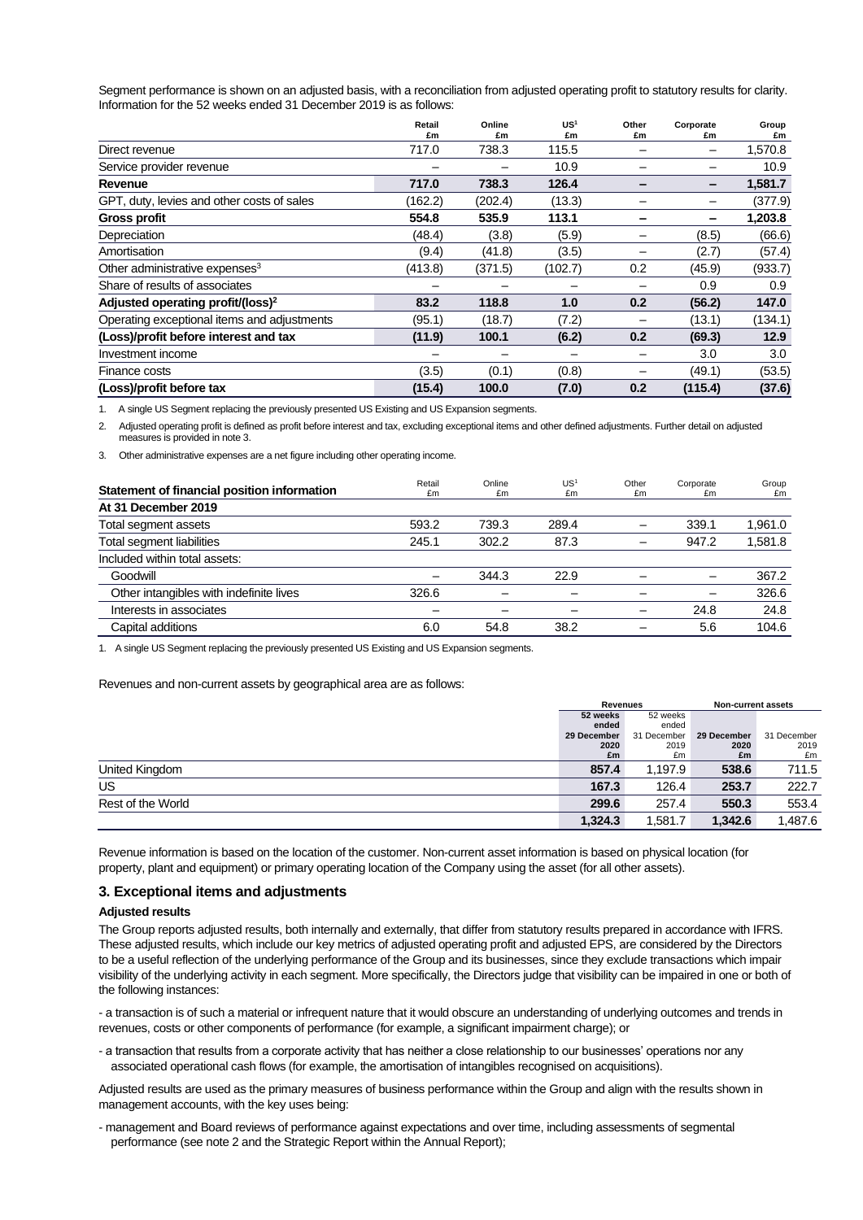Segment performance is shown on an adjusted basis, with a reconciliation from adjusted operating profit to statutory results for clarity. Information for the 52 weeks ended 31 December 2019 is as follows:

| | Retail £m | Online £m | US[1] £m | Other £m | Corporate £m | Group £m |
|---|---|---|---|---|---|---|
| Direct revenue | 717.0 | 738.3 | 115.5 | – | – | 1,570.8 |
| Service provider revenue | – | – | 10.9 | – | – | 10.9 |
| **Revenue** | **717.0** | **738.3** | **126.4** | **–** | **–** | **1,581.7** |
| GPT, duty, levies and other costs of sales | (162.2) | (202.4) | (13.3) | – | – | (377.9) |
| **Gross profit** | **554.8** | **535.9** | **113.1** | **–** | **–** | **1,203.8** |
| Depreciation | (48.4) | (3.8) | (5.9) | – | (8.5) | (66.6) |
| Amortisation | (9.4) | (41.8) | (3.5) | – | (2.7) | (57.4) |
| Other administrative expenses[3] | (413.8) | (371.5) | (102.7) | 0.2 | (45.9) | (933.7) |
| Share of results of associates | – | – | – | – | 0.9 | 0.9 |
| **Adjusted operating profit/(loss)[2]** | **83.2** | **118.8** | **1.0** | **0.2** | **(56.2)** | **147.0** |
| Operating exceptional items and adjustments | (95.1) | (18.7) | (7.2) | – | (13.1) | (134.1) |
| **(Loss)/profit before interest and tax** | **(11.9)** | **100.1** | **(6.2)** | **0.2** | **(69.3)** | **12.9** |
| Investment income | – | – | – | – | 3.0 | 3.0 |
| Finance costs | (3.5) | (0.1) | (0.8) | – | (49.1) | (53.5) |
| **(Loss)/profit before tax** | **(15.4)** | **100.0** | **(7.0)** | **0.2** | **(115.4)** | **(37.6)** |

1. A single US Segment replacing the previously presented US Existing and US Expansion segments.

2. Adjusted operating profit is defined as profit before interest and tax, excluding exceptional items and other defined adjustments. Further detail on adjusted measures is provided in note 3.

3. Other administrative expenses are a net figure including other operating income.

| **Statement of financial position information** | Retail £m | Online £m | US[1] £m | Other £m | Corporate £m | Group £m |
|---|---|---|---|---|---|---|
| **At 31 December 2019** | | | | | | |
| Total segment assets | 593.2 | 739.3 | 289.4 | – | 339.1 | 1,961.0 |
| Total segment liabilities | 245.1 | 302.2 | 87.3 | – | 947.2 | 1,581.8 |
| Included within total assets: | | | | | | |
| Goodwill | – | 344.3 | 22.9 | – | – | 367.2 |
| Other intangibles with indefinite lives | 326.6 | – | – | – | – | 326.6 |
| Interests in associates | – | – | – | – | 24.8 | 24.8 |
| Capital additions | 6.0 | 54.8 | 38.2 | – | 5.6 | 104.6 |

1. A single US Segment replacing the previously presented US Existing and US Expansion segments.

Revenues and non-current assets by geographical area are as follows:

| | Revenues | | Non-current assets | |
|---|---|---|---|---|
| | **52 weeks ended 29 December 2020 £m** | 52 weeks ended 31 December 2019 £m | **29 December 2020 £m** | 31 December 2019 £m |
| United Kingdom | **857.4** | 1,197.9 | **538.6** | 711.5 |
| US | **167.3** | 126.4 | **253.7** | 222.7 |
| Rest of the World | **299.6** | 257.4 | **550.3** | 553.4 |
| | **1,324.3** | 1,581.7 | **1,342.6** | 1,487.6 |

Revenue information is based on the location of the customer. Non-current asset information is based on physical location (for property, plant and equipment) or primary operating location of the Company using the asset (for all other assets).

## 3. Exceptional items and adjustments

**Adjusted results**

The Group reports adjusted results, both internally and externally, that differ from statutory results prepared in accordance with IFRS. These adjusted results, which include our key metrics of adjusted operating profit and adjusted EPS, are considered by the Directors to be a useful reflection of the underlying performance of the Group and its businesses, since they exclude transactions which impair visibility of the underlying activity in each segment. More specifically, the Directors judge that visibility can be impaired in one or both of the following instances:

- a transaction is of such a material or infrequent nature that it would obscure an understanding of underlying outcomes and trends in revenues, costs or other components of performance (for example, a significant impairment charge); or

- a transaction that results from a corporate activity that has neither a close relationship to our businesses' operations nor any associated operational cash flows (for example, the amortisation of intangibles recognised on acquisitions).

Adjusted results are used as the primary measures of business performance within the Group and align with the results shown in management accounts, with the key uses being:

- management and Board reviews of performance against expectations and over time, including assessments of segmental performance (see note 2 and the Strategic Report within the Annual Report);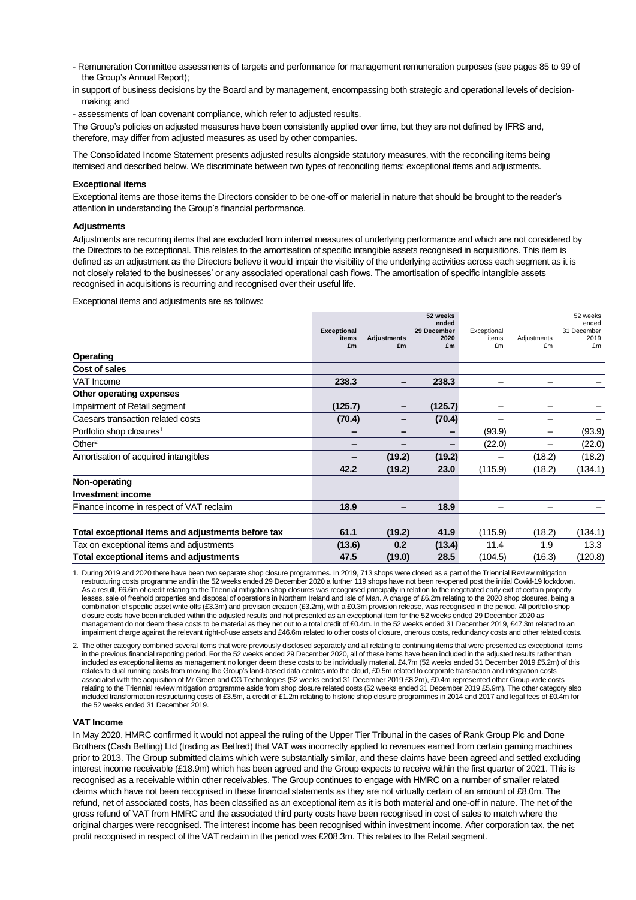- Remuneration Committee assessments of targets and performance for management remuneration purposes (see pages 85 to 99 of the Group's Annual Report);

in support of business decisions by the Board and by management, encompassing both strategic and operational levels of decision-making; and

- assessments of loan covenant compliance, which refer to adjusted results.

The Group's policies on adjusted measures have been consistently applied over time, but they are not defined by IFRS and, therefore, may differ from adjusted measures as used by other companies.

The Consolidated Income Statement presents adjusted results alongside statutory measures, with the reconciling items being itemised and described below. We discriminate between two types of reconciling items: exceptional items and adjustments.

**Exceptional items**

Exceptional items are those items the Directors consider to be one-off or material in nature that should be brought to the reader's attention in understanding the Group's financial performance.

**Adjustments**

Adjustments are recurring items that are excluded from internal measures of underlying performance and which are not considered by the Directors to be exceptional. This relates to the amortisation of specific intangible assets recognised in acquisitions. This item is defined as an adjustment as the Directors believe it would impair the visibility of the underlying activities across each segment as it is not closely related to the businesses' or any associated operational cash flows. The amortisation of specific intangible assets recognised in acquisitions is recurring and recognised over their useful life.

Exceptional items and adjustments are as follows:

| | **Exceptional items £m** | **Adjustments £m** | **52 weeks ended 29 December 2020 £m** | Exceptional items £m | Adjustments £m | 52 weeks ended 31 December 2019 £m |
|---|---|---|---|---|---|---|
| **Operating** | | | | | | |
| **Cost of sales** | | | | | | |
| VAT Income | **238.3** | **–** | **238.3** | – | – | – |
| **Other operating expenses** | | | | | | |
| Impairment of Retail segment | **(125.7)** | **–** | **(125.7)** | – | – | – |
| Caesars transaction related costs | **(70.4)** | **–** | **(70.4)** | – | – | – |
| Portfolio shop closures[1] | **–** | **–** | **–** | (93.9) | – | (93.9) |
| Other[2] | **–** | **–** | **–** | (22.0) | – | (22.0) |
| Amortisation of acquired intangibles | **–** | **(19.2)** | **(19.2)** | – | (18.2) | (18.2) |
| | **42.2** | **(19.2)** | **23.0** | (115.9) | (18.2) | (134.1) |
| **Non-operating** | | | | | | |
| **Investment income** | | | | | | |
| Finance income in respect of VAT reclaim | **18.9** | **–** | **18.9** | – | – | – |
| **Total exceptional items and adjustments before tax** | **61.1** | **(19.2)** | **41.9** | (115.9) | (18.2) | (134.1) |
| Tax on exceptional items and adjustments | **(13.6)** | **0.2** | **(13.4)** | 11.4 | 1.9 | 13.3 |
| **Total exceptional items and adjustments** | **47.5** | **(19.0)** | **28.5** | (104.5) | (16.3) | (120.8) |

1. During 2019 and 2020 there have been two separate shop closure programmes. In 2019, 713 shops were closed as a part of the Triennial Review mitigation restructuring costs programme and in the 52 weeks ended 29 December 2020 a further 119 shops have not been re-opened post the initial Covid-19 lockdown. As a result, £6.6m of credit relating to the Triennial mitigation shop closures was recognised principally in relation to the negotiated early exit of certain property leases, sale of freehold properties and disposal of operations in Northern Ireland and Isle of Man. A charge of £6.2m relating to the 2020 shop closures, being a combination of specific asset write offs (£3.3m) and provision creation (£3.2m), with a £0.3m provision release, was recognised in the period. All portfolio shop closure costs have been included within the adjusted results and not presented as an exceptional item for the 52 weeks ended 29 December 2020 as management do not deem these costs to be material as they net out to a total credit of £0.4m. In the 52 weeks ended 31 December 2019, £47.3m related to an impairment charge against the relevant right-of-use assets and £46.6m related to other costs of closure, onerous costs, redundancy costs and other related costs.

2. The other category combined several items that were previously disclosed separately and all relating to continuing items that were presented as exceptional items in the previous financial reporting period. For the 52 weeks ended 29 December 2020, all of these items have been included in the adjusted results rather than included as exceptional items as management no longer deem these costs to be individually material. £4.7m (52 weeks ended 31 December 2019 £5.2m) of this relates to dual running costs from moving the Group's land-based data centres into the cloud, £0.5m related to corporate transaction and integration costs associated with the acquisition of Mr Green and CG Technologies (52 weeks ended 31 December 2019 £8.2m), £0.4m represented other Group-wide costs relating to the Triennial review mitigation programme aside from shop closure related costs (52 weeks ended 31 December 2019 £5.9m). The other category also included transformation restructuring costs of £3.5m, a credit of £1.2m relating to historic shop closure programmes in 2014 and 2017 and legal fees of £0.4m for the 52 weeks ended 31 December 2019.

**VAT Income**

In May 2020, HMRC confirmed it would not appeal the ruling of the Upper Tier Tribunal in the cases of Rank Group Plc and Done Brothers (Cash Betting) Ltd (trading as Betfred) that VAT was incorrectly applied to revenues earned from certain gaming machines prior to 2013. The Group submitted claims which were substantially similar, and these claims have been agreed and settled excluding interest income receivable (£18.9m) which has been agreed and the Group expects to receive within the first quarter of 2021. This is recognised as a receivable within other receivables. The Group continues to engage with HMRC on a number of smaller related claims which have not been recognised in these financial statements as they are not virtually certain of an amount of £8.0m. The refund, net of associated costs, has been classified as an exceptional item as it is both material and one-off in nature. The net of the gross refund of VAT from HMRC and the associated third party costs have been recognised in cost of sales to match where the original charges were recognised. The interest income has been recognised within investment income. After corporation tax, the net profit recognised in respect of the VAT reclaim in the period was £208.3m. This relates to the Retail segment.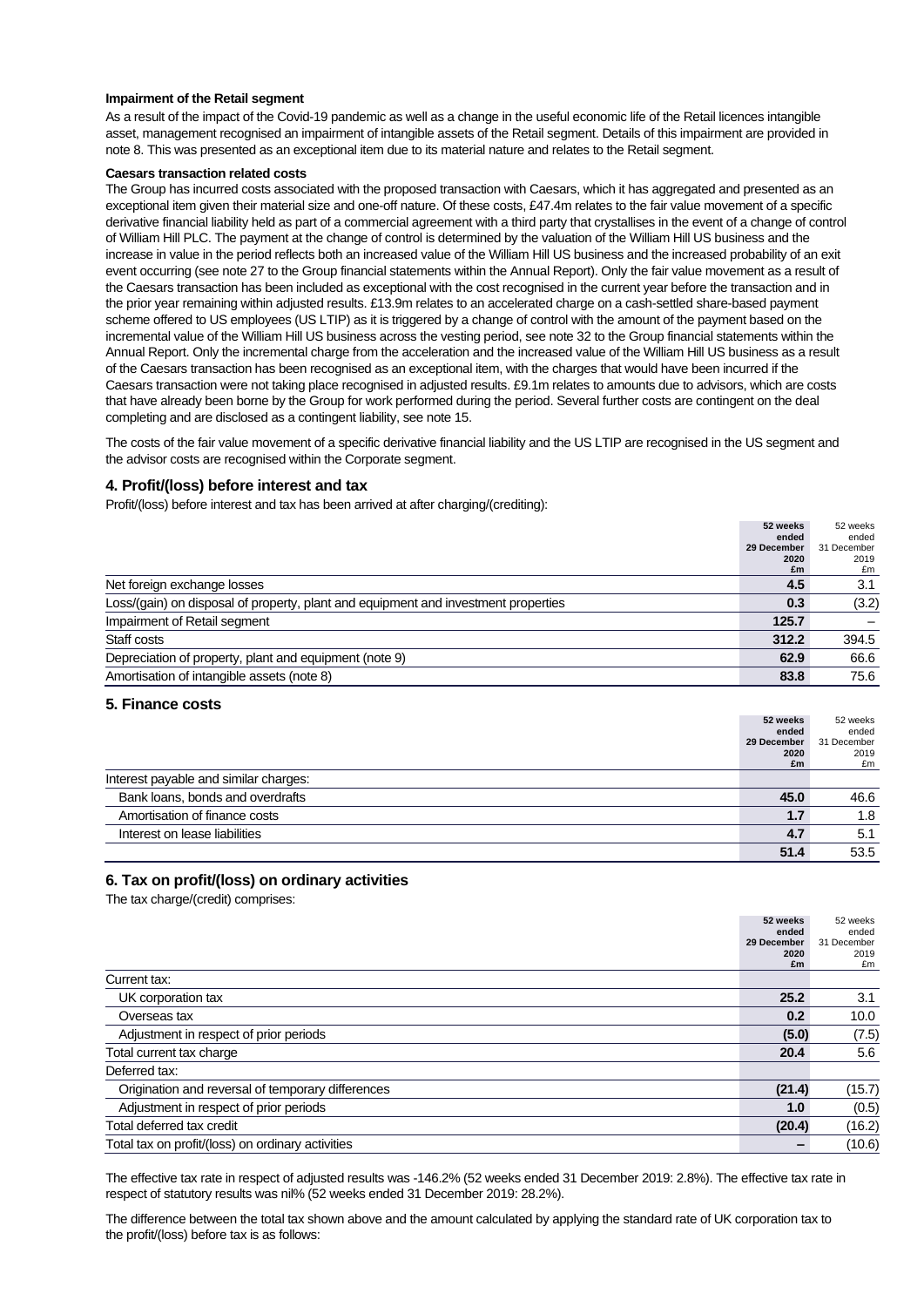**Impairment of the Retail segment**

As a result of the impact of the Covid-19 pandemic as well as a change in the useful economic life of the Retail licences intangible asset, management recognised an impairment of intangible assets of the Retail segment. Details of this impairment are provided in note 8. This was presented as an exceptional item due to its material nature and relates to the Retail segment.

**Caesars transaction related costs**

The Group has incurred costs associated with the proposed transaction with Caesars, which it has aggregated and presented as an exceptional item given their material size and one-off nature. Of these costs, £47.4m relates to the fair value movement of a specific derivative financial liability held as part of a commercial agreement with a third party that crystallises in the event of a change of control of William Hill PLC. The payment at the change of control is determined by the valuation of the William Hill US business and the increase in value in the period reflects both an increased value of the William Hill US business and the increased probability of an exit event occurring (see note 27 to the Group financial statements within the Annual Report). Only the fair value movement as a result of the Caesars transaction has been included as exceptional with the cost recognised in the current year before the transaction and in the prior year remaining within adjusted results. £13.9m relates to an accelerated charge on a cash-settled share-based payment scheme offered to US employees (US LTIP) as it is triggered by a change of control with the amount of the payment based on the incremental value of the William Hill US business across the vesting period, see note 32 to the Group financial statements within the Annual Report. Only the incremental charge from the acceleration and the increased value of the William Hill US business as a result of the Caesars transaction has been recognised as an exceptional item, with the charges that would have been incurred if the Caesars transaction were not taking place recognised in adjusted results. £9.1m relates to amounts due to advisors, which are costs that have already been borne by the Group for work performed during the period. Several further costs are contingent on the deal completing and are disclosed as a contingent liability, see note 15.

The costs of the fair value movement of a specific derivative financial liability and the US LTIP are recognised in the US segment and the advisor costs are recognised within the Corporate segment.

## 4. Profit/(loss) before interest and tax

Profit/(loss) before interest and tax has been arrived at after charging/(crediting):

| | **52 weeks ended 29 December 2020 £m** | 52 weeks ended 31 December 2019 £m |
|---|---|---|
| Net foreign exchange losses | **4.5** | 3.1 |
| Loss/(gain) on disposal of property, plant and equipment and investment properties | **0.3** | (3.2) |
| Impairment of Retail segment | **125.7** | – |
| Staff costs | **312.2** | 394.5 |
| Depreciation of property, plant and equipment (note 9) | **62.9** | 66.6 |
| Amortisation of intangible assets (note 8) | **83.8** | 75.6 |

## 5. Finance costs

| | **52 weeks ended 29 December 2020 £m** | 52 weeks ended 31 December 2019 £m |
|---|---|---|
| Interest payable and similar charges: | | |
| Bank loans, bonds and overdrafts | **45.0** | 46.6 |
| Amortisation of finance costs | **1.7** | 1.8 |
| Interest on lease liabilities | **4.7** | 5.1 |
| | **51.4** | 53.5 |

## 6. Tax on profit/(loss) on ordinary activities

The tax charge/(credit) comprises:

| | **52 weeks ended 29 December 2020 £m** | 52 weeks ended 31 December 2019 £m |
|---|---|---|
| Current tax: | | |
| UK corporation tax | **25.2** | 3.1 |
| Overseas tax | **0.2** | 10.0 |
| Adjustment in respect of prior periods | **(5.0)** | (7.5) |
| Total current tax charge | **20.4** | 5.6 |
| Deferred tax: | | |
| Origination and reversal of temporary differences | **(21.4)** | (15.7) |
| Adjustment in respect of prior periods | **1.0** | (0.5) |
| Total deferred tax credit | **(20.4)** | (16.2) |
| Total tax on profit/(loss) on ordinary activities | **–** | (10.6) |

The effective tax rate in respect of adjusted results was -146.2% (52 weeks ended 31 December 2019: 2.8%). The effective tax rate in respect of statutory results was nil% (52 weeks ended 31 December 2019: 28.2%).

The difference between the total tax shown above and the amount calculated by applying the standard rate of UK corporation tax to the profit/(loss) before tax is as follows: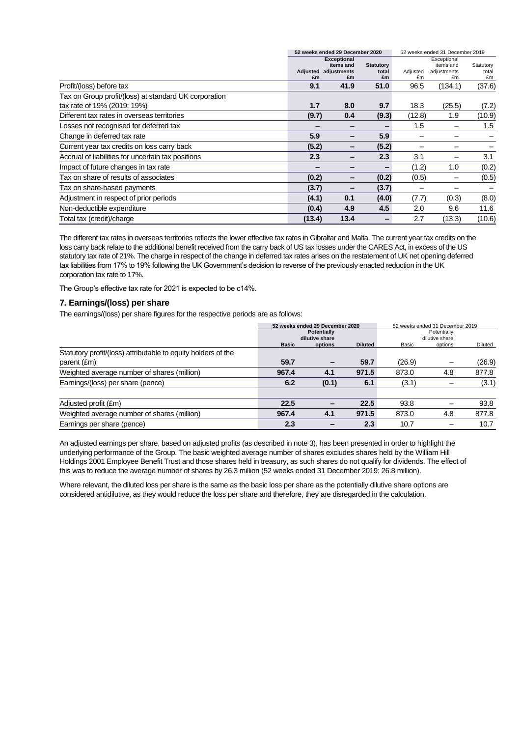| | 52 weeks ended 29 December 2020 | | | 52 weeks ended 31 December 2019 | | |
|---|---|---|---|---|---|---|
| | Adjusted £m | Exceptional items and adjustments £m | Statutory total £m | Adjusted £m | Exceptional items and adjustments £m | Statutory total £m |
| Profit/(loss) before tax | **9.1** | **41.9** | **51.0** | 96.5 | (134.1) | (37.6) |
| Tax on Group profit/(loss) at standard UK corporation tax rate of 19% (2019: 19%) | **1.7** | **8.0** | **9.7** | 18.3 | (25.5) | (7.2) |
| Different tax rates in overseas territories | **(9.7)** | **0.4** | **(9.3)** | (12.8) | 1.9 | (10.9) |
| Losses not recognised for deferred tax | **–** | **–** | **–** | 1.5 | – | 1.5 |
| Change in deferred tax rate | **5.9** | **–** | **5.9** | – | – | – |
| Current year tax credits on loss carry back | **(5.2)** | **–** | **(5.2)** | – | – | – |
| Accrual of liabilities for uncertain tax positions | **2.3** | **–** | **2.3** | 3.1 | – | 3.1 |
| Impact of future changes in tax rate | **–** | **–** | **–** | (1.2) | 1.0 | (0.2) |
| Tax on share of results of associates | **(0.2)** | **–** | **(0.2)** | (0.5) | – | (0.5) |
| Tax on share-based payments | **(3.7)** | **–** | **(3.7)** | – | – | – |
| Adjustment in respect of prior periods | **(4.1)** | **0.1** | **(4.0)** | (7.7) | (0.3) | (8.0) |
| Non-deductible expenditure | **(0.4)** | **4.9** | **4.5** | 2.0 | 9.6 | 11.6 |
| Total tax (credit)/charge | **(13.4)** | **13.4** | **–** | 2.7 | (13.3) | (10.6) |

The different tax rates in overseas territories reflects the lower effective tax rates in Gibraltar and Malta. The current year tax credits on the loss carry back relate to the additional benefit received from the carry back of US tax losses under the CARES Act, in excess of the US statutory tax rate of 21%. The charge in respect of the change in deferred tax rates arises on the restatement of UK net opening deferred tax liabilities from 17% to 19% following the UK Government's decision to reverse of the previously enacted reduction in the UK corporation tax rate to 17%.

The Group's effective tax rate for 2021 is expected to be c14%.

## 7. Earnings/(loss) per share

The earnings/(loss) per share figures for the respective periods are as follows:

| | 52 weeks ended 29 December 2020 | | | 52 weeks ended 31 December 2019 | | |
|---|---|---|---|---|---|---|
| | Basic | Potentially dilutive share options | Diluted | Basic | Potentially dilutive share options | Diluted |
| Statutory profit/(loss) attributable to equity holders of the parent (£m) | **59.7** | **–** | **59.7** | (26.9) | – | (26.9) |
| Weighted average number of shares (million) | **967.4** | **4.1** | **971.5** | 873.0 | 4.8 | 877.8 |
| Earnings/(loss) per share (pence) | **6.2** | **(0.1)** | **6.1** | (3.1) | – | (3.1) |
| | | | | | | |
| Adjusted profit (£m) | **22.5** | **–** | **22.5** | 93.8 | – | 93.8 |
| Weighted average number of shares (million) | **967.4** | **4.1** | **971.5** | 873.0 | 4.8 | 877.8 |
| Earnings per share (pence) | **2.3** | **–** | **2.3** | 10.7 | – | 10.7 |

An adjusted earnings per share, based on adjusted profits (as described in note 3), has been presented in order to highlight the underlying performance of the Group. The basic weighted average number of shares excludes shares held by the William Hill Holdings 2001 Employee Benefit Trust and those shares held in treasury, as such shares do not qualify for dividends. The effect of this was to reduce the average number of shares by 26.3 million (52 weeks ended 31 December 2019: 26.8 million).

Where relevant, the diluted loss per share is the same as the basic loss per share as the potentially dilutive share options are considered antidilutive, as they would reduce the loss per share and therefore, they are disregarded in the calculation.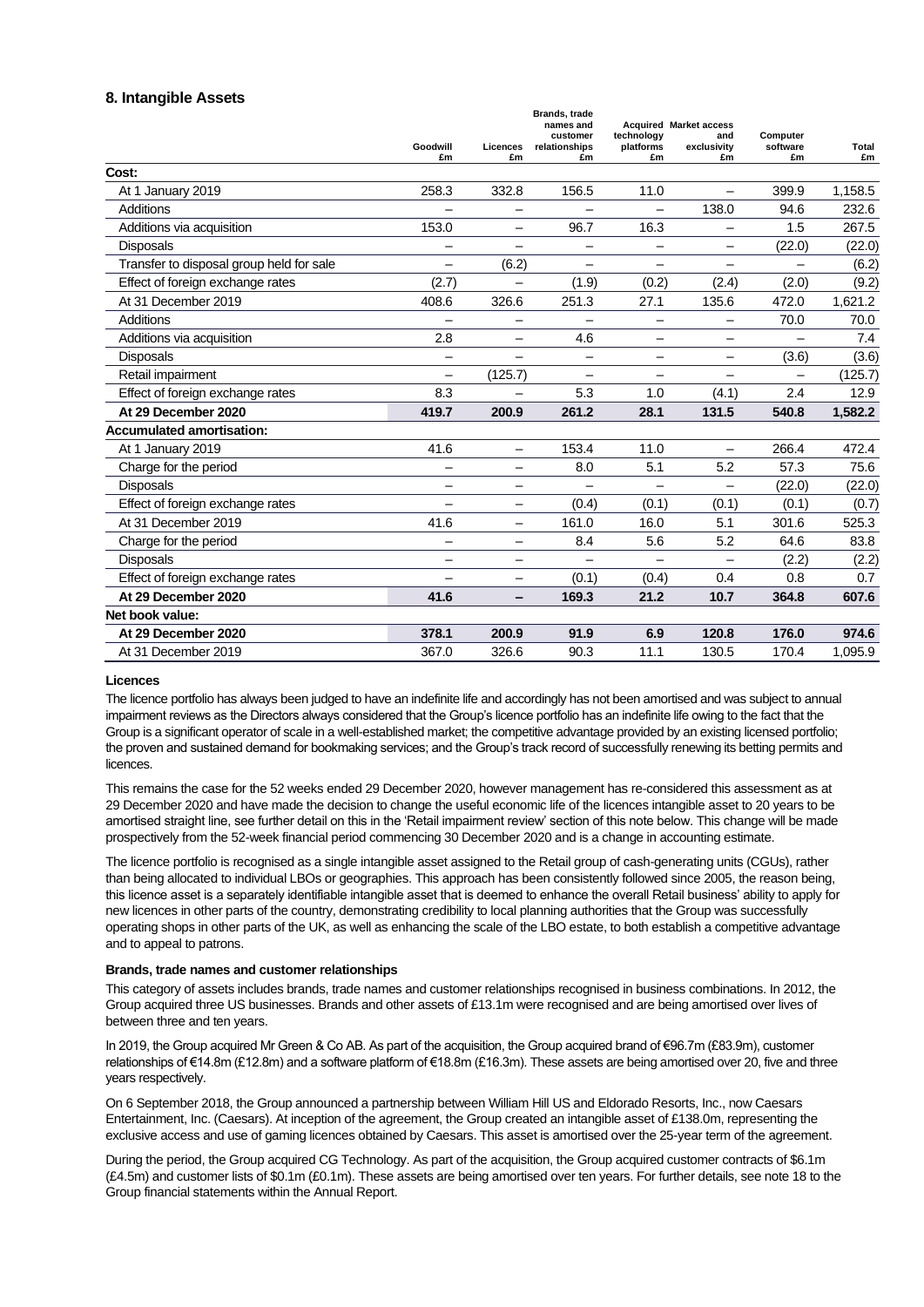## 8. Intangible Assets

| | Goodwill £m | Licences £m | Brands, trade names and customer relationships £m | Acquired technology platforms £m | Market access and exclusivity £m | Computer software £m | Total £m |
|---|---|---|---|---|---|---|---|
| **Cost:** | | | | | | | |
| At 1 January 2019 | 258.3 | 332.8 | 156.5 | 11.0 | – | 399.9 | 1,158.5 |
| Additions | – | – | – | – | 138.0 | 94.6 | 232.6 |
| Additions via acquisition | 153.0 | – | 96.7 | 16.3 | – | 1.5 | 267.5 |
| Disposals | – | – | – | – | – | (22.0) | (22.0) |
| Transfer to disposal group held for sale | – | (6.2) | – | – | – | – | (6.2) |
| Effect of foreign exchange rates | (2.7) | – | (1.9) | (0.2) | (2.4) | (2.0) | (9.2) |
| At 31 December 2019 | 408.6 | 326.6 | 251.3 | 27.1 | 135.6 | 472.0 | 1,621.2 |
| Additions | – | – | – | – | – | 70.0 | 70.0 |
| Additions via acquisition | 2.8 | – | 4.6 | – | – | – | 7.4 |
| Disposals | – | – | – | – | – | (3.6) | (3.6) |
| Retail impairment | – | (125.7) | – | – | – | – | (125.7) |
| Effect of foreign exchange rates | 8.3 | – | 5.3 | 1.0 | (4.1) | 2.4 | 12.9 |
| **At 29 December 2020** | **419.7** | **200.9** | **261.2** | **28.1** | **131.5** | **540.8** | **1,582.2** |
| **Accumulated amortisation:** | | | | | | | |
| At 1 January 2019 | 41.6 | – | 153.4 | 11.0 | – | 266.4 | 472.4 |
| Charge for the period | – | – | 8.0 | 5.1 | 5.2 | 57.3 | 75.6 |
| Disposals | – | – | – | – | – | (22.0) | (22.0) |
| Effect of foreign exchange rates | – | – | (0.4) | (0.1) | (0.1) | (0.1) | (0.7) |
| At 31 December 2019 | 41.6 | – | 161.0 | 16.0 | 5.1 | 301.6 | 525.3 |
| Charge for the period | – | – | 8.4 | 5.6 | 5.2 | 64.6 | 83.8 |
| Disposals | – | – | – | – | – | (2.2) | (2.2) |
| Effect of foreign exchange rates | – | – | (0.1) | (0.4) | 0.4 | 0.8 | 0.7 |
| **At 29 December 2020** | **41.6** | **–** | **169.3** | **21.2** | **10.7** | **364.8** | **607.6** |
| **Net book value:** | | | | | | | |
| **At 29 December 2020** | **378.1** | **200.9** | **91.9** | **6.9** | **120.8** | **176.0** | **974.6** |
| At 31 December 2019 | 367.0 | 326.6 | 90.3 | 11.1 | 130.5 | 170.4 | 1,095.9 |

**Licences**

The licence portfolio has always been judged to have an indefinite life and accordingly has not been amortised and was subject to annual impairment reviews as the Directors always considered that the Group's licence portfolio has an indefinite life owing to the fact that the Group is a significant operator of scale in a well-established market; the competitive advantage provided by an existing licensed portfolio; the proven and sustained demand for bookmaking services; and the Group's track record of successfully renewing its betting permits and licences.

This remains the case for the 52 weeks ended 29 December 2020, however management has re-considered this assessment as at 29 December 2020 and have made the decision to change the useful economic life of the licences intangible asset to 20 years to be amortised straight line, see further detail on this in the 'Retail impairment review' section of this note below. This change will be made prospectively from the 52-week financial period commencing 30 December 2020 and is a change in accounting estimate.

The licence portfolio is recognised as a single intangible asset assigned to the Retail group of cash-generating units (CGUs), rather than being allocated to individual LBOs or geographies. This approach has been consistently followed since 2005, the reason being, this licence asset is a separately identifiable intangible asset that is deemed to enhance the overall Retail business' ability to apply for new licences in other parts of the country, demonstrating credibility to local planning authorities that the Group was successfully operating shops in other parts of the UK, as well as enhancing the scale of the LBO estate, to both establish a competitive advantage and to appeal to patrons.

**Brands, trade names and customer relationships**

This category of assets includes brands, trade names and customer relationships recognised in business combinations. In 2012, the Group acquired three US businesses. Brands and other assets of £13.1m were recognised and are being amortised over lives of between three and ten years.

In 2019, the Group acquired Mr Green & Co AB. As part of the acquisition, the Group acquired brand of €96.7m (£83.9m), customer relationships of €14.8m (£12.8m) and a software platform of €18.8m (£16.3m). These assets are being amortised over 20, five and three years respectively.

On 6 September 2018, the Group announced a partnership between William Hill US and Eldorado Resorts, Inc., now Caesars Entertainment, Inc. (Caesars). At inception of the agreement, the Group created an intangible asset of £138.0m, representing the exclusive access and use of gaming licences obtained by Caesars. This asset is amortised over the 25-year term of the agreement.

During the period, the Group acquired CG Technology. As part of the acquisition, the Group acquired customer contracts of $6.1m (£4.5m) and customer lists of $0.1m (£0.1m). These assets are being amortised over ten years. For further details, see note 18 to the Group financial statements within the Annual Report.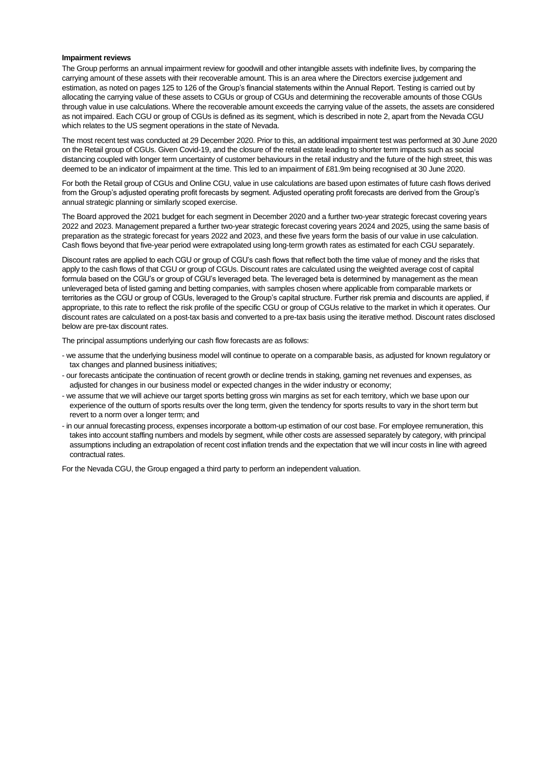**Impairment reviews**

The Group performs an annual impairment review for goodwill and other intangible assets with indefinite lives, by comparing the carrying amount of these assets with their recoverable amount. This is an area where the Directors exercise judgement and estimation, as noted on pages 125 to 126 of the Group's financial statements within the Annual Report. Testing is carried out by allocating the carrying value of these assets to CGUs or group of CGUs and determining the recoverable amounts of those CGUs through value in use calculations. Where the recoverable amount exceeds the carrying value of the assets, the assets are considered as not impaired. Each CGU or group of CGUs is defined as its segment, which is described in note 2, apart from the Nevada CGU which relates to the US segment operations in the state of Nevada.

The most recent test was conducted at 29 December 2020. Prior to this, an additional impairment test was performed at 30 June 2020 on the Retail group of CGUs. Given Covid-19, and the closure of the retail estate leading to shorter term impacts such as social distancing coupled with longer term uncertainty of customer behaviours in the retail industry and the future of the high street, this was deemed to be an indicator of impairment at the time. This led to an impairment of £81.9m being recognised at 30 June 2020.

For both the Retail group of CGUs and Online CGU, value in use calculations are based upon estimates of future cash flows derived from the Group's adjusted operating profit forecasts by segment. Adjusted operating profit forecasts are derived from the Group's annual strategic planning or similarly scoped exercise.

The Board approved the 2021 budget for each segment in December 2020 and a further two-year strategic forecast covering years 2022 and 2023. Management prepared a further two-year strategic forecast covering years 2024 and 2025, using the same basis of preparation as the strategic forecast for years 2022 and 2023, and these five years form the basis of our value in use calculation. Cash flows beyond that five-year period were extrapolated using long-term growth rates as estimated for each CGU separately.

Discount rates are applied to each CGU or group of CGU's cash flows that reflect both the time value of money and the risks that apply to the cash flows of that CGU or group of CGUs. Discount rates are calculated using the weighted average cost of capital formula based on the CGU's or group of CGU's leveraged beta. The leveraged beta is determined by management as the mean unleveraged beta of listed gaming and betting companies, with samples chosen where applicable from comparable markets or territories as the CGU or group of CGUs, leveraged to the Group's capital structure. Further risk premia and discounts are applied, if appropriate, to this rate to reflect the risk profile of the specific CGU or group of CGUs relative to the market in which it operates. Our discount rates are calculated on a post-tax basis and converted to a pre-tax basis using the iterative method. Discount rates disclosed below are pre-tax discount rates.

The principal assumptions underlying our cash flow forecasts are as follows:

- we assume that the underlying business model will continue to operate on a comparable basis, as adjusted for known regulatory or tax changes and planned business initiatives;
- our forecasts anticipate the continuation of recent growth or decline trends in staking, gaming net revenues and expenses, as adjusted for changes in our business model or expected changes in the wider industry or economy;
- we assume that we will achieve our target sports betting gross win margins as set for each territory, which we base upon our experience of the outturn of sports results over the long term, given the tendency for sports results to vary in the short term but revert to a norm over a longer term; and
- in our annual forecasting process, expenses incorporate a bottom-up estimation of our cost base. For employee remuneration, this takes into account staffing numbers and models by segment, while other costs are assessed separately by category, with principal assumptions including an extrapolation of recent cost inflation trends and the expectation that we will incur costs in line with agreed contractual rates.

For the Nevada CGU, the Group engaged a third party to perform an independent valuation.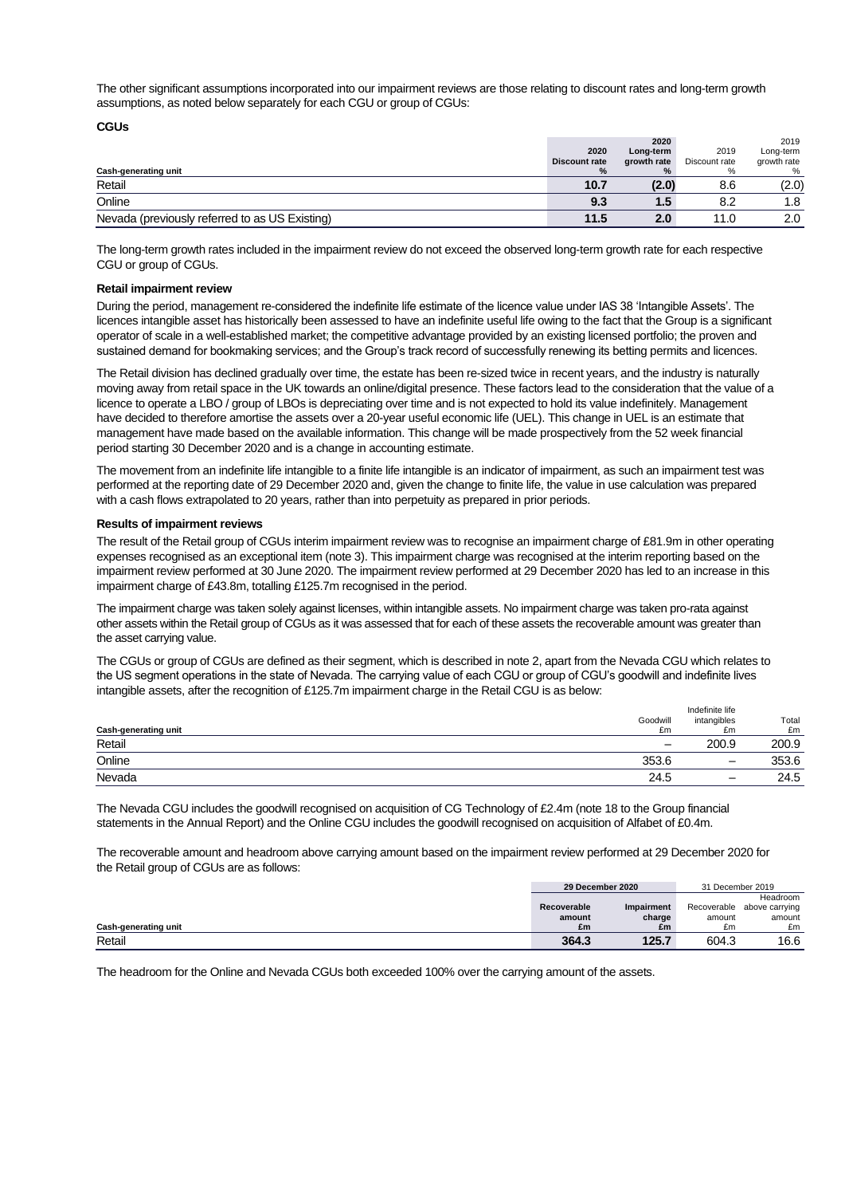The other significant assumptions incorporated into our impairment reviews are those relating to discount rates and long-term growth assumptions, as noted below separately for each CGU or group of CGUs:

**CGUs**

| Cash-generating unit | **2020 Discount rate %** | **2020 Long-term growth rate %** | 2019 Discount rate % | 2019 Long-term growth rate % |
|---|---|---|---|---|
| Retail | **10.7** | **(2.0)** | 8.6 | (2.0) |
| Online | **9.3** | **1.5** | 8.2 | 1.8 |
| Nevada (previously referred to as US Existing) | **11.5** | **2.0** | 11.0 | 2.0 |

The long-term growth rates included in the impairment review do not exceed the observed long-term growth rate for each respective CGU or group of CGUs.

**Retail impairment review**

During the period, management re-considered the indefinite life estimate of the licence value under IAS 38 'Intangible Assets'. The licences intangible asset has historically been assessed to have an indefinite useful life owing to the fact that the Group is a significant operator of scale in a well-established market; the competitive advantage provided by an existing licensed portfolio; the proven and sustained demand for bookmaking services; and the Group's track record of successfully renewing its betting permits and licences.

The Retail division has declined gradually over time, the estate has been re-sized twice in recent years, and the industry is naturally moving away from retail space in the UK towards an online/digital presence. These factors lead to the consideration that the value of a licence to operate a LBO / group of LBOs is depreciating over time and is not expected to hold its value indefinitely. Management have decided to therefore amortise the assets over a 20-year useful economic life (UEL). This change in UEL is an estimate that management have made based on the available information. This change will be made prospectively from the 52 week financial period starting 30 December 2020 and is a change in accounting estimate.

The movement from an indefinite life intangible to a finite life intangible is an indicator of impairment, as such an impairment test was performed at the reporting date of 29 December 2020 and, given the change to finite life, the value in use calculation was prepared with a cash flows extrapolated to 20 years, rather than into perpetuity as prepared in prior periods.

**Results of impairment reviews**

The result of the Retail group of CGUs interim impairment review was to recognise an impairment charge of £81.9m in other operating expenses recognised as an exceptional item (note 3). This impairment charge was recognised at the interim reporting based on the impairment review performed at 30 June 2020. The impairment review performed at 29 December 2020 has led to an increase in this impairment charge of £43.8m, totalling £125.7m recognised in the period.

The impairment charge was taken solely against licenses, within intangible assets. No impairment charge was taken pro-rata against other assets within the Retail group of CGUs as it was assessed that for each of these assets the recoverable amount was greater than the asset carrying value.

The CGUs or group of CGUs are defined as their segment, which is described in note 2, apart from the Nevada CGU which relates to the US segment operations in the state of Nevada. The carrying value of each CGU or group of CGU's goodwill and indefinite lives intangible assets, after the recognition of £125.7m impairment charge in the Retail CGU is as below:

| Cash-generating unit | Goodwill £m | Indefinite life intangibles £m | Total £m |
|---|---|---|---|
| Retail | – | 200.9 | 200.9 |
| Online | 353.6 | – | 353.6 |
| Nevada | 24.5 | – | 24.5 |

The Nevada CGU includes the goodwill recognised on acquisition of CG Technology of £2.4m (note 18 to the Group financial statements in the Annual Report) and the Online CGU includes the goodwill recognised on acquisition of Alfabet of £0.4m.

The recoverable amount and headroom above carrying amount based on the impairment review performed at 29 December 2020 for the Retail group of CGUs are as follows:

| | **29 December 2020** | | 31 December 2019 | |
|---|---|---|---|---|
| Cash-generating unit | **Recoverable amount £m** | **Impairment charge £m** | Recoverable amount £m | Headroom above carrying amount £m |
| Retail | **364.3** | **125.7** | 604.3 | 16.6 |

The headroom for the Online and Nevada CGUs both exceeded 100% over the carrying amount of the assets.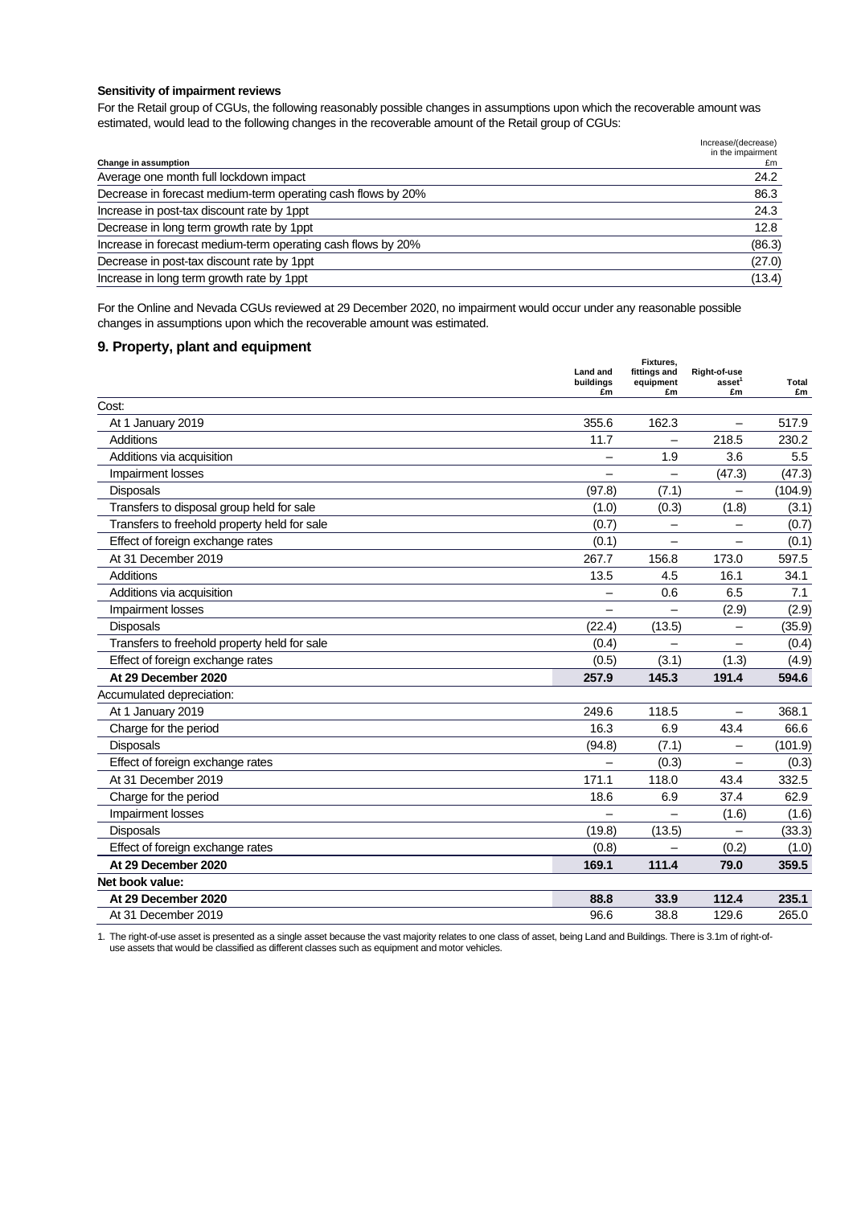**Sensitivity of impairment reviews**

For the Retail group of CGUs, the following reasonably possible changes in assumptions upon which the recoverable amount was estimated, would lead to the following changes in the recoverable amount of the Retail group of CGUs:

| Change in assumption | Increase/(decrease) in the impairment £m |
|---|---|
| Average one month full lockdown impact | 24.2 |
| Decrease in forecast medium-term operating cash flows by 20% | 86.3 |
| Increase in post-tax discount rate by 1ppt | 24.3 |
| Decrease in long term growth rate by 1ppt | 12.8 |
| Increase in forecast medium-term operating cash flows by 20% | (86.3) |
| Decrease in post-tax discount rate by 1ppt | (27.0) |
| Increase in long term growth rate by 1ppt | (13.4) |

For the Online and Nevada CGUs reviewed at 29 December 2020, no impairment would occur under any reasonable possible changes in assumptions upon which the recoverable amount was estimated.

## 9. Property, plant and equipment

| | Land and buildings £m | Fixtures, fittings and equipment £m | Right-of-use asset[1] £m | Total £m |
|---|---|---|---|---|
| Cost: | | | | |
| At 1 January 2019 | 355.6 | 162.3 | – | 517.9 |
| Additions | 11.7 | – | 218.5 | 230.2 |
| Additions via acquisition | – | 1.9 | 3.6 | 5.5 |
| Impairment losses | – | – | (47.3) | (47.3) |
| Disposals | (97.8) | (7.1) | – | (104.9) |
| Transfers to disposal group held for sale | (1.0) | (0.3) | (1.8) | (3.1) |
| Transfers to freehold property held for sale | (0.7) | – | – | (0.7) |
| Effect of foreign exchange rates | (0.1) | – | – | (0.1) |
| At 31 December 2019 | 267.7 | 156.8 | 173.0 | 597.5 |
| Additions | 13.5 | 4.5 | 16.1 | 34.1 |
| Additions via acquisition | – | 0.6 | 6.5 | 7.1 |
| Impairment losses | – | – | (2.9) | (2.9) |
| Disposals | (22.4) | (13.5) | – | (35.9) |
| Transfers to freehold property held for sale | (0.4) | – | – | (0.4) |
| Effect of foreign exchange rates | (0.5) | (3.1) | (1.3) | (4.9) |
| **At 29 December 2020** | **257.9** | **145.3** | **191.4** | **594.6** |
| Accumulated depreciation: | | | | |
| At 1 January 2019 | 249.6 | 118.5 | – | 368.1 |
| Charge for the period | 16.3 | 6.9 | 43.4 | 66.6 |
| Disposals | (94.8) | (7.1) | – | (101.9) |
| Effect of foreign exchange rates | – | (0.3) | – | (0.3) |
| At 31 December 2019 | 171.1 | 118.0 | 43.4 | 332.5 |
| Charge for the period | 18.6 | 6.9 | 37.4 | 62.9 |
| Impairment losses | – | – | (1.6) | (1.6) |
| Disposals | (19.8) | (13.5) | – | (33.3) |
| Effect of foreign exchange rates | (0.8) | – | (0.2) | (1.0) |
| **At 29 December 2020** | **169.1** | **111.4** | **79.0** | **359.5** |
| **Net book value:** | | | | |
| **At 29 December 2020** | **88.8** | **33.9** | **112.4** | **235.1** |
| At 31 December 2019 | 96.6 | 38.8 | 129.6 | 265.0 |

1. The right-of-use asset is presented as a single asset because the vast majority relates to one class of asset, being Land and Buildings. There is 3.1m of right-of-use assets that would be classified as different classes such as equipment and motor vehicles.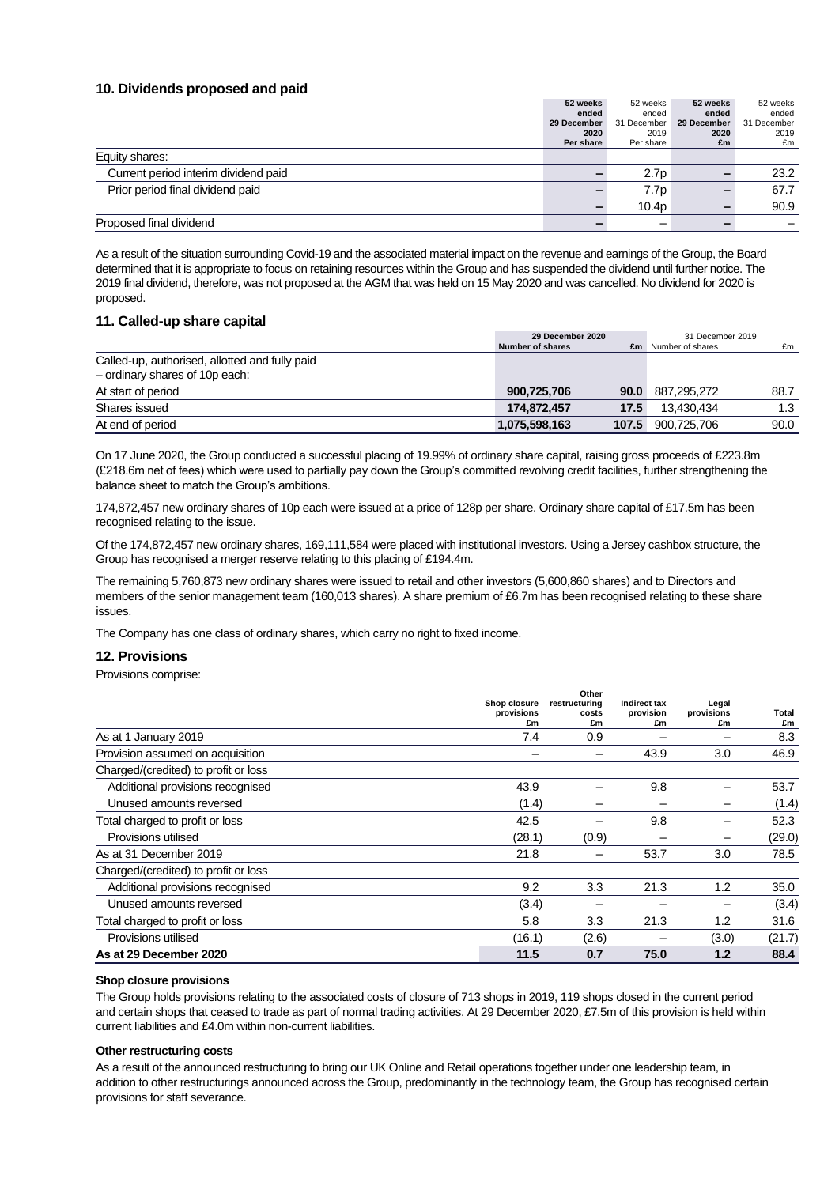## 10. Dividends proposed and paid

| | 52 weeks ended 29 December 2020 Per share | 52 weeks ended 31 December 2019 Per share | 52 weeks ended 29 December 2020 £m | 52 weeks ended 31 December 2019 £m |
|---|---|---|---|---|
| Equity shares: | | | | |
| Current period interim dividend paid | – | 2.7p | – | 23.2 |
| Prior period final dividend paid | – | 7.7p | – | 67.7 |
| | – | 10.4p | – | 90.9 |
| Proposed final dividend | – | – | – | – |

As a result of the situation surrounding Covid-19 and the associated material impact on the revenue and earnings of the Group, the Board determined that it is appropriate to focus on retaining resources within the Group and has suspended the dividend until further notice. The 2019 final dividend, therefore, was not proposed at the AGM that was held on 15 May 2020 and was cancelled. No dividend for 2020 is proposed.

## 11. Called-up share capital

| | 29 December 2020 | | 31 December 2019 | |
|---|---|---|---|---|
| | Number of shares | £m | Number of shares | £m |
| Called-up, authorised, allotted and fully paid – ordinary shares of 10p each: | | | | |
| At start of period | 900,725,706 | 90.0 | 887,295,272 | 88.7 |
| Shares issued | 174,872,457 | 17.5 | 13,430,434 | 1.3 |
| At end of period | 1,075,598,163 | 107.5 | 900,725,706 | 90.0 |

On 17 June 2020, the Group conducted a successful placing of 19.99% of ordinary share capital, raising gross proceeds of £223.8m (£218.6m net of fees) which were used to partially pay down the Group's committed revolving credit facilities, further strengthening the balance sheet to match the Group's ambitions.

174,872,457 new ordinary shares of 10p each were issued at a price of 128p per share. Ordinary share capital of £17.5m has been recognised relating to the issue.

Of the 174,872,457 new ordinary shares, 169,111,584 were placed with institutional investors. Using a Jersey cashbox structure, the Group has recognised a merger reserve relating to this placing of £194.4m.

The remaining 5,760,873 new ordinary shares were issued to retail and other investors (5,600,860 shares) and to Directors and members of the senior management team (160,013 shares). A share premium of £6.7m has been recognised relating to these share issues.

The Company has one class of ordinary shares, which carry no right to fixed income.

## 12. Provisions

Provisions comprise:

| | Shop closure provisions £m | Other restructuring costs £m | Indirect tax provision £m | Legal provisions £m | Total £m |
|---|---|---|---|---|---|
| As at 1 January 2019 | 7.4 | 0.9 | – | – | 8.3 |
| Provision assumed on acquisition | – | – | 43.9 | 3.0 | 46.9 |
| Charged/(credited) to profit or loss | | | | | |
| Additional provisions recognised | 43.9 | – | 9.8 | – | 53.7 |
| Unused amounts reversed | (1.4) | – | – | – | (1.4) |
| Total charged to profit or loss | 42.5 | – | 9.8 | – | 52.3 |
| Provisions utilised | (28.1) | (0.9) | – | – | (29.0) |
| As at 31 December 2019 | 21.8 | – | 53.7 | 3.0 | 78.5 |
| Charged/(credited) to profit or loss | | | | | |
| Additional provisions recognised | 9.2 | 3.3 | 21.3 | 1.2 | 35.0 |
| Unused amounts reversed | (3.4) | – | – | – | (3.4) |
| Total charged to profit or loss | 5.8 | 3.3 | 21.3 | 1.2 | 31.6 |
| Provisions utilised | (16.1) | (2.6) | – | (3.0) | (21.7) |
| **As at 29 December 2020** | **11.5** | **0.7** | **75.0** | **1.2** | **88.4** |

**Shop closure provisions**

The Group holds provisions relating to the associated costs of closure of 713 shops in 2019, 119 shops closed in the current period and certain shops that ceased to trade as part of normal trading activities. At 29 December 2020, £7.5m of this provision is held within current liabilities and £4.0m within non-current liabilities.

**Other restructuring costs**

As a result of the announced restructuring to bring our UK Online and Retail operations together under one leadership team, in addition to other restructurings announced across the Group, predominantly in the technology team, the Group has recognised certain provisions for staff severance.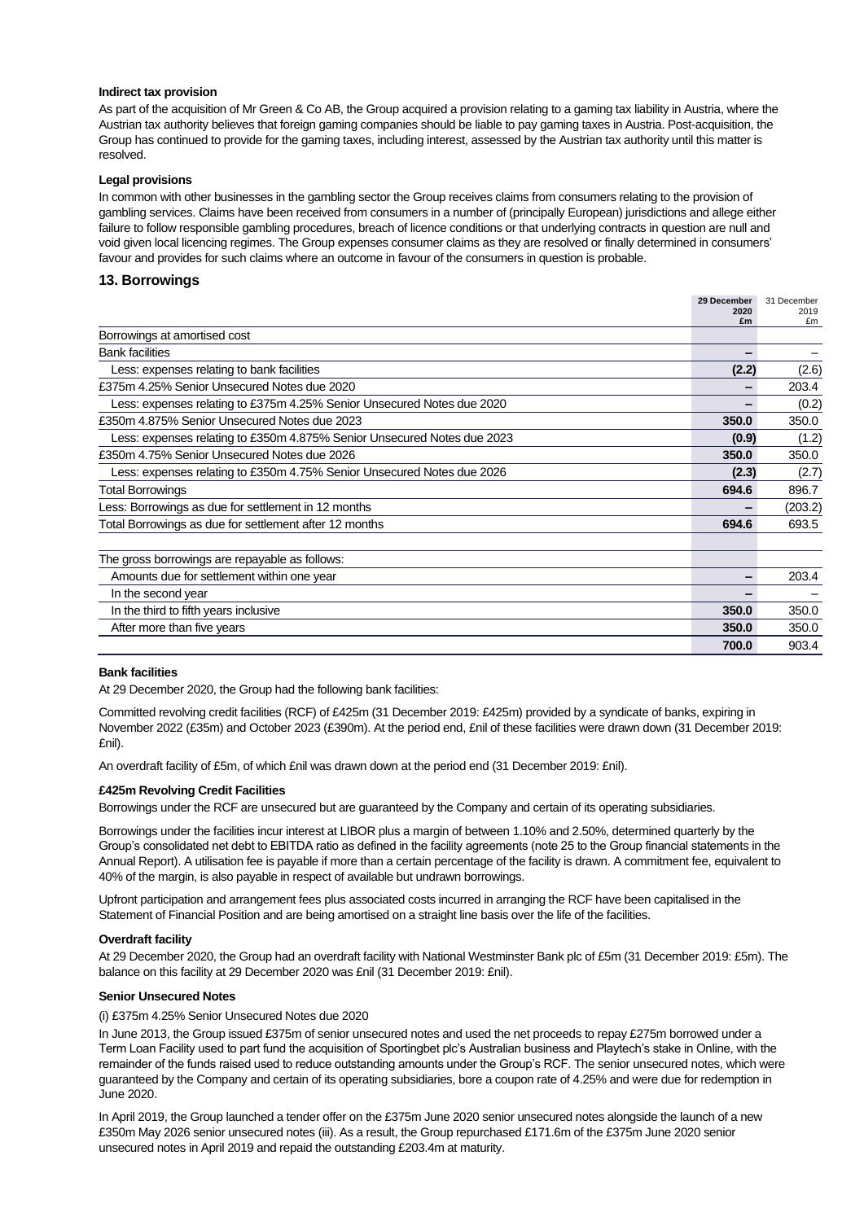**Indirect tax provision**

As part of the acquisition of Mr Green & Co AB, the Group acquired a provision relating to a gaming tax liability in Austria, where the Austrian tax authority believes that foreign gaming companies should be liable to pay gaming taxes in Austria. Post-acquisition, the Group has continued to provide for the gaming taxes, including interest, assessed by the Austrian tax authority until this matter is resolved.

**Legal provisions**

In common with other businesses in the gambling sector the Group receives claims from consumers relating to the provision of gambling services. Claims have been received from consumers in a number of (principally European) jurisdictions and allege either failure to follow responsible gambling procedures, breach of licence conditions or that underlying contracts in question are null and void given local licencing regimes. The Group expenses consumer claims as they are resolved or finally determined in consumers' favour and provides for such claims where an outcome in favour of the consumers in question is probable.

## 13. Borrowings

| | **29 December 2020 £m** | 31 December 2019 £m |
|---|---|---|
| Borrowings at amortised cost | | |
| Bank facilities | **–** | – |
| Less: expenses relating to bank facilities | **(2.2)** | (2.6) |
| £375m 4.25% Senior Unsecured Notes due 2020 | **–** | 203.4 |
| Less: expenses relating to £375m 4.25% Senior Unsecured Notes due 2020 | **–** | (0.2) |
| £350m 4.875% Senior Unsecured Notes due 2023 | **350.0** | 350.0 |
| Less: expenses relating to £350m 4.875% Senior Unsecured Notes due 2023 | **(0.9)** | (1.2) |
| £350m 4.75% Senior Unsecured Notes due 2026 | **350.0** | 350.0 |
| Less: expenses relating to £350m 4.75% Senior Unsecured Notes due 2026 | **(2.3)** | (2.7) |
| Total Borrowings | **694.6** | 896.7 |
| Less: Borrowings as due for settlement in 12 months | **–** | (203.2) |
| Total Borrowings as due for settlement after 12 months | **694.6** | 693.5 |
| | | |
| The gross borrowings are repayable as follows: | | |
| Amounts due for settlement within one year | **–** | 203.4 |
| In the second year | **–** | – |
| In the third to fifth years inclusive | **350.0** | 350.0 |
| After more than five years | **350.0** | 350.0 |
| | **700.0** | 903.4 |

**Bank facilities**

At 29 December 2020, the Group had the following bank facilities:

Committed revolving credit facilities (RCF) of £425m (31 December 2019: £425m) provided by a syndicate of banks, expiring in November 2022 (£35m) and October 2023 (£390m). At the period end, £nil of these facilities were drawn down (31 December 2019: £nil).

An overdraft facility of £5m, of which £nil was drawn down at the period end (31 December 2019: £nil).

**£425m Revolving Credit Facilities**

Borrowings under the RCF are unsecured but are guaranteed by the Company and certain of its operating subsidiaries.

Borrowings under the facilities incur interest at LIBOR plus a margin of between 1.10% and 2.50%, determined quarterly by the Group's consolidated net debt to EBITDA ratio as defined in the facility agreements (note 25 to the Group financial statements in the Annual Report). A utilisation fee is payable if more than a certain percentage of the facility is drawn. A commitment fee, equivalent to 40% of the margin, is also payable in respect of available but undrawn borrowings.

Upfront participation and arrangement fees plus associated costs incurred in arranging the RCF have been capitalised in the Statement of Financial Position and are being amortised on a straight line basis over the life of the facilities.

**Overdraft facility**

At 29 December 2020, the Group had an overdraft facility with National Westminster Bank plc of £5m (31 December 2019: £5m). The balance on this facility at 29 December 2020 was £nil (31 December 2019: £nil).

**Senior Unsecured Notes**

(i) £375m 4.25% Senior Unsecured Notes due 2020

In June 2013, the Group issued £375m of senior unsecured notes and used the net proceeds to repay £275m borrowed under a Term Loan Facility used to part fund the acquisition of Sportingbet plc's Australian business and Playtech's stake in Online, with the remainder of the funds raised used to reduce outstanding amounts under the Group's RCF. The senior unsecured notes, which were guaranteed by the Company and certain of its operating subsidiaries, bore a coupon rate of 4.25% and were due for redemption in June 2020.

In April 2019, the Group launched a tender offer on the £375m June 2020 senior unsecured notes alongside the launch of a new £350m May 2026 senior unsecured notes (iii). As a result, the Group repurchased £171.6m of the £375m June 2020 senior unsecured notes in April 2019 and repaid the outstanding £203.4m at maturity.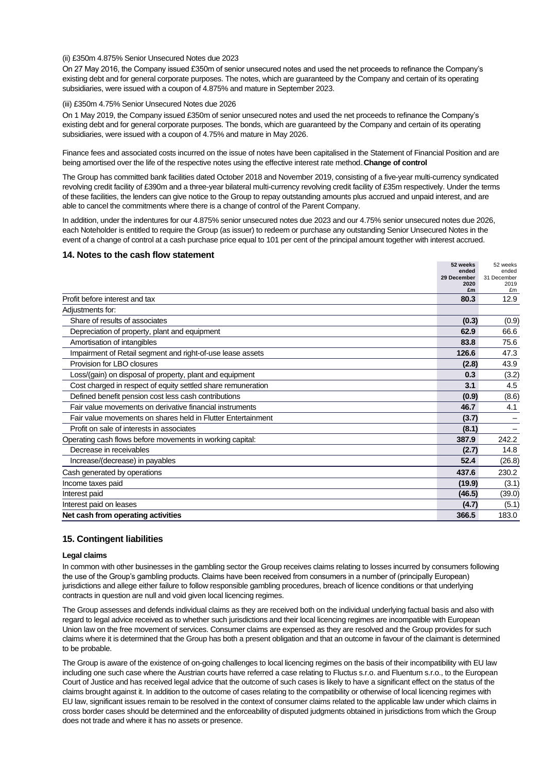(ii) £350m 4.875% Senior Unsecured Notes due 2023

On 27 May 2016, the Company issued £350m of senior unsecured notes and used the net proceeds to refinance the Company's existing debt and for general corporate purposes. The notes, which are guaranteed by the Company and certain of its operating subsidiaries, were issued with a coupon of 4.875% and mature in September 2023.

(iii) £350m 4.75% Senior Unsecured Notes due 2026

On 1 May 2019, the Company issued £350m of senior unsecured notes and used the net proceeds to refinance the Company's existing debt and for general corporate purposes. The bonds, which are guaranteed by the Company and certain of its operating subsidiaries, were issued with a coupon of 4.75% and mature in May 2026.

Finance fees and associated costs incurred on the issue of notes have been capitalised in the Statement of Financial Position and are being amortised over the life of the respective notes using the effective interest rate method.

**Change of control**

The Group has committed bank facilities dated October 2018 and November 2019, consisting of a five-year multi-currency syndicated revolving credit facility of £390m and a three-year bilateral multi-currency revolving credit facility of £35m respectively. Under the terms of these facilities, the lenders can give notice to the Group to repay outstanding amounts plus accrued and unpaid interest, and are able to cancel the commitments where there is a change of control of the Parent Company.

In addition, under the indentures for our 4.875% senior unsecured notes due 2023 and our 4.75% senior unsecured notes due 2026, each Noteholder is entitled to require the Group (as issuer) to redeem or purchase any outstanding Senior Unsecured Notes in the event of a change of control at a cash purchase price equal to 101 per cent of the principal amount together with interest accrued.

## 14. Notes to the cash flow statement

| | **52 weeks ended 29 December 2020 £m** | 52 weeks ended 31 December 2019 £m |
|---|---|---|
| Profit before interest and tax | **80.3** | 12.9 |
| Adjustments for: | | |
| Share of results of associates | **(0.3)** | (0.9) |
| Depreciation of property, plant and equipment | **62.9** | 66.6 |
| Amortisation of intangibles | **83.8** | 75.6 |
| Impairment of Retail segment and right-of-use lease assets | **126.6** | 47.3 |
| Provision for LBO closures | **(2.8)** | 43.9 |
| Loss/(gain) on disposal of property, plant and equipment | **0.3** | (3.2) |
| Cost charged in respect of equity settled share remuneration | **3.1** | 4.5 |
| Defined benefit pension cost less cash contributions | **(0.9)** | (8.6) |
| Fair value movements on derivative financial instruments | **46.7** | 4.1 |
| Fair value movements on shares held in Flutter Entertainment | **(3.7)** | – |
| Profit on sale of interests in associates | **(8.1)** | – |
| Operating cash flows before movements in working capital: | **387.9** | 242.2 |
| Decrease in receivables | **(2.7)** | 14.8 |
| Increase/(decrease) in payables | **52.4** | (26.8) |
| Cash generated by operations | **437.6** | 230.2 |
| Income taxes paid | **(19.9)** | (3.1) |
| Interest paid | **(46.5)** | (39.0) |
| Interest paid on leases | **(4.7)** | (5.1) |
| **Net cash from operating activities** | **366.5** | 183.0 |

## 15. Contingent liabilities

**Legal claims**

In common with other businesses in the gambling sector the Group receives claims relating to losses incurred by consumers following the use of the Group's gambling products. Claims have been received from consumers in a number of (principally European) jurisdictions and allege either failure to follow responsible gambling procedures, breach of licence conditions or that underlying contracts in question are null and void given local licencing regimes.

The Group assesses and defends individual claims as they are received both on the individual underlying factual basis and also with regard to legal advice received as to whether such jurisdictions and their local licencing regimes are incompatible with European Union law on the free movement of services. Consumer claims are expensed as they are resolved and the Group provides for such claims where it is determined that the Group has both a present obligation and that an outcome in favour of the claimant is determined to be probable.

The Group is aware of the existence of on-going challenges to local licencing regimes on the basis of their incompatibility with EU law including one such case where the Austrian courts have referred a case relating to Fluctus s.r.o. and Fluentum s.r.o., to the European Court of Justice and has received legal advice that the outcome of such cases is likely to have a significant effect on the status of the claims brought against it. In addition to the outcome of cases relating to the compatibility or otherwise of local licencing regimes with EU law, significant issues remain to be resolved in the context of consumer claims related to the applicable law under which claims in cross border cases should be determined and the enforceability of disputed judgments obtained in jurisdictions from which the Group does not trade and where it has no assets or presence.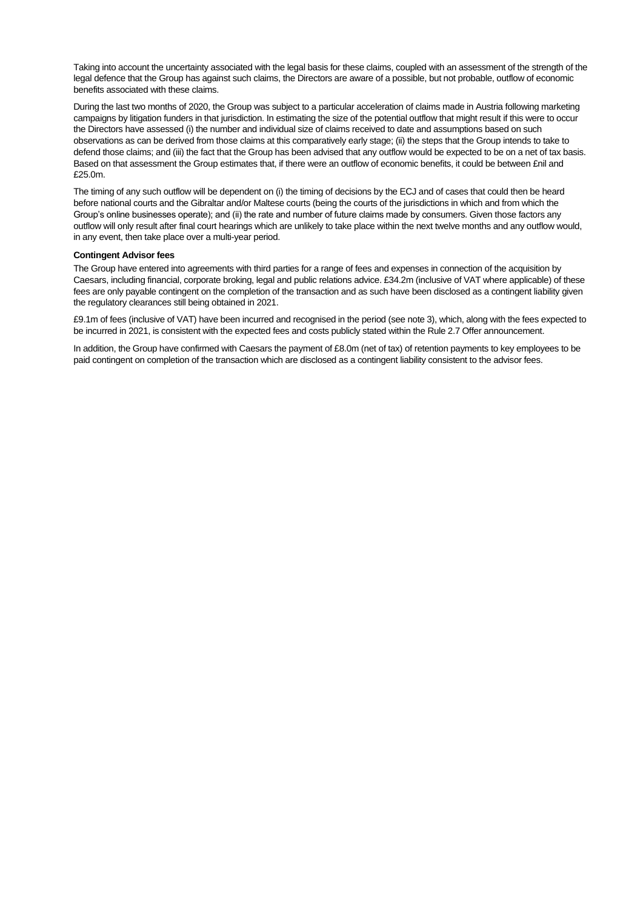Taking into account the uncertainty associated with the legal basis for these claims, coupled with an assessment of the strength of the legal defence that the Group has against such claims, the Directors are aware of a possible, but not probable, outflow of economic benefits associated with these claims.

During the last two months of 2020, the Group was subject to a particular acceleration of claims made in Austria following marketing campaigns by litigation funders in that jurisdiction. In estimating the size of the potential outflow that might result if this were to occur the Directors have assessed (i) the number and individual size of claims received to date and assumptions based on such observations as can be derived from those claims at this comparatively early stage; (ii) the steps that the Group intends to take to defend those claims; and (iii) the fact that the Group has been advised that any outflow would be expected to be on a net of tax basis. Based on that assessment the Group estimates that, if there were an outflow of economic benefits, it could be between £nil and £25.0m.

The timing of any such outflow will be dependent on (i) the timing of decisions by the ECJ and of cases that could then be heard before national courts and the Gibraltar and/or Maltese courts (being the courts of the jurisdictions in which and from which the Group's online businesses operate); and (ii) the rate and number of future claims made by consumers. Given those factors any outflow will only result after final court hearings which are unlikely to take place within the next twelve months and any outflow would, in any event, then take place over a multi-year period.

**Contingent Advisor fees**

The Group have entered into agreements with third parties for a range of fees and expenses in connection of the acquisition by Caesars, including financial, corporate broking, legal and public relations advice. £34.2m (inclusive of VAT where applicable) of these fees are only payable contingent on the completion of the transaction and as such have been disclosed as a contingent liability given the regulatory clearances still being obtained in 2021.

£9.1m of fees (inclusive of VAT) have been incurred and recognised in the period (see note 3), which, along with the fees expected to be incurred in 2021, is consistent with the expected fees and costs publicly stated within the Rule 2.7 Offer announcement.

In addition, the Group have confirmed with Caesars the payment of £8.0m (net of tax) of retention payments to key employees to be paid contingent on completion of the transaction which are disclosed as a contingent liability consistent to the advisor fees.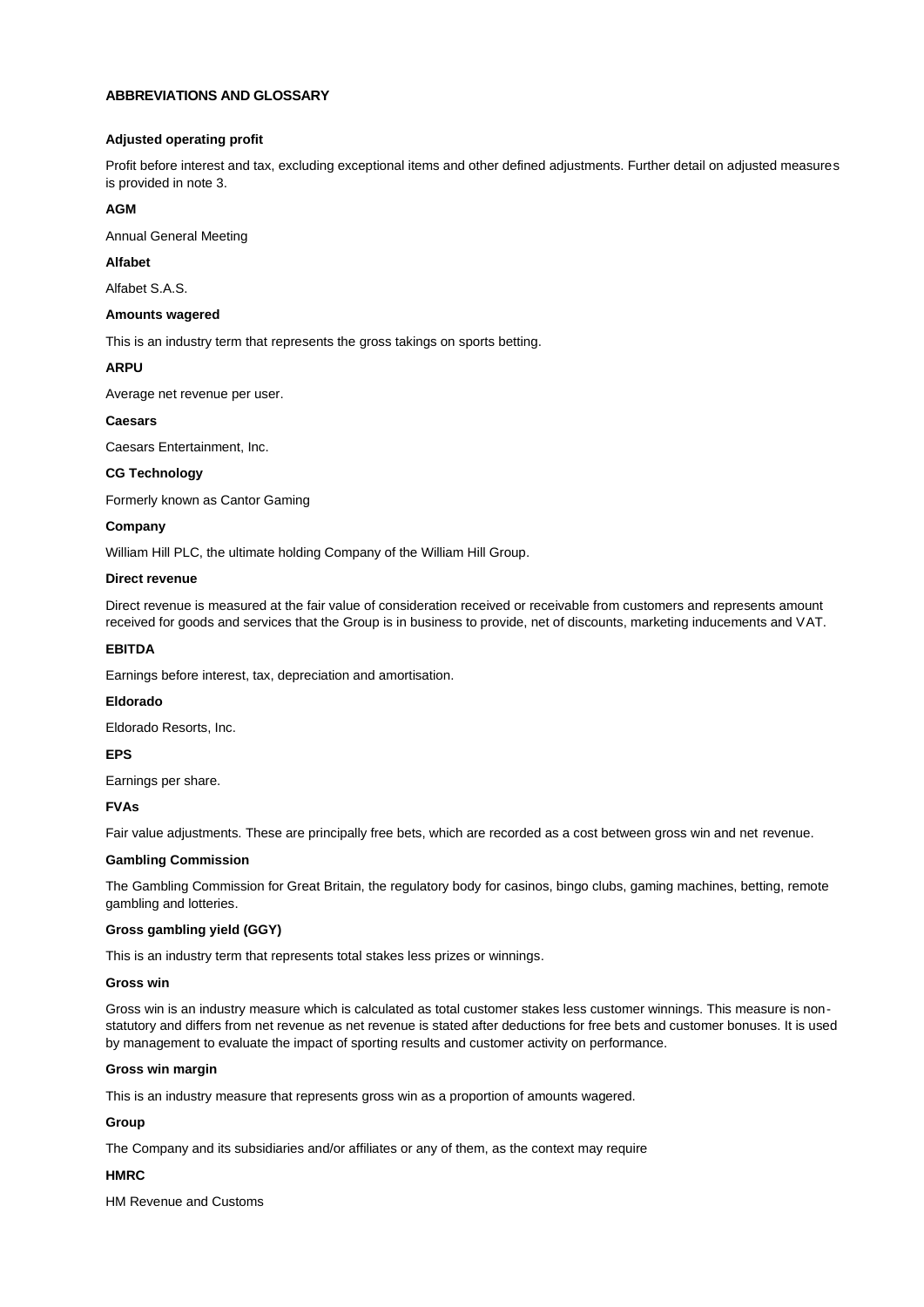## ABBREVIATIONS AND GLOSSARY

**Adjusted operating profit**

Profit before interest and tax, excluding exceptional items and other defined adjustments. Further detail on adjusted measures is provided in note 3.

**AGM**

Annual General Meeting

**Alfabet**

Alfabet S.A.S.

**Amounts wagered**

This is an industry term that represents the gross takings on sports betting.

**ARPU**

Average net revenue per user.

**Caesars**

Caesars Entertainment, Inc.

**CG Technology**

Formerly known as Cantor Gaming

**Company**

William Hill PLC, the ultimate holding Company of the William Hill Group.

**Direct revenue**

Direct revenue is measured at the fair value of consideration received or receivable from customers and represents amount received for goods and services that the Group is in business to provide, net of discounts, marketing inducements and VAT.

**EBITDA**

Earnings before interest, tax, depreciation and amortisation.

**Eldorado**

Eldorado Resorts, Inc.

**EPS**

Earnings per share.

**FVAs**

Fair value adjustments. These are principally free bets, which are recorded as a cost between gross win and net revenue.

**Gambling Commission**

The Gambling Commission for Great Britain, the regulatory body for casinos, bingo clubs, gaming machines, betting, remote gambling and lotteries.

**Gross gambling yield (GGY)**

This is an industry term that represents total stakes less prizes or winnings.

**Gross win**

Gross win is an industry measure which is calculated as total customer stakes less customer winnings. This measure is non-statutory and differs from net revenue as net revenue is stated after deductions for free bets and customer bonuses. It is used by management to evaluate the impact of sporting results and customer activity on performance.

**Gross win margin**

This is an industry measure that represents gross win as a proportion of amounts wagered.

**Group**

The Company and its subsidiaries and/or affiliates or any of them, as the context may require

**HMRC**

HM Revenue and Customs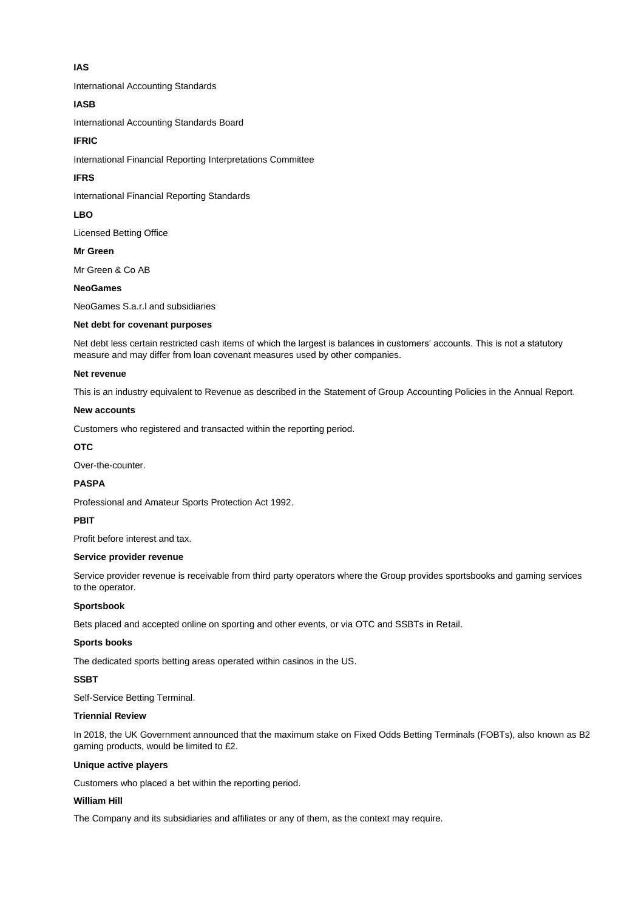**IAS**

International Accounting Standards

**IASB**

International Accounting Standards Board

**IFRIC**

International Financial Reporting Interpretations Committee

**IFRS**

International Financial Reporting Standards

**LBO**

Licensed Betting Office

**Mr Green**

Mr Green & Co AB

**NeoGames**

NeoGames S.a.r.l and subsidiaries

**Net debt for covenant purposes**

Net debt less certain restricted cash items of which the largest is balances in customers' accounts. This is not a statutory measure and may differ from loan covenant measures used by other companies.

**Net revenue**

This is an industry equivalent to Revenue as described in the Statement of Group Accounting Policies in the Annual Report.

**New accounts**

Customers who registered and transacted within the reporting period.

**OTC**

Over-the-counter.

**PASPA**

Professional and Amateur Sports Protection Act 1992.

**PBIT**

Profit before interest and tax.

**Service provider revenue**

Service provider revenue is receivable from third party operators where the Group provides sportsbooks and gaming services to the operator.

**Sportsbook**

Bets placed and accepted online on sporting and other events, or via OTC and SSBTs in Retail.

**Sports books**

The dedicated sports betting areas operated within casinos in the US.

**SSBT**

Self-Service Betting Terminal.

**Triennial Review**

In 2018, the UK Government announced that the maximum stake on Fixed Odds Betting Terminals (FOBTs), also known as B2 gaming products, would be limited to £2.

**Unique active players**

Customers who placed a bet within the reporting period.

**William Hill**

The Company and its subsidiaries and affiliates or any of them, as the context may require.